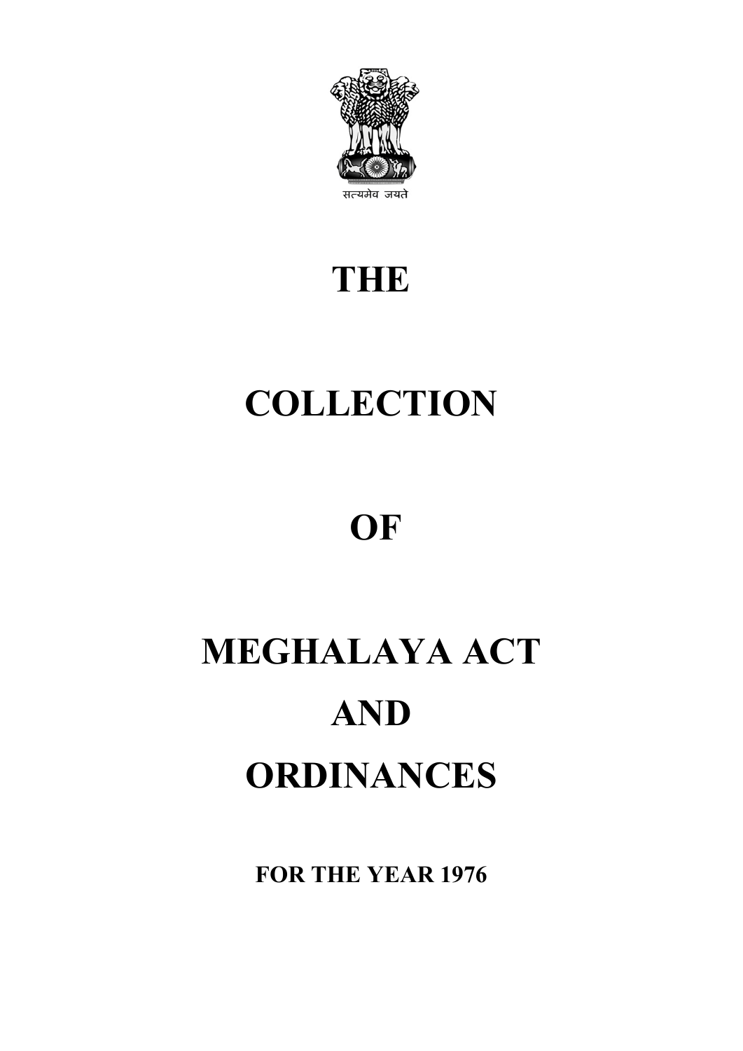सत्यमेव जयते

# THE

# COLLECTION

# OF

# MEGHALAYA ACT

# AND

# ORDINANCES

**FOR THE YEAR 1976**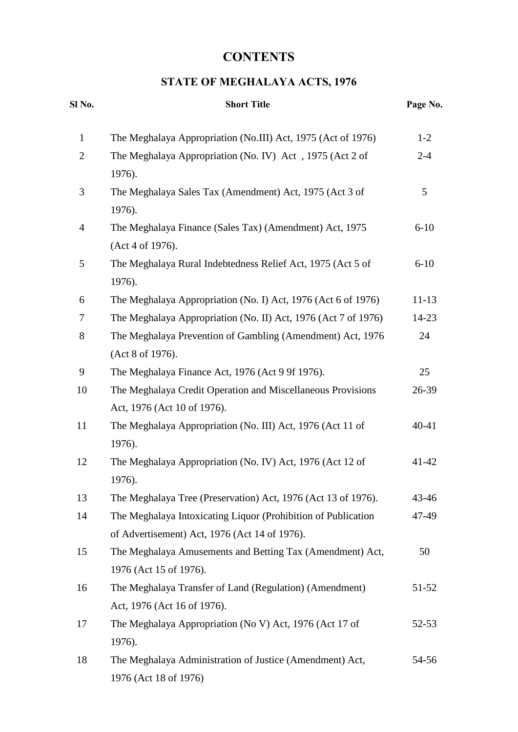# CONTENTS

## STATE OF MEGHALAYA ACTS, 1976

| Sl No. | Short Title | Page No. |
|---|---|---|
| 1 | The Meghalaya Appropriation (No.III) Act, 1975 (Act of 1976) | 1-2 |
| 2 | The Meghalaya Appropriation (No. IV) Act , 1975 (Act 2 of 1976). | 2-4 |
| 3 | The Meghalaya Sales Tax (Amendment) Act, 1975 (Act 3 of 1976). | 5 |
| 4 | The Meghalaya Finance (Sales Tax) (Amendment) Act, 1975 (Act 4 of 1976). | 6-10 |
| 5 | The Meghalaya Rural Indebtedness Relief Act, 1975 (Act 5 of 1976). | 6-10 |
| 6 | The Meghalaya Appropriation (No. I) Act, 1976 (Act 6 of 1976) | 11-13 |
| 7 | The Meghalaya Appropriation (No. II) Act, 1976 (Act 7 of 1976) | 14-23 |
| 8 | The Meghalaya Prevention of Gambling (Amendment) Act, 1976 (Act 8 of 1976). | 24 |
| 9 | The Meghalaya Finance Act, 1976 (Act 9 9f 1976). | 25 |
| 10 | The Meghalaya Credit Operation and Miscellaneous Provisions Act, 1976 (Act 10 of 1976). | 26-39 |
| 11 | The Meghalaya Appropriation (No. III) Act, 1976 (Act 11 of 1976). | 40-41 |
| 12 | The Meghalaya Appropriation (No. IV) Act, 1976 (Act 12 of 1976). | 41-42 |
| 13 | The Meghalaya Tree (Preservation) Act, 1976 (Act 13 of 1976). | 43-46 |
| 14 | The Meghalaya Intoxicating Liquor (Prohibition of Publication of Advertisement) Act, 1976 (Act 14 of 1976). | 47-49 |
| 15 | The Meghalaya Amusements and Betting Tax (Amendment) Act, 1976 (Act 15 of 1976). | 50 |
| 16 | The Meghalaya Transfer of Land (Regulation) (Amendment) Act, 1976 (Act 16 of 1976). | 51-52 |
| 17 | The Meghalaya Appropriation (No V) Act, 1976 (Act 17 of 1976). | 52-53 |
| 18 | The Meghalaya Administration of Justice (Amendment) Act, 1976 (Act 18 of 1976) | 54-56 |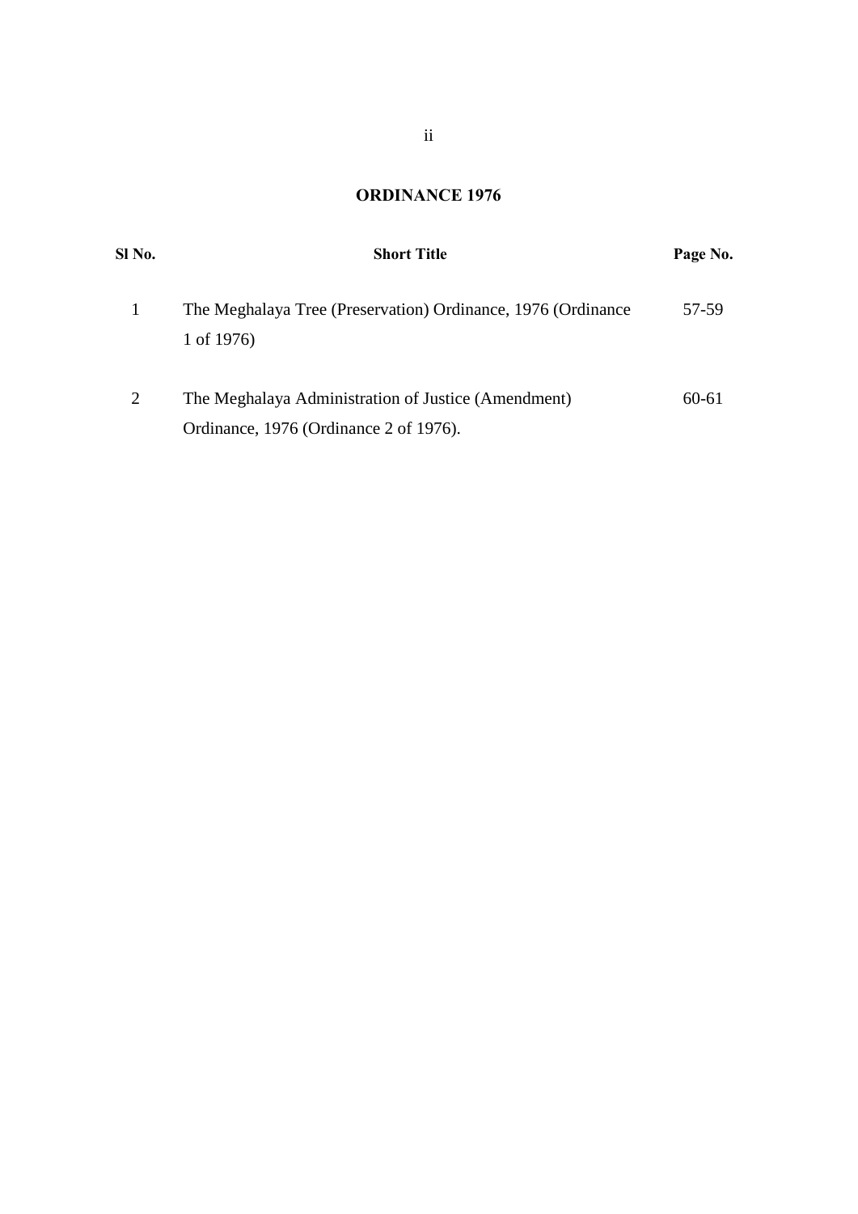## ORDINANCE 1976

| Sl No. | Short Title | Page No. |
|---|---|---|
| 1 | The Meghalaya Tree (Preservation) Ordinance, 1976 (Ordinance 1 of 1976) | 57-59 |
| 2 | The Meghalaya Administration of Justice (Amendment) Ordinance, 1976 (Ordinance 2 of 1976). | 60-61 |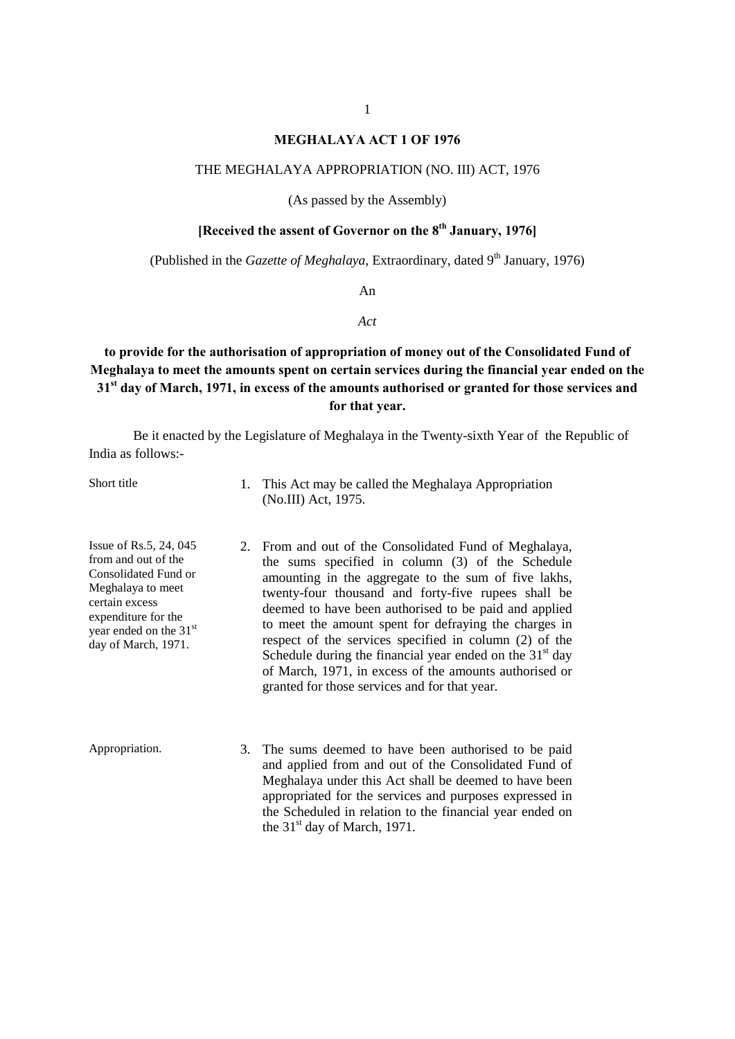# MEGHALAYA ACT 1 OF 1976

THE MEGHALAYA APPROPRIATION (NO. III) ACT, 1976

(As passed by the Assembly)

**[Received the assent of Governor on the 8th January, 1976]**

(Published in the *Gazette of Meghalaya*, Extraordinary, dated 9th January, 1976)

An

*Act*

**to provide for the authorisation of appropriation of money out of the Consolidated Fund of Meghalaya to meet the amounts spent on certain services during the financial year ended on the 31st day of March, 1971, in excess of the amounts authorised or granted for those services and for that year.**

Be it enacted by the Legislature of Meghalaya in the Twenty-sixth Year of the Republic of India as follows:-

Short title

1. This Act may be called the Meghalaya Appropriation (No.III) Act, 1975.

Issue of Rs.5, 24, 045 from and out of the Consolidated Fund or Meghalaya to meet certain excess expenditure for the year ended on the 31st day of March, 1971.

2. From and out of the Consolidated Fund of Meghalaya, the sums specified in column (3) of the Schedule amounting in the aggregate to the sum of five lakhs, twenty-four thousand and forty-five rupees shall be deemed to have been authorised to be paid and applied to meet the amount spent for defraying the charges in respect of the services specified in column (2) of the Schedule during the financial year ended on the 31st day of March, 1971, in excess of the amounts authorised or granted for those services and for that year.

Appropriation.

3. The sums deemed to have been authorised to be paid and applied from and out of the Consolidated Fund of Meghalaya under this Act shall be deemed to have been appropriated for the services and purposes expressed in the Scheduled in relation to the financial year ended on the 31st day of March, 1971.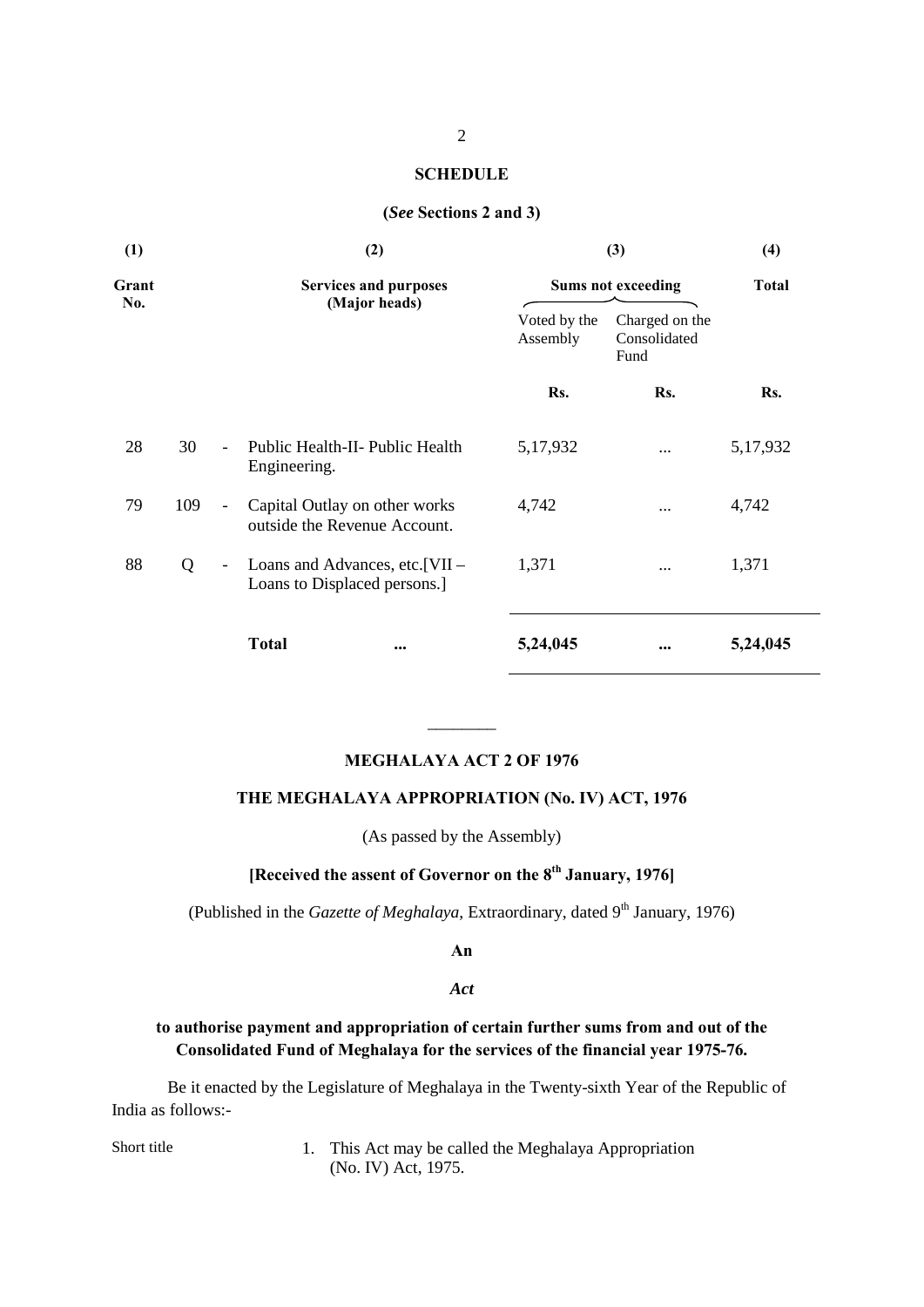**SCHEDULE**

**(*See* Sections 2 and 3)**

| (1) | | | (2) | (3) | | (4) |
|---|---|---|---|---|---|---|
| **Grant No.** | | | **Services and purposes (Major heads)** | **Sums not exceeding** | | **Total** |
| | | | | Voted by the Assembly | Charged on the Consolidated Fund | |
| | | | | **Rs.** | **Rs.** | **Rs.** |
| 28 | 30 | - | Public Health-II- Public Health Engineering. | 5,17,932 | ... | 5,17,932 |
| 79 | 109 | - | Capital Outlay on other works outside the Revenue Account. | 4,742 | ... | 4,742 |
| 88 | Q | - | Loans and Advances, etc.[VII – Loans to Displaced persons.] | 1,371 | ... | 1,371 |
| | | | **Total** **...** | **5,24,045** | **...** | **5,24,045** |

---

## MEGHALAYA ACT 2 OF 1976

## THE MEGHALAYA APPROPRIATION (No. IV) ACT, 1976

(As passed by the Assembly)

**[Received the assent of Governor on the 8th January, 1976]**

(Published in the *Gazette of Meghalaya*, Extraordinary, dated 9th January, 1976)

**An**

***Act***

**to authorise payment and appropriation of certain further sums from and out of the Consolidated Fund of Meghalaya for the services of the financial year 1975-76.**

Be it enacted by the Legislature of Meghalaya in the Twenty-sixth Year of the Republic of India as follows:-

Short title

1. This Act may be called the Meghalaya Appropriation (No. IV) Act, 1975.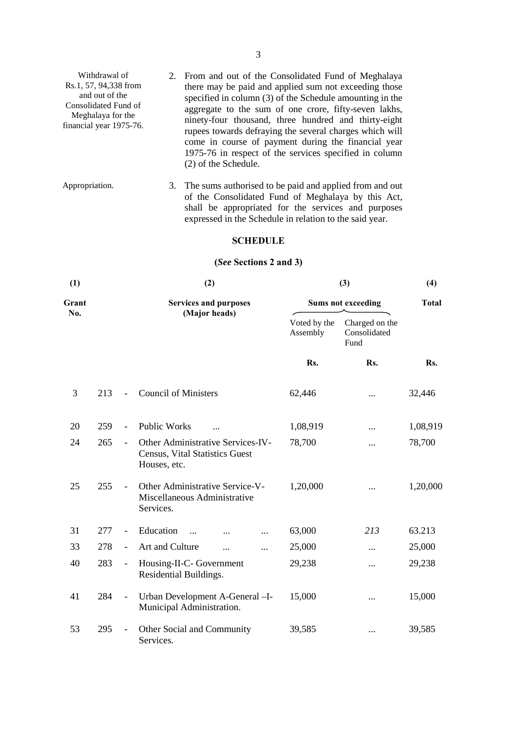Withdrawal of Rs.1, 57, 94,338 from and out of the Consolidated Fund of Meghalaya for the financial year 1975-76.

2. From and out of the Consolidated Fund of Meghalaya there may be paid and applied sum not exceeding those specified in column (3) of the Schedule amounting in the aggregate to the sum of one crore, fifty-seven lakhs, ninety-four thousand, three hundred and thirty-eight rupees towards defraying the several charges which will come in course of payment during the financial year 1975-76 in respect of the services specified in column (2) of the Schedule.

Appropriation.

3. The sums authorised to be paid and applied from and out of the Consolidated Fund of Meghalaya by this Act, shall be appropriated for the services and purposes expressed in the Schedule in relation to the said year.

## SCHEDULE

**(*See* Sections 2 and 3)**

| (1) | | (2) | (3) | | (4) |
|---|---|---|---|---|---|
| **Grant No.** | | **Services and purposes (Major heads)** | **Sums not exceeding** | | **Total** |
| | | | Voted by the Assembly | Charged on the Consolidated Fund | |
| | | | **Rs.** | **Rs.** | **Rs.** |
| 3 | 213 | - Council of Ministers | 62,446 | ... | 32,446 |
| 20 | 259 | - Public Works ... | 1,08,919 | ... | 1,08,919 |
| 24 | 265 | - Other Administrative Services-IV- Census, Vital Statistics Guest Houses, etc. | 78,700 | ... | 78,700 |
| 25 | 255 | - Other Administrative Service-V- Miscellaneous Administrative Services. | 1,20,000 | ... | 1,20,000 |
| 31 | 277 | - Education ... ... ... | 63,000 | *213* | 63.213 |
| 33 | 278 | - Art and Culture ... ... | 25,000 | ... | 25,000 |
| 40 | 283 | - Housing-II-C- Government Residential Buildings. | 29,238 | ... | 29,238 |
| 41 | 284 | - Urban Development A-General –I- Municipal Administration. | 15,000 | ... | 15,000 |
| 53 | 295 | - Other Social and Community Services. | 39,585 | ... | 39,585 |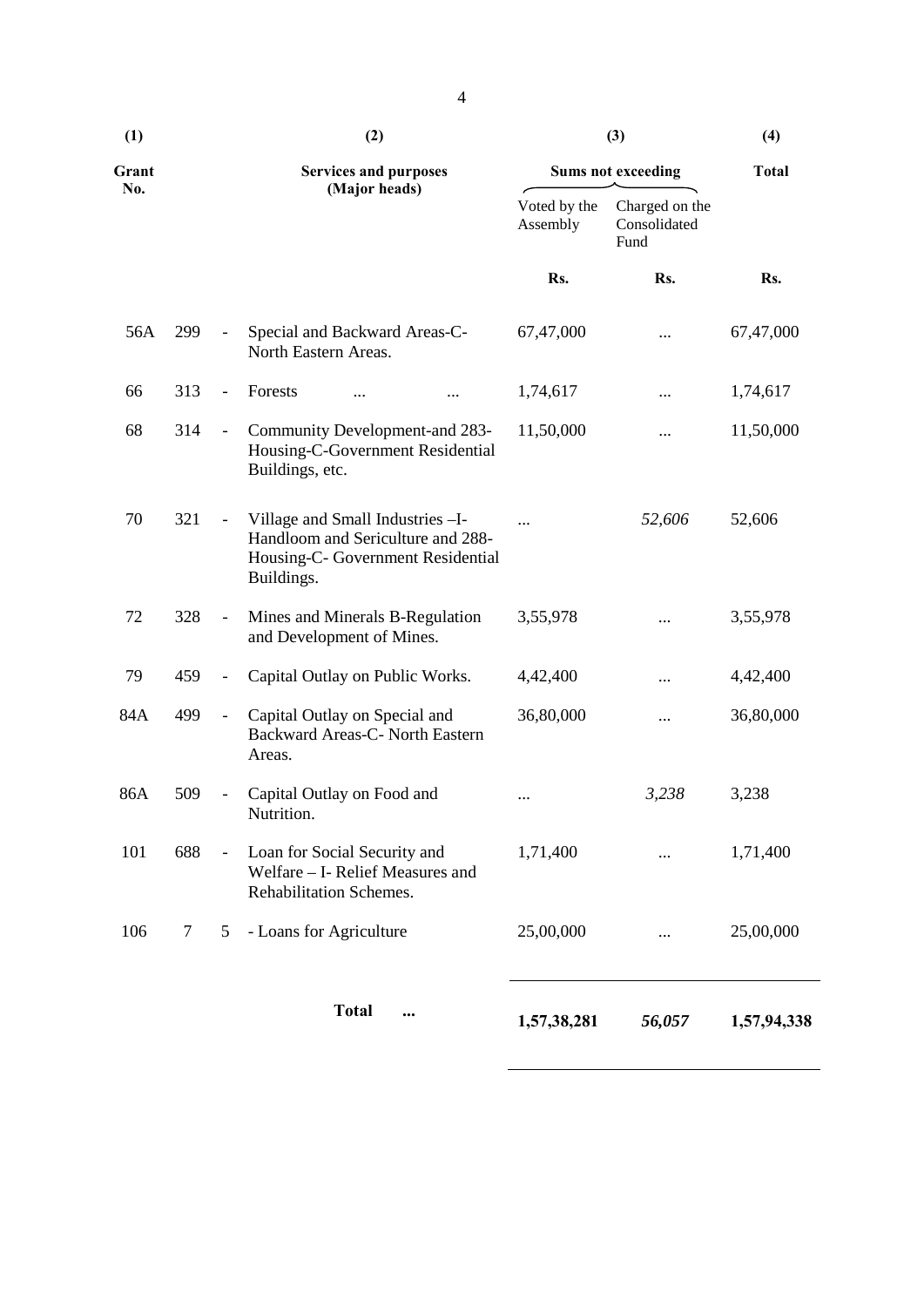| (1) | | | (2) | (3) | | (4) |
|---|---|---|---|---|---|---|
| **Grant No.** | | | **Services and purposes (Major heads)** | **Sums not exceeding** | | **Total** |
| | | | | Voted by the Assembly | Charged on the Consolidated Fund | |
| | | | | **Rs.** | **Rs.** | **Rs.** |
| 56A | 299 | - | Special and Backward Areas-C-North Eastern Areas. | 67,47,000 | ... | 67,47,000 |
| 66 | 313 | - | Forests ... ... | 1,74,617 | ... | 1,74,617 |
| 68 | 314 | - | Community Development-and 283-Housing-C-Government Residential Buildings, etc. | 11,50,000 | ... | 11,50,000 |
| 70 | 321 | - | Village and Small Industries –I-Handloom and Sericulture and 288-Housing-C- Government Residential Buildings. | ... | *52,606* | 52,606 |
| 72 | 328 | - | Mines and Minerals B-Regulation and Development of Mines. | 3,55,978 | ... | 3,55,978 |
| 79 | 459 | - | Capital Outlay on Public Works. | 4,42,400 | ... | 4,42,400 |
| 84A | 499 | - | Capital Outlay on Special and Backward Areas-C- North Eastern Areas. | 36,80,000 | ... | 36,80,000 |
| 86A | 509 | - | Capital Outlay on Food and Nutrition. | ... | *3,238* | 3,238 |
| 101 | 688 | - | Loan for Social Security and Welfare – I- Relief Measures and Rehabilitation Schemes. | 1,71,400 | ... | 1,71,400 |
| 106 | 7 | 5 | - Loans for Agriculture | 25,00,000 | ... | 25,00,000 |
| | | | **Total ...** | **1,57,38,281** | ***56,057*** | **1,57,94,338** |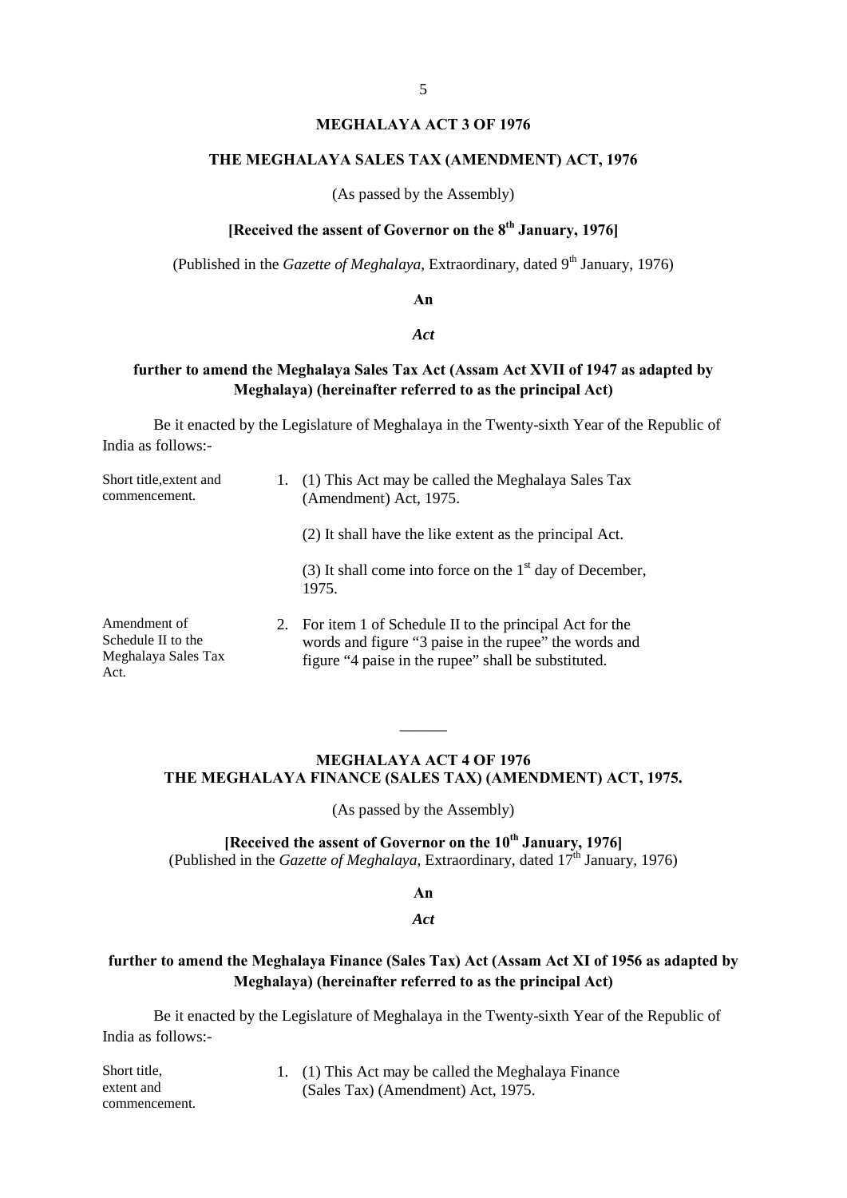## MEGHALAYA ACT 3 OF 1976

## THE MEGHALAYA SALES TAX (AMENDMENT) ACT, 1976

(As passed by the Assembly)

**[Received the assent of Governor on the 8th January, 1976]**

(Published in the *Gazette of Meghalaya*, Extraordinary, dated 9th January, 1976)

**An**

***Act***

**further to amend the Meghalaya Sales Tax Act (Assam Act XVII of 1947 as adapted by Meghalaya) (hereinafter referred to as the principal Act)**

Be it enacted by the Legislature of Meghalaya in the Twenty-sixth Year of the Republic of India as follows:-

Short title, extent and commencement.

1. (1) This Act may be called the Meghalaya Sales Tax (Amendment) Act, 1975.

   (2) It shall have the like extent as the principal Act.

   (3) It shall come into force on the 1st day of December, 1975.

Amendment of Schedule II to the Meghalaya Sales Tax Act.

2. For item 1 of Schedule II to the principal Act for the words and figure "3 paise in the rupee" the words and figure "4 paise in the rupee" shall be substituted.

---

## MEGHALAYA ACT 4 OF 1976

## THE MEGHALAYA FINANCE (SALES TAX) (AMENDMENT) ACT, 1975.

(As passed by the Assembly)

**[Received the assent of Governor on the 10th January, 1976]**

(Published in the *Gazette of Meghalaya*, Extraordinary, dated 17th January, 1976)

**An**

***Act***

**further to amend the Meghalaya Finance (Sales Tax) Act (Assam Act XI of 1956 as adapted by Meghalaya) (hereinafter referred to as the principal Act)**

Be it enacted by the Legislature of Meghalaya in the Twenty-sixth Year of the Republic of India as follows:-

Short title, extent and commencement.

1. (1) This Act may be called the Meghalaya Finance (Sales Tax) (Amendment) Act, 1975.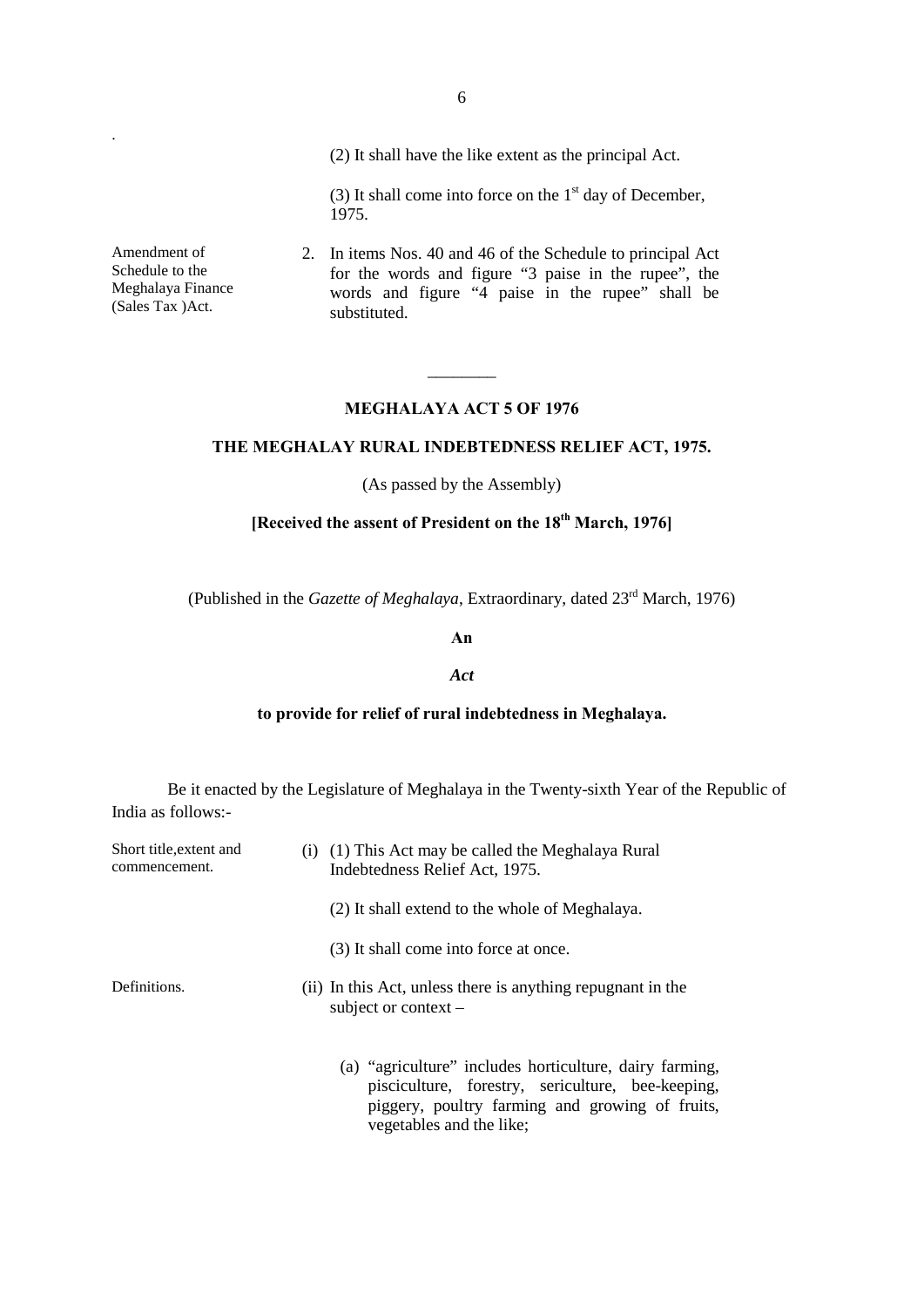(2) It shall have the like extent as the principal Act.

(3) It shall come into force on the 1st day of December, 1975.

Amendment of Schedule to the Meghalaya Finance (Sales Tax )Act.

2. In items Nos. 40 and 46 of the Schedule to principal Act for the words and figure "3 paise in the rupee", the words and figure "4 paise in the rupee" shall be substituted.

---

## MEGHALAYA ACT 5 OF 1976

## THE MEGHALAY RURAL INDEBTEDNESS RELIEF ACT, 1975.

(As passed by the Assembly)

**[Received the assent of President on the 18th March, 1976]**

(Published in the *Gazette of Meghalaya*, Extraordinary, dated 23rd March, 1976)

**An**

***Act***

**to provide for relief of rural indebtedness in Meghalaya.**

Be it enacted by the Legislature of Meghalaya in the Twenty-sixth Year of the Republic of India as follows:-

Short title,extent and commencement.

(i) (1) This Act may be called the Meghalaya Rural Indebtedness Relief Act, 1975.

(2) It shall extend to the whole of Meghalaya.

(3) It shall come into force at once.

Definitions.

(ii) In this Act, unless there is anything repugnant in the subject or context –

(a) "agriculture" includes horticulture, dairy farming, pisciculture, forestry, sericulture, bee-keeping, piggery, poultry farming and growing of fruits, vegetables and the like;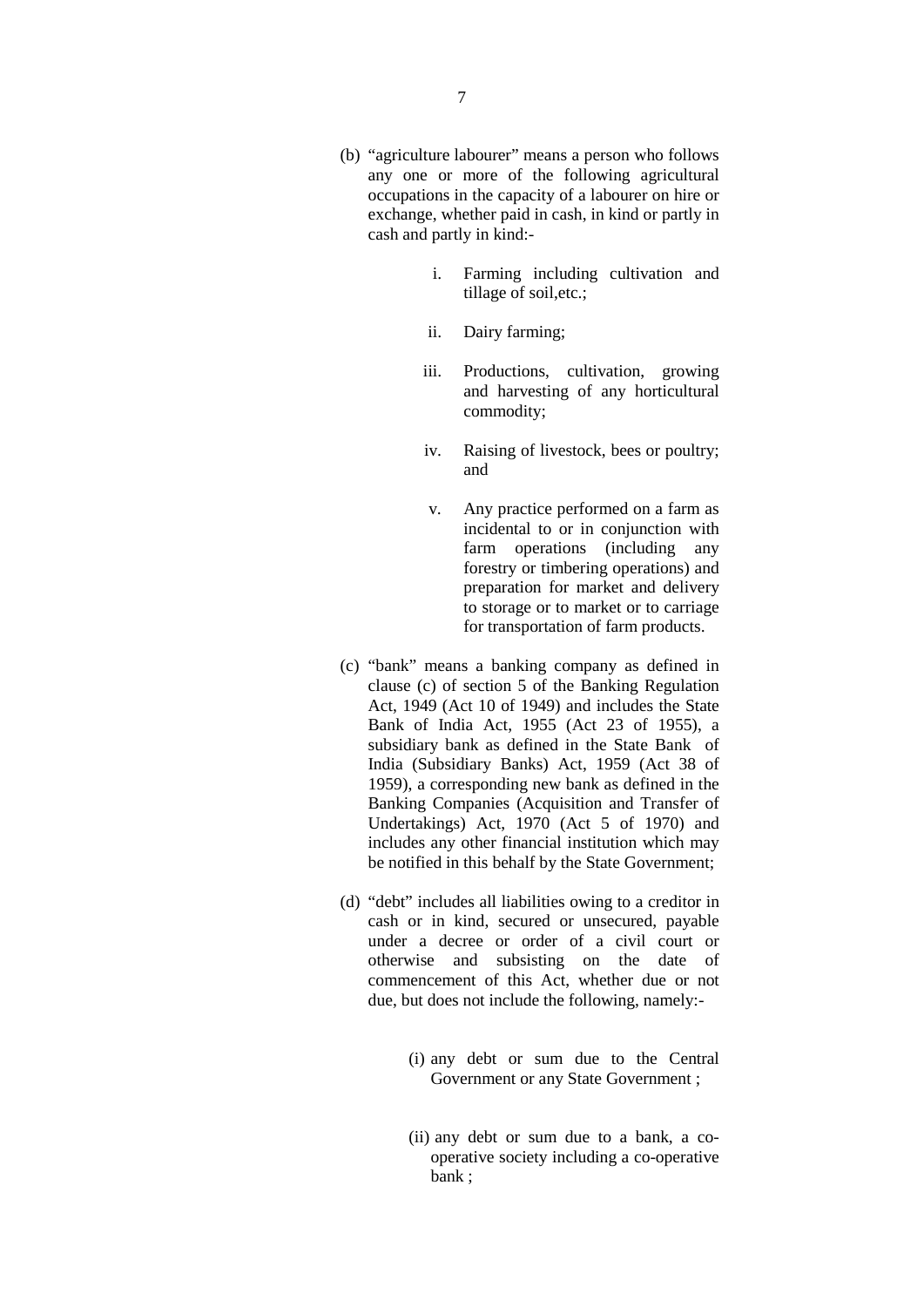(b) "agriculture labourer" means a person who follows any one or more of the following agricultural occupations in the capacity of a labourer on hire or exchange, whether paid in cash, in kind or partly in cash and partly in kind:-

   i. Farming including cultivation and tillage of soil,etc.;

   ii. Dairy farming;

   iii. Productions, cultivation, growing and harvesting of any horticultural commodity;

   iv. Raising of livestock, bees or poultry; and

   v. Any practice performed on a farm as incidental to or in conjunction with farm operations (including any forestry or timbering operations) and preparation for market and delivery to storage or to market or to carriage for transportation of farm products.

(c) "bank" means a banking company as defined in clause (c) of section 5 of the Banking Regulation Act, 1949 (Act 10 of 1949) and includes the State Bank of India Act, 1955 (Act 23 of 1955), a subsidiary bank as defined in the State Bank of India (Subsidiary Banks) Act, 1959 (Act 38 of 1959), a corresponding new bank as defined in the Banking Companies (Acquisition and Transfer of Undertakings) Act, 1970 (Act 5 of 1970) and includes any other financial institution which may be notified in this behalf by the State Government;

(d) "debt" includes all liabilities owing to a creditor in cash or in kind, secured or unsecured, payable under a decree or order of a civil court or otherwise and subsisting on the date of commencement of this Act, whether due or not due, but does not include the following, namely:-

   (i) any debt or sum due to the Central Government or any State Government ;

   (ii) any debt or sum due to a bank, a co-operative society including a co-operative bank ;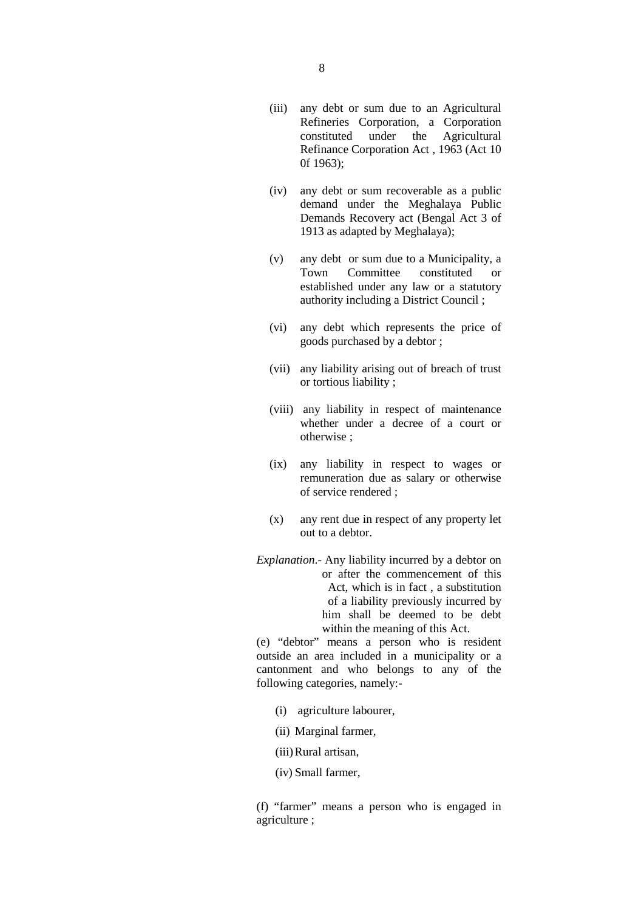(iii) any debt or sum due to an Agricultural Refineries Corporation, a Corporation constituted under the Agricultural Refinance Corporation Act , 1963 (Act 10 0f 1963);

(iv) any debt or sum recoverable as a public demand under the Meghalaya Public Demands Recovery act (Bengal Act 3 of 1913 as adapted by Meghalaya);

(v) any debt or sum due to a Municipality, a Town Committee constituted or established under any law or a statutory authority including a District Council ;

(vi) any debt which represents the price of goods purchased by a debtor ;

(vii) any liability arising out of breach of trust or tortious liability ;

(viii) any liability in respect of maintenance whether under a decree of a court or otherwise ;

(ix) any liability in respect to wages or remuneration due as salary or otherwise of service rendered ;

(x) any rent due in respect of any property let out to a debtor.

*Explanation*.- Any liability incurred by a debtor on or after the commencement of this Act, which is in fact , a substitution of a liability previously incurred by him shall be deemed to be debt within the meaning of this Act.

(e) "debtor" means a person who is resident outside an area included in a municipality or a cantonment and who belongs to any of the following categories, namely:-

(i) agriculture labourer,

(ii) Marginal farmer,

(iii) Rural artisan,

(iv) Small farmer,

(f) "farmer" means a person who is engaged in agriculture ;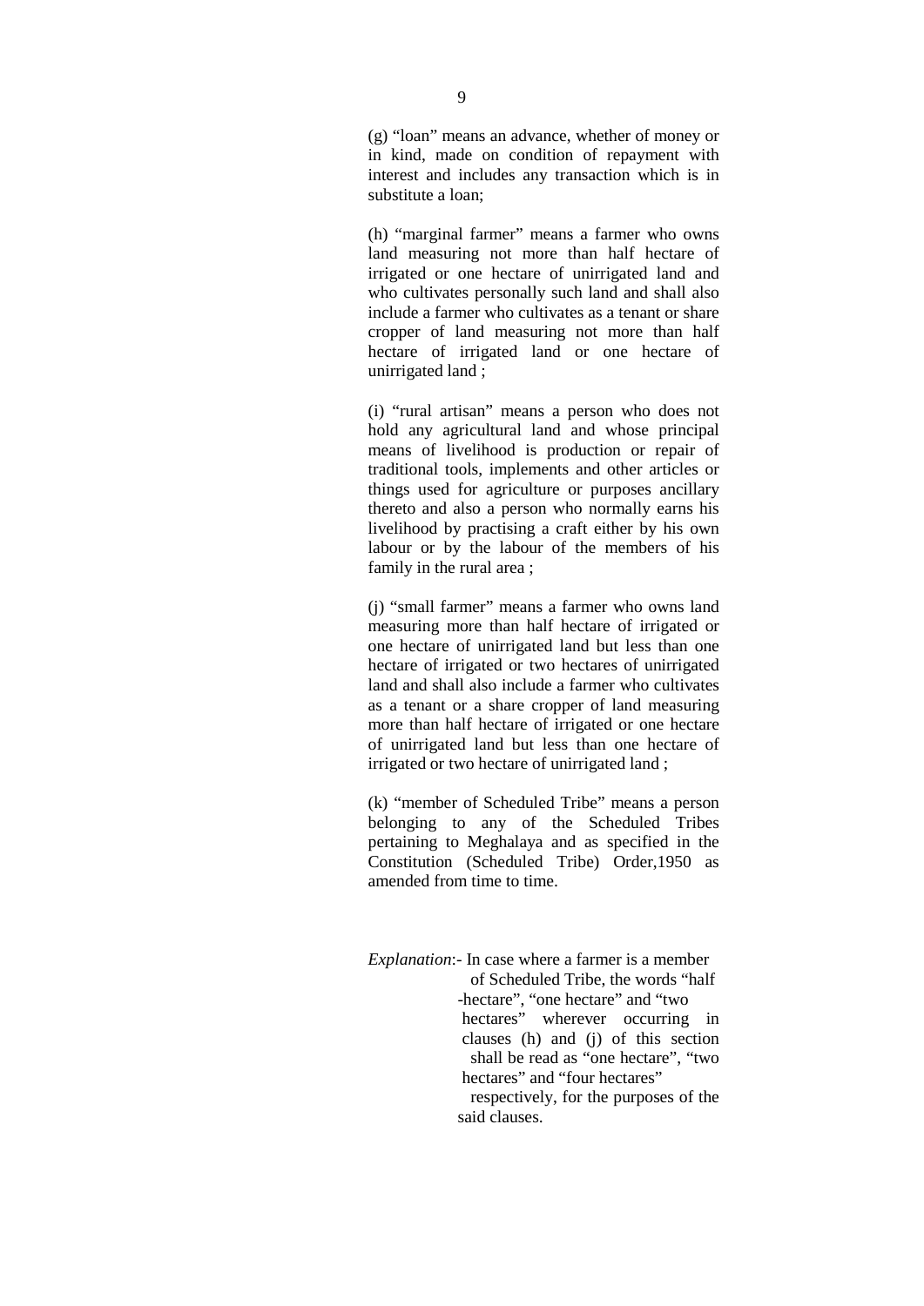(g) "loan" means an advance, whether of money or in kind, made on condition of repayment with interest and includes any transaction which is in substitute a loan;

(h) "marginal farmer" means a farmer who owns land measuring not more than half hectare of irrigated or one hectare of unirrigated land and who cultivates personally such land and shall also include a farmer who cultivates as a tenant or share cropper of land measuring not more than half hectare of irrigated land or one hectare of unirrigated land ;

(i) "rural artisan" means a person who does not hold any agricultural land and whose principal means of livelihood is production or repair of traditional tools, implements and other articles or things used for agriculture or purposes ancillary thereto and also a person who normally earns his livelihood by practising a craft either by his own labour or by the labour of the members of his family in the rural area ;

(j) "small farmer" means a farmer who owns land measuring more than half hectare of irrigated or one hectare of unirrigated land but less than one hectare of irrigated or two hectares of unirrigated land and shall also include a farmer who cultivates as a tenant or a share cropper of land measuring more than half hectare of irrigated or one hectare of unirrigated land but less than one hectare of irrigated or two hectare of unirrigated land ;

(k) "member of Scheduled Tribe" means a person belonging to any of the Scheduled Tribes pertaining to Meghalaya and as specified in the Constitution (Scheduled Tribe) Order,1950 as amended from time to time.

*Explanation*:- In case where a farmer is a member of Scheduled Tribe, the words "half -hectare", "one hectare" and "two hectares" wherever occurring in clauses (h) and (j) of this section shall be read as "one hectare", "two hectares" and "four hectares" respectively, for the purposes of the said clauses.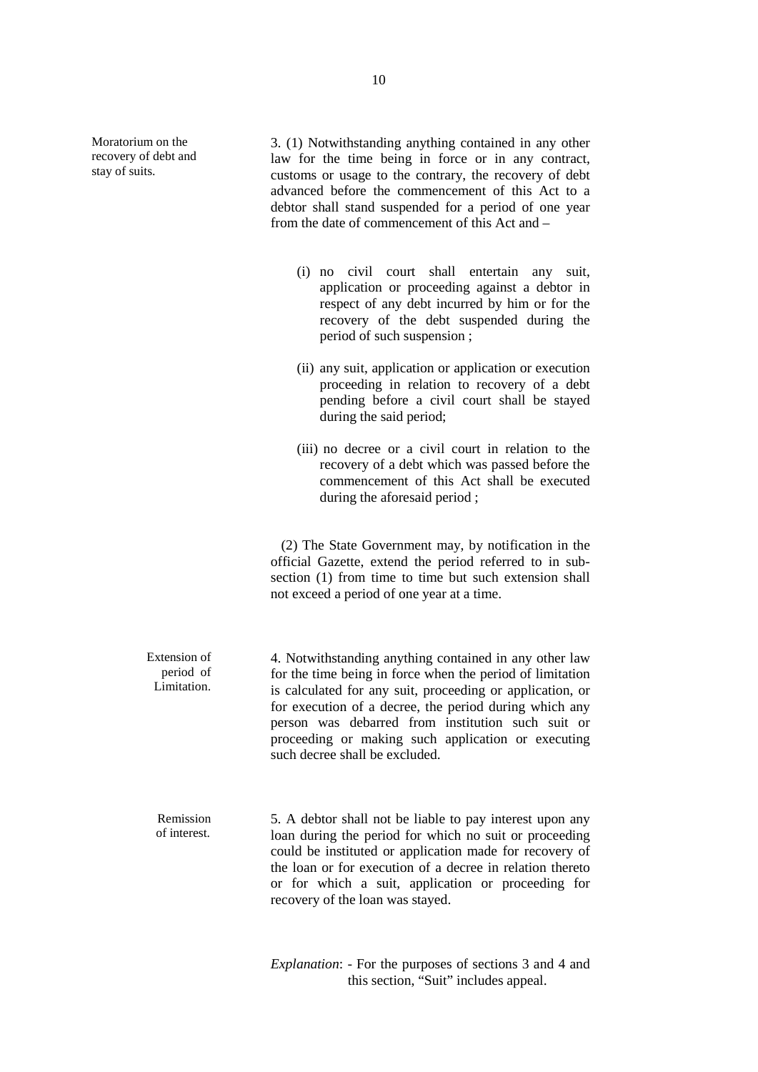**Moratorium on the recovery of debt and stay of suits.**

3. (1) Notwithstanding anything contained in any other law for the time being in force or in any contract, customs or usage to the contrary, the recovery of debt advanced before the commencement of this Act to a debtor shall stand suspended for a period of one year from the date of commencement of this Act and –

(i) no civil court shall entertain any suit, application or proceeding against a debtor in respect of any debt incurred by him or for the recovery of the debt suspended during the period of such suspension ;

(ii) any suit, application or application or execution proceeding in relation to recovery of a debt pending before a civil court shall be stayed during the said period;

(iii) no decree or a civil court in relation to the recovery of a debt which was passed before the commencement of this Act shall be executed during the aforesaid period ;

(2) The State Government may, by notification in the official Gazette, extend the period referred to in sub-section (1) from time to time but such extension shall not exceed a period of one year at a time.

**Extension of period of Limitation.**

4. Notwithstanding anything contained in any other law for the time being in force when the period of limitation is calculated for any suit, proceeding or application, or for execution of a decree, the period during which any person was debarred from institution such suit or proceeding or making such application or executing such decree shall be excluded.

**Remission of interest.**

5. A debtor shall not be liable to pay interest upon any loan during the period for which no suit or proceeding could be instituted or application made for recovery of the loan or for execution of a decree in relation thereto or for which a suit, application or proceeding for recovery of the loan was stayed.

*Explanation*: - For the purposes of sections 3 and 4 and this section, "Suit" includes appeal.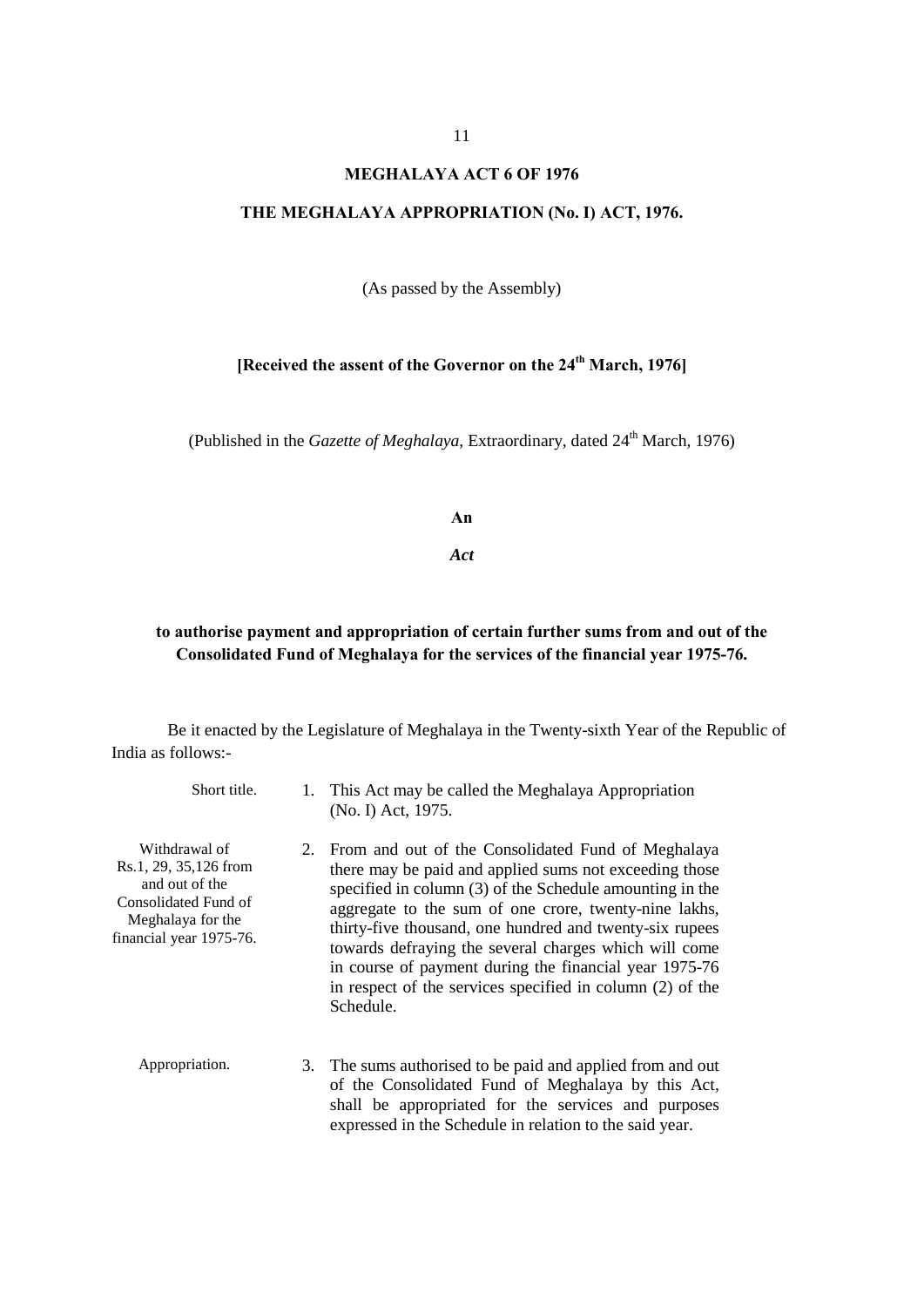# MEGHALAYA ACT 6 OF 1976

## THE MEGHALAYA APPROPRIATION (No. I) ACT, 1976.

(As passed by the Assembly)

**[Received the assent of the Governor on the 24th March, 1976]**

(Published in the *Gazette of Meghalaya*, Extraordinary, dated 24th March, 1976)

**An**

***Act***

**to authorise payment and appropriation of certain further sums from and out of the Consolidated Fund of Meghalaya for the services of the financial year 1975-76.**

Be it enacted by the Legislature of Meghalaya in the Twenty-sixth Year of the Republic of India as follows:-

Short title.

1. This Act may be called the Meghalaya Appropriation (No. I) Act, 1975.

Withdrawal of Rs.1, 29, 35,126 from and out of the Consolidated Fund of Meghalaya for the financial year 1975-76.

2. From and out of the Consolidated Fund of Meghalaya there may be paid and applied sums not exceeding those specified in column (3) of the Schedule amounting in the aggregate to the sum of one crore, twenty-nine lakhs, thirty-five thousand, one hundred and twenty-six rupees towards defraying the several charges which will come in course of payment during the financial year 1975-76 in respect of the services specified in column (2) of the Schedule.

Appropriation.

3. The sums authorised to be paid and applied from and out of the Consolidated Fund of Meghalaya by this Act, shall be appropriated for the services and purposes expressed in the Schedule in relation to the said year.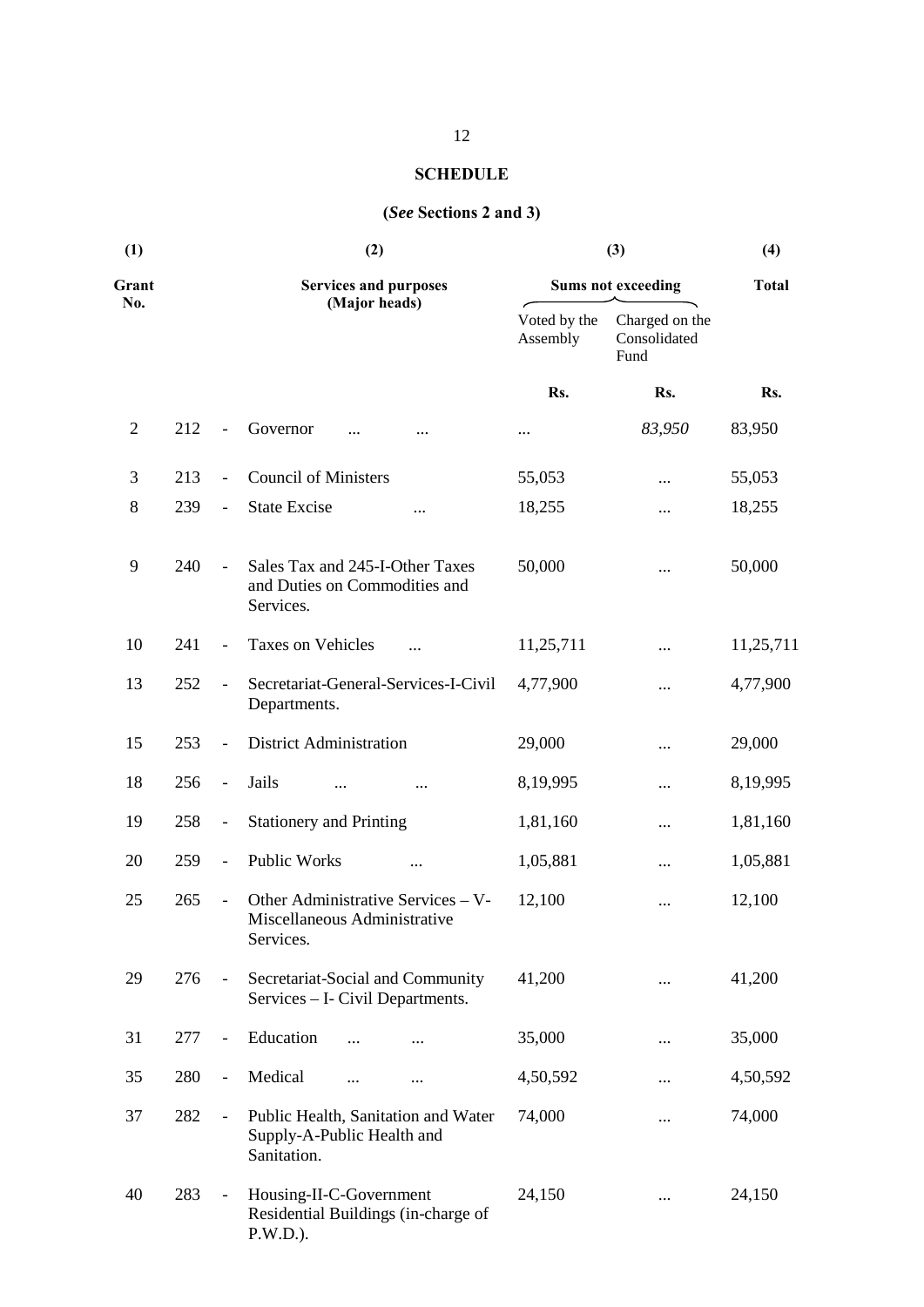## SCHEDULE

### (*See* Sections 2 and 3)

| (1) | | | (2) | (3) | | (4) |
|---|---|---|---|---|---|---|
| Grant No. | | | Services and purposes (Major heads) | Sums not exceeding | | Total |
| | | | | Voted by the Assembly | Charged on the Consolidated Fund | |
| | | | | Rs. | Rs. | Rs. |
| 2 | 212 | - | Governor ... ... | ... | *83,950* | 83,950 |
| 3 | 213 | - | Council of Ministers | 55,053 | ... | 55,053 |
| 8 | 239 | - | State Excise ... | 18,255 | ... | 18,255 |
| 9 | 240 | - | Sales Tax and 245-I-Other Taxes and Duties on Commodities and Services. | 50,000 | ... | 50,000 |
| 10 | 241 | - | Taxes on Vehicles ... | 11,25,711 | ... | 11,25,711 |
| 13 | 252 | - | Secretariat-General-Services-I-Civil Departments. | 4,77,900 | ... | 4,77,900 |
| 15 | 253 | - | District Administration | 29,000 | ... | 29,000 |
| 18 | 256 | - | Jails ... ... | 8,19,995 | ... | 8,19,995 |
| 19 | 258 | - | Stationery and Printing | 1,81,160 | ... | 1,81,160 |
| 20 | 259 | - | Public Works ... | 1,05,881 | ... | 1,05,881 |
| 25 | 265 | - | Other Administrative Services – V-Miscellaneous Administrative Services. | 12,100 | ... | 12,100 |
| 29 | 276 | - | Secretariat-Social and Community Services – I- Civil Departments. | 41,200 | ... | 41,200 |
| 31 | 277 | - | Education ... ... | 35,000 | ... | 35,000 |
| 35 | 280 | - | Medical ... ... | 4,50,592 | ... | 4,50,592 |
| 37 | 282 | - | Public Health, Sanitation and Water Supply-A-Public Health and Sanitation. | 74,000 | ... | 74,000 |
| 40 | 283 | - | Housing-II-C-Government Residential Buildings (in-charge of P.W.D.). | 24,150 | ... | 24,150 |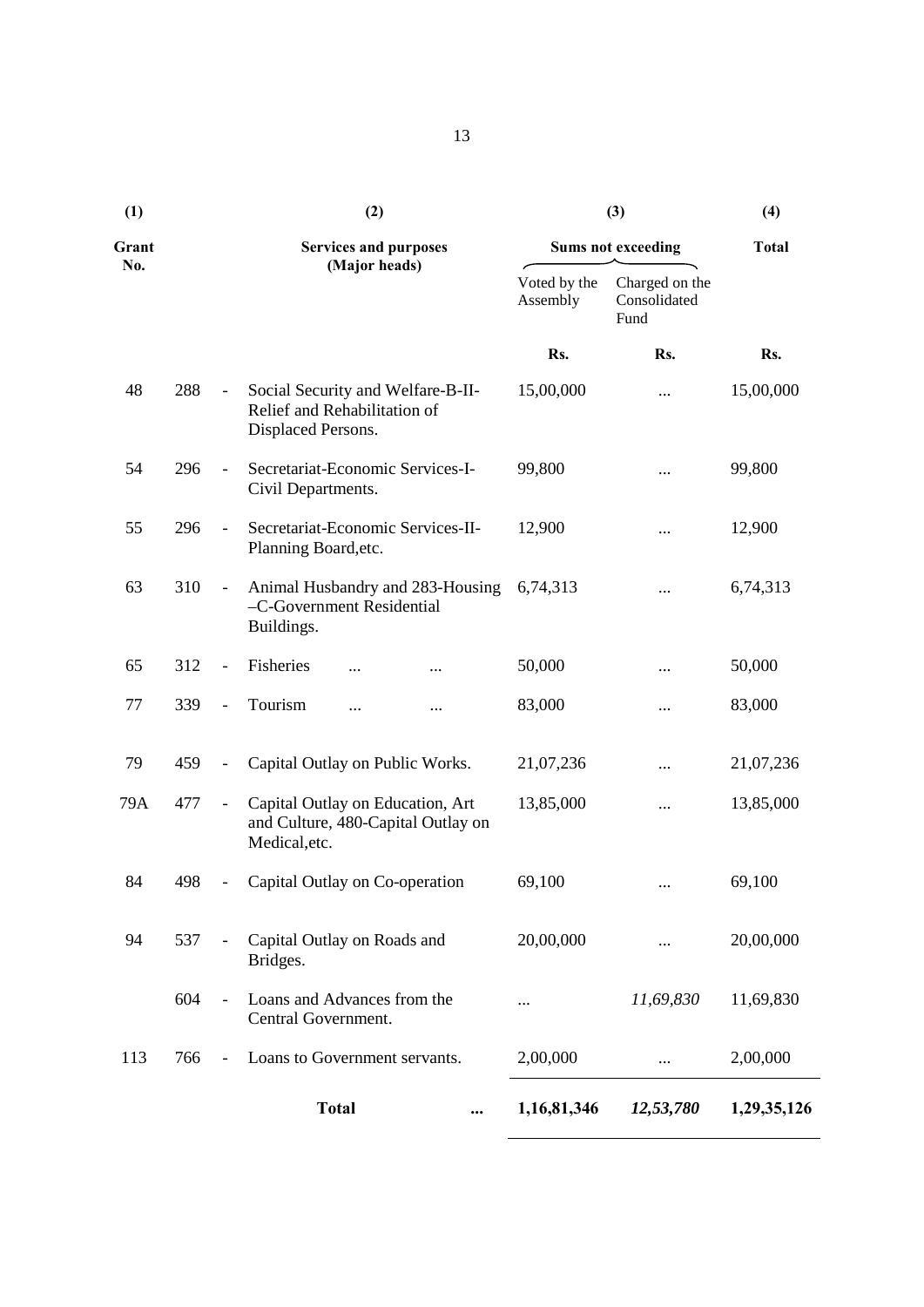| (1) | | | (2) | (3) | | (4) |
|---|---|---|---|---|---|---|
| Grant No. | | | Services and purposes (Major heads) | Sums not exceeding | | Total |
| | | | | Voted by the Assembly | Charged on the Consolidated Fund | |
| | | | | Rs. | Rs. | Rs. |
| 48 | 288 | - | Social Security and Welfare-B-II-Relief and Rehabilitation of Displaced Persons. | 15,00,000 | ... | 15,00,000 |
| 54 | 296 | - | Secretariat-Economic Services-I-Civil Departments. | 99,800 | ... | 99,800 |
| 55 | 296 | - | Secretariat-Economic Services-II-Planning Board,etc. | 12,900 | ... | 12,900 |
| 63 | 310 | - | Animal Husbandry and 283-Housing –C-Government Residential Buildings. | 6,74,313 | ... | 6,74,313 |
| 65 | 312 | - | Fisheries ... ... | 50,000 | ... | 50,000 |
| 77 | 339 | - | Tourism ... ... | 83,000 | ... | 83,000 |
| 79 | 459 | - | Capital Outlay on Public Works. | 21,07,236 | ... | 21,07,236 |
| 79A | 477 | - | Capital Outlay on Education, Art and Culture, 480-Capital Outlay on Medical,etc. | 13,85,000 | ... | 13,85,000 |
| 84 | 498 | - | Capital Outlay on Co-operation | 69,100 | ... | 69,100 |
| 94 | 537 | - | Capital Outlay on Roads and Bridges. | 20,00,000 | ... | 20,00,000 |
| | 604 | - | Loans and Advances from the Central Government. | ... | *11,69,830* | 11,69,830 |
| 113 | 766 | - | Loans to Government servants. | 2,00,000 | ... | 2,00,000 |
| | | | **Total** ... | **1,16,81,346** | ***12,53,780*** | **1,29,35,126** |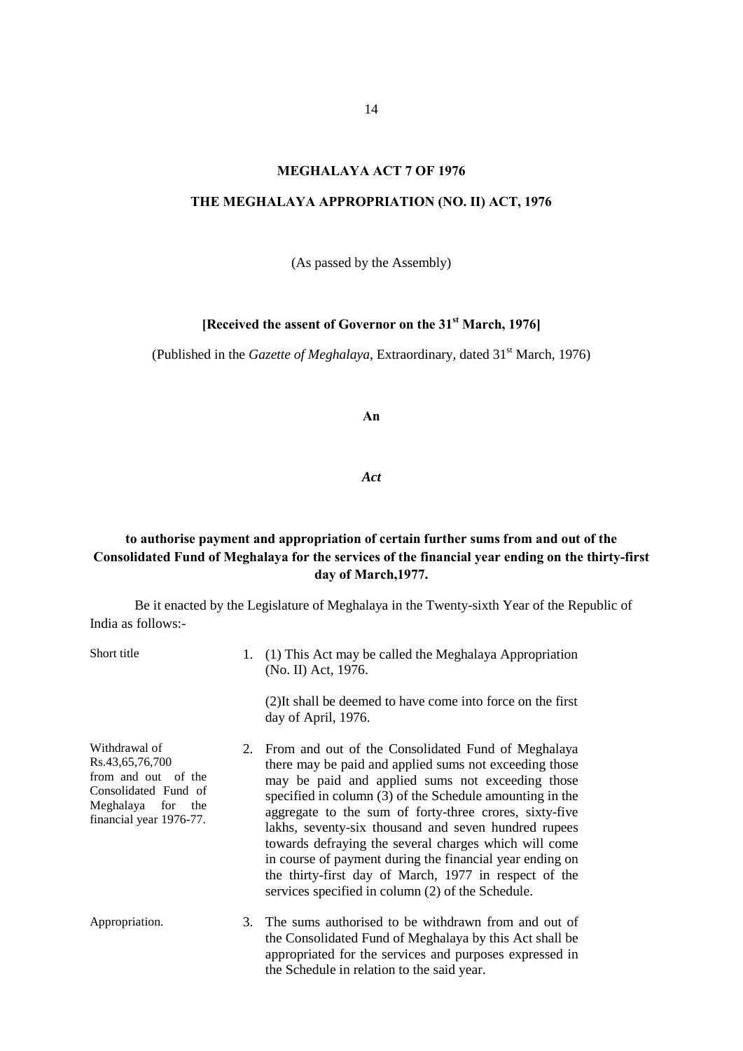## MEGHALAYA ACT 7 OF 1976

## THE MEGHALAYA APPROPRIATION (NO. II) ACT, 1976

(As passed by the Assembly)

**[Received the assent of Governor on the 31st March, 1976]**

(Published in the *Gazette of Meghalaya*, Extraordinary, dated 31st March, 1976)

**An**

***Act***

**to authorise payment and appropriation of certain further sums from and out of the Consolidated Fund of Meghalaya for the services of the financial year ending on the thirty-first day of March,1977.**

Be it enacted by the Legislature of Meghalaya in the Twenty-sixth Year of the Republic of India as follows:-

Short title

1. (1) This Act may be called the Meghalaya Appropriation (No. II) Act, 1976.

   (2)It shall be deemed to have come into force on the first day of April, 1976.

Withdrawal of Rs.43,65,76,700 from and out of the Consolidated Fund of Meghalaya for the financial year 1976-77.

2. From and out of the Consolidated Fund of Meghalaya there may be paid and applied sums not exceeding those may be paid and applied sums not exceeding those specified in column (3) of the Schedule amounting in the aggregate to the sum of forty-three crores, sixty-five lakhs, seventy-six thousand and seven hundred rupees towards defraying the several charges which will come in course of payment during the financial year ending on the thirty-first day of March, 1977 in respect of the services specified in column (2) of the Schedule.

Appropriation.

3. The sums authorised to be withdrawn from and out of the Consolidated Fund of Meghalaya by this Act shall be appropriated for the services and purposes expressed in the Schedule in relation to the said year.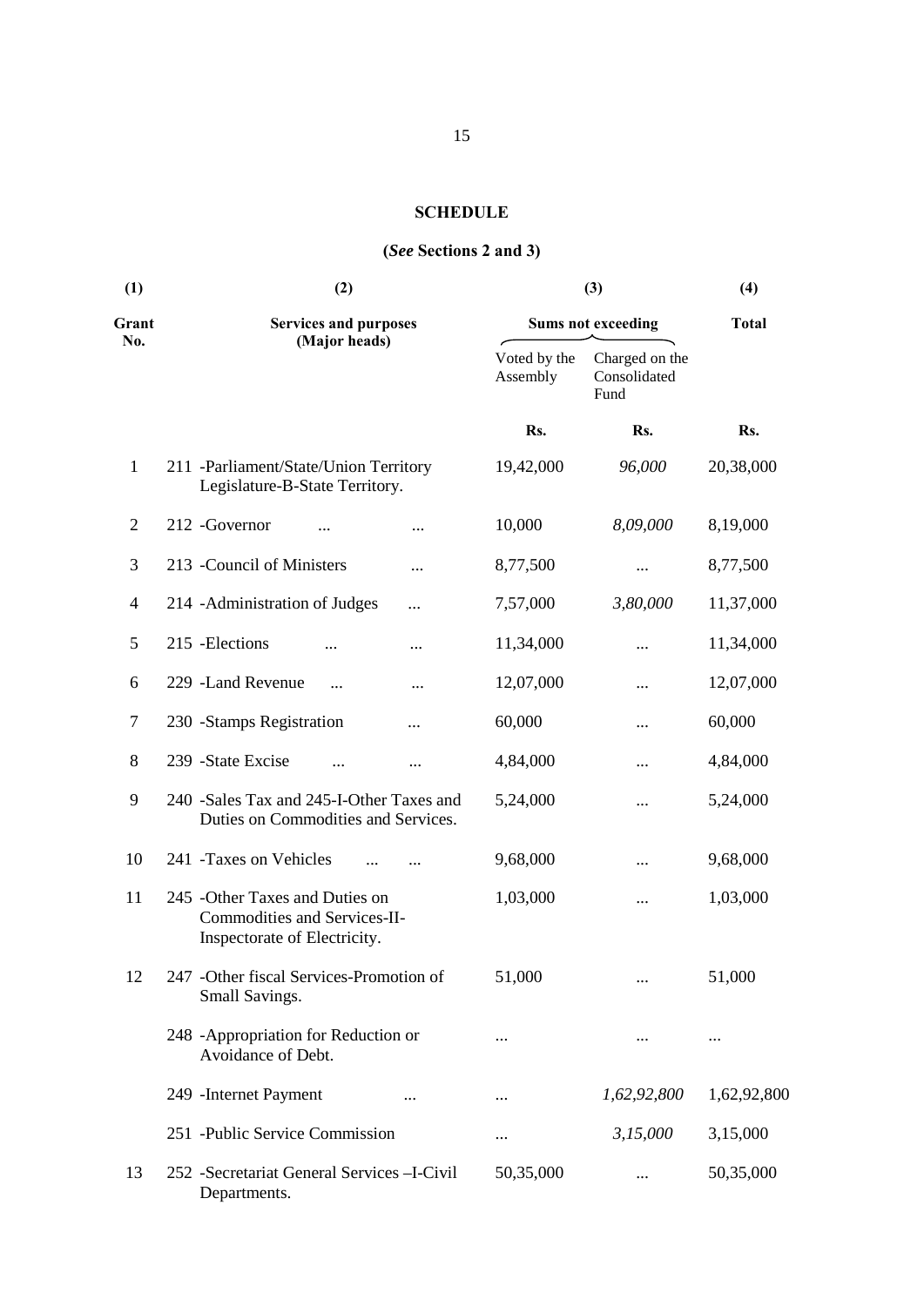## SCHEDULE

**(*See* Sections 2 and 3)**

| (1) | (2) | (3) | | (4) |
|---|---|---|---|---|
| **Grant No.** | **Services and purposes (Major heads)** | **Sums not exceeding** | | **Total** |
| | | Voted by the Assembly | Charged on the Consolidated Fund | |
| | | **Rs.** | **Rs.** | **Rs.** |
| 1 | 211 -Parliament/State/Union Territory Legislature-B-State Territory. | 19,42,000 | *96,000* | 20,38,000 |
| 2 | 212 -Governor ... ... | 10,000 | *8,09,000* | 8,19,000 |
| 3 | 213 -Council of Ministers ... | 8,77,500 | ... | 8,77,500 |
| 4 | 214 -Administration of Judges ... | 7,57,000 | *3,80,000* | 11,37,000 |
| 5 | 215 -Elections ... ... | 11,34,000 | ... | 11,34,000 |
| 6 | 229 -Land Revenue ... ... | 12,07,000 | ... | 12,07,000 |
| 7 | 230 -Stamps Registration ... | 60,000 | ... | 60,000 |
| 8 | 239 -State Excise ... ... | 4,84,000 | ... | 4,84,000 |
| 9 | 240 -Sales Tax and 245-I-Other Taxes and Duties on Commodities and Services. | 5,24,000 | ... | 5,24,000 |
| 10 | 241 -Taxes on Vehicles ... ... | 9,68,000 | ... | 9,68,000 |
| 11 | 245 -Other Taxes and Duties on Commodities and Services-II-Inspectorate of Electricity. | 1,03,000 | ... | 1,03,000 |
| 12 | 247 -Other fiscal Services-Promotion of Small Savings. | 51,000 | ... | 51,000 |
| | 248 -Appropriation for Reduction or Avoidance of Debt. | ... | ... | ... |
| | 249 -Internet Payment ... | ... | *1,62,92,800* | 1,62,92,800 |
| | 251 -Public Service Commission | ... | *3,15,000* | 3,15,000 |
| 13 | 252 -Secretariat General Services –I-Civil Departments. | 50,35,000 | ... | 50,35,000 |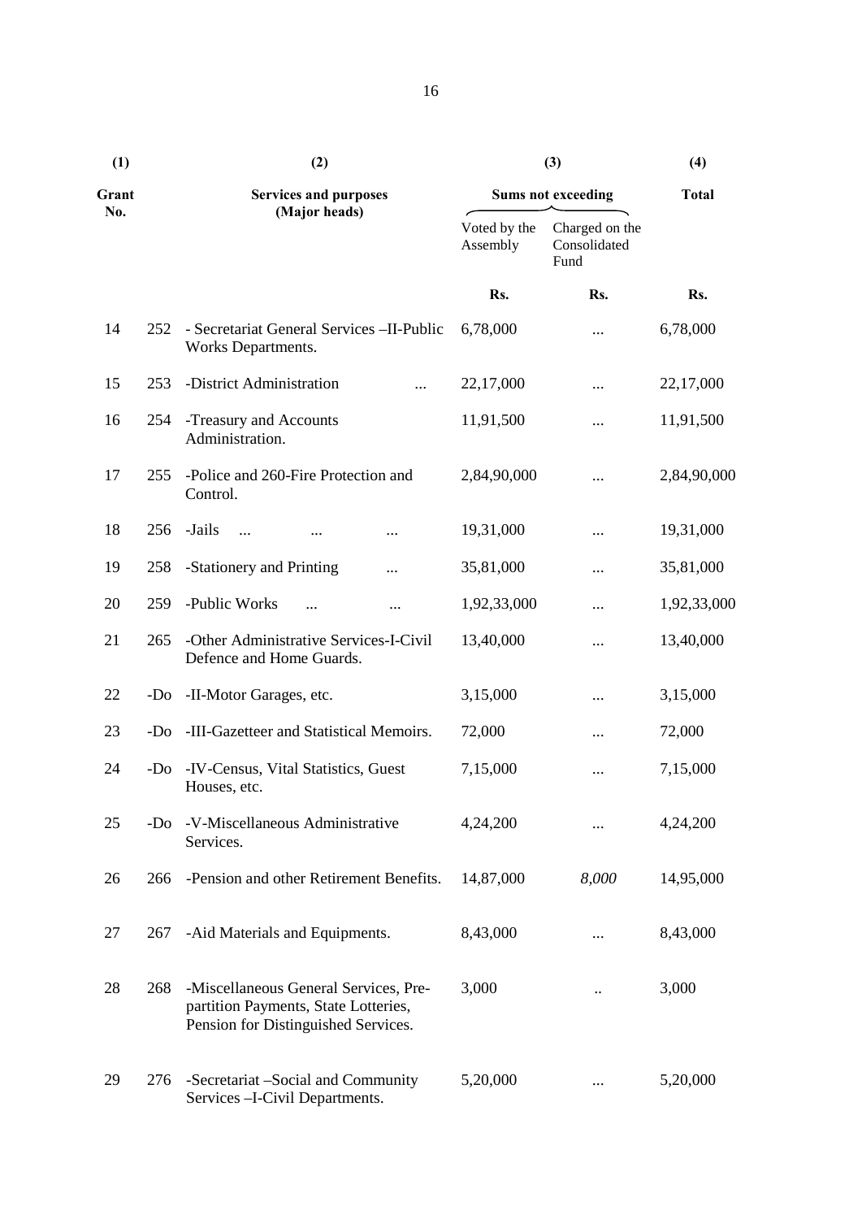| (1) | | (2) | (3) | | (4) |
|---|---|---|---|---|---|
| Grant No. | | Services and purposes (Major heads) | Sums not exceeding | | Total |
| | | | Voted by the Assembly | Charged on the Consolidated Fund | |
| | | | Rs. | Rs. | Rs. |
| 14 | 252 | - Secretariat General Services –II-Public Works Departments. | 6,78,000 | ... | 6,78,000 |
| 15 | 253 | -District Administration ... | 22,17,000 | ... | 22,17,000 |
| 16 | 254 | -Treasury and Accounts Administration. | 11,91,500 | ... | 11,91,500 |
| 17 | 255 | -Police and 260-Fire Protection and Control. | 2,84,90,000 | ... | 2,84,90,000 |
| 18 | 256 | -Jails ... ... ... | 19,31,000 | ... | 19,31,000 |
| 19 | 258 | -Stationery and Printing ... | 35,81,000 | ... | 35,81,000 |
| 20 | 259 | -Public Works ... ... | 1,92,33,000 | ... | 1,92,33,000 |
| 21 | 265 | -Other Administrative Services-I-Civil Defence and Home Guards. | 13,40,000 | ... | 13,40,000 |
| 22 | -Do | -II-Motor Garages, etc. | 3,15,000 | ... | 3,15,000 |
| 23 | -Do | -III-Gazetteer and Statistical Memoirs. | 72,000 | ... | 72,000 |
| 24 | -Do | -IV-Census, Vital Statistics, Guest Houses, etc. | 7,15,000 | ... | 7,15,000 |
| 25 | -Do | -V-Miscellaneous Administrative Services. | 4,24,200 | ... | 4,24,200 |
| 26 | 266 | -Pension and other Retirement Benefits. | 14,87,000 | *8,000* | 14,95,000 |
| 27 | 267 | -Aid Materials and Equipments. | 8,43,000 | ... | 8,43,000 |
| 28 | 268 | -Miscellaneous General Services, Pre-partition Payments, State Lotteries, Pension for Distinguished Services. | 3,000 | .. | 3,000 |
| 29 | 276 | -Secretariat –Social and Community Services –I-Civil Departments. | 5,20,000 | ... | 5,20,000 |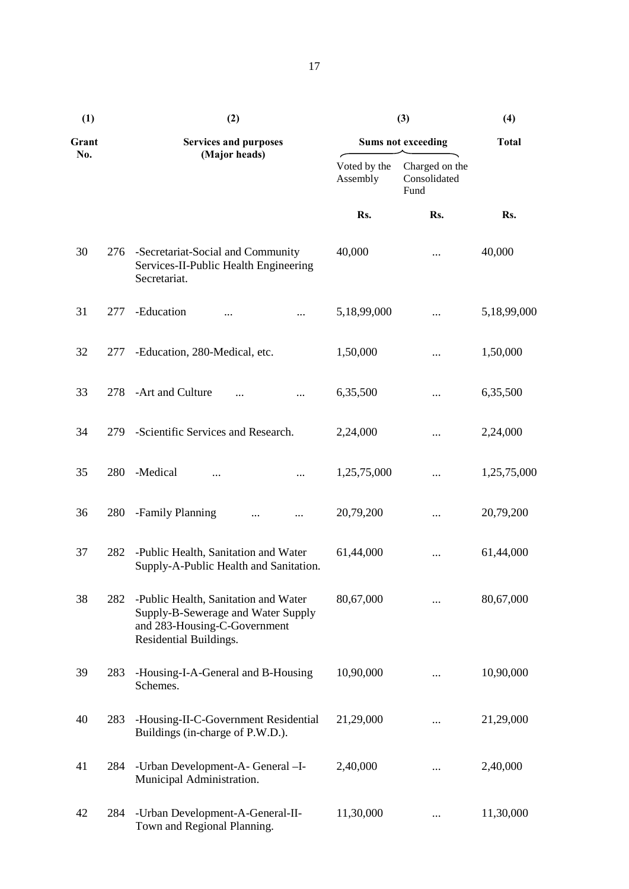| (1) | | (2) | (3) | | (4) |
|---|---|---|---|---|---|
| Grant No. | | Services and purposes (Major heads) | Sums not exceeding | | Total |
| | | | Voted by the Assembly | Charged on the Consolidated Fund | |
| | | | Rs. | Rs. | Rs. |
| 30 | 276 | -Secretariat-Social and Community Services-II-Public Health Engineering Secretariat. | 40,000 | ... | 40,000 |
| 31 | 277 | -Education ... ... | 5,18,99,000 | ... | 5,18,99,000 |
| 32 | 277 | -Education, 280-Medical, etc. | 1,50,000 | ... | 1,50,000 |
| 33 | 278 | -Art and Culture ... ... | 6,35,500 | ... | 6,35,500 |
| 34 | 279 | -Scientific Services and Research. | 2,24,000 | ... | 2,24,000 |
| 35 | 280 | -Medical ... ... | 1,25,75,000 | ... | 1,25,75,000 |
| 36 | 280 | -Family Planning ... ... | 20,79,200 | ... | 20,79,200 |
| 37 | 282 | -Public Health, Sanitation and Water Supply-A-Public Health and Sanitation. | 61,44,000 | ... | 61,44,000 |
| 38 | 282 | -Public Health, Sanitation and Water Supply-B-Sewerage and Water Supply and 283-Housing-C-Government Residential Buildings. | 80,67,000 | ... | 80,67,000 |
| 39 | 283 | -Housing-I-A-General and B-Housing Schemes. | 10,90,000 | ... | 10,90,000 |
| 40 | 283 | -Housing-II-C-Government Residential Buildings (in-charge of P.W.D.). | 21,29,000 | ... | 21,29,000 |
| 41 | 284 | -Urban Development-A- General –I-Municipal Administration. | 2,40,000 | ... | 2,40,000 |
| 42 | 284 | -Urban Development-A-General-II-Town and Regional Planning. | 11,30,000 | ... | 11,30,000 |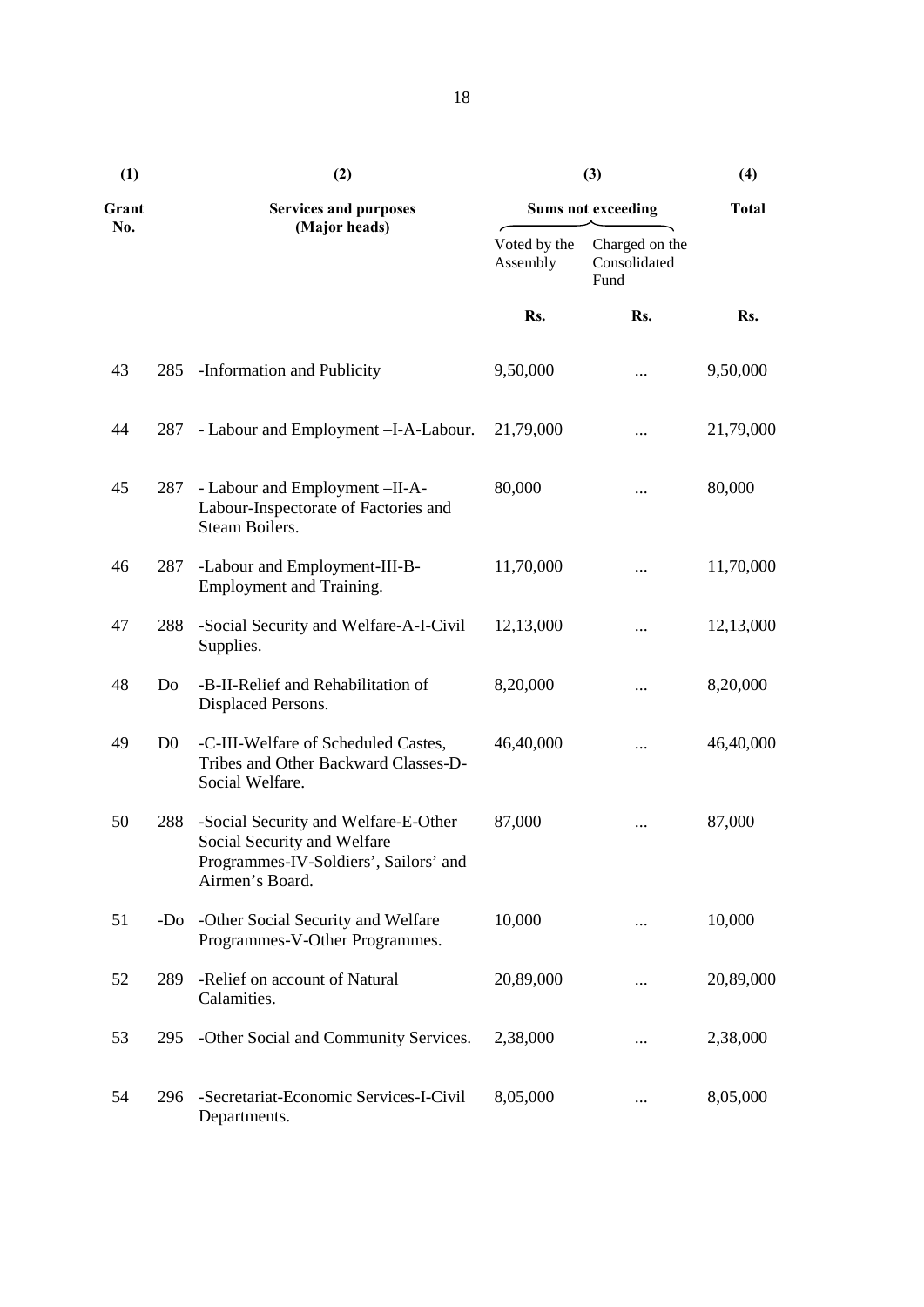| (1) | | (2) | (3) | | (4) |
|---|---|---|---|---|---|
| Grant No. | | Services and purposes (Major heads) | Sums not exceeding | | Total |
| | | | Voted by the Assembly | Charged on the Consolidated Fund | |
| | | | Rs. | Rs. | Rs. |
| 43 | 285 | -Information and Publicity | 9,50,000 | ... | 9,50,000 |
| 44 | 287 | - Labour and Employment –I-A-Labour. | 21,79,000 | ... | 21,79,000 |
| 45 | 287 | - Labour and Employment –II-A-Labour-Inspectorate of Factories and Steam Boilers. | 80,000 | ... | 80,000 |
| 46 | 287 | -Labour and Employment-III-B-Employment and Training. | 11,70,000 | ... | 11,70,000 |
| 47 | 288 | -Social Security and Welfare-A-I-Civil Supplies. | 12,13,000 | ... | 12,13,000 |
| 48 | Do | -B-II-Relief and Rehabilitation of Displaced Persons. | 8,20,000 | ... | 8,20,000 |
| 49 | D0 | -C-III-Welfare of Scheduled Castes, Tribes and Other Backward Classes-D-Social Welfare. | 46,40,000 | ... | 46,40,000 |
| 50 | 288 | -Social Security and Welfare-E-Other Social Security and Welfare Programmes-IV-Soldiers', Sailors' and Airmen's Board. | 87,000 | ... | 87,000 |
| 51 | -Do | -Other Social Security and Welfare Programmes-V-Other Programmes. | 10,000 | ... | 10,000 |
| 52 | 289 | -Relief on account of Natural Calamities. | 20,89,000 | ... | 20,89,000 |
| 53 | 295 | -Other Social and Community Services. | 2,38,000 | ... | 2,38,000 |
| 54 | 296 | -Secretariat-Economic Services-I-Civil Departments. | 8,05,000 | ... | 8,05,000 |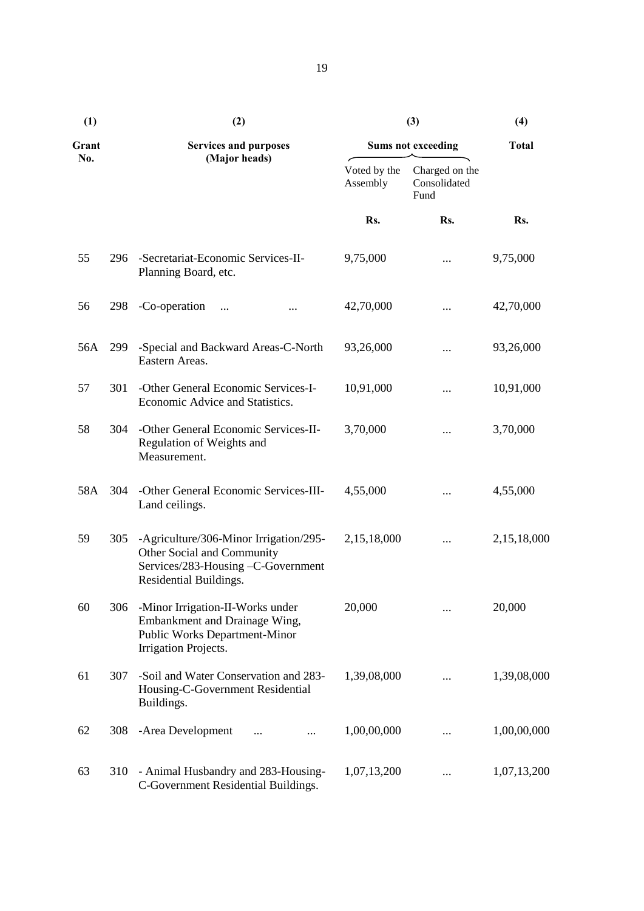| (1) | | (2) | (3) | | (4) |
|---|---|---|---|---|---|
| Grant No. | | Services and purposes (Major heads) | Sums not exceeding | | Total |
| | | | Voted by the Assembly | Charged on the Consolidated Fund | |
| | | | Rs. | Rs. | Rs. |
| 55 | 296 | -Secretariat-Economic Services-II-Planning Board, etc. | 9,75,000 | ... | 9,75,000 |
| 56 | 298 | -Co-operation ... ... | 42,70,000 | ... | 42,70,000 |
| 56A | 299 | -Special and Backward Areas-C-North Eastern Areas. | 93,26,000 | ... | 93,26,000 |
| 57 | 301 | -Other General Economic Services-I-Economic Advice and Statistics. | 10,91,000 | ... | 10,91,000 |
| 58 | 304 | -Other General Economic Services-II-Regulation of Weights and Measurement. | 3,70,000 | ... | 3,70,000 |
| 58A | 304 | -Other General Economic Services-III-Land ceilings. | 4,55,000 | ... | 4,55,000 |
| 59 | 305 | -Agriculture/306-Minor Irrigation/295-Other Social and Community Services/283-Housing –C-Government Residential Buildings. | 2,15,18,000 | ... | 2,15,18,000 |
| 60 | 306 | -Minor Irrigation-II-Works under Embankment and Drainage Wing, Public Works Department-Minor Irrigation Projects. | 20,000 | ... | 20,000 |
| 61 | 307 | -Soil and Water Conservation and 283-Housing-C-Government Residential Buildings. | 1,39,08,000 | ... | 1,39,08,000 |
| 62 | 308 | -Area Development ... ... | 1,00,00,000 | ... | 1,00,00,000 |
| 63 | 310 | - Animal Husbandry and 283-Housing-C-Government Residential Buildings. | 1,07,13,200 | ... | 1,07,13,200 |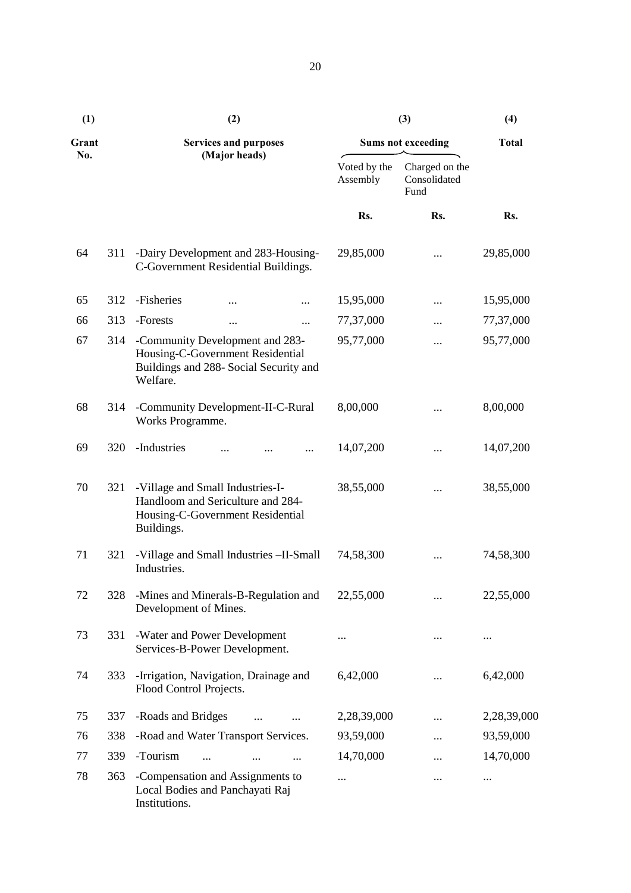| (1) | | (2) | (3) | | (4) |
|---|---|---|---|---|---|
| Grant No. | | Services and purposes (Major heads) | Sums not exceeding | | Total |
| | | | Voted by the Assembly | Charged on the Consolidated Fund | |
| | | | Rs. | Rs. | Rs. |
| 64 | 311 | -Dairy Development and 283-Housing-C-Government Residential Buildings. | 29,85,000 | ... | 29,85,000 |
| 65 | 312 | -Fisheries ... ... | 15,95,000 | ... | 15,95,000 |
| 66 | 313 | -Forests ... ... | 77,37,000 | ... | 77,37,000 |
| 67 | 314 | -Community Development and 283-Housing-C-Government Residential Buildings and 288- Social Security and Welfare. | 95,77,000 | ... | 95,77,000 |
| 68 | 314 | -Community Development-II-C-Rural Works Programme. | 8,00,000 | ... | 8,00,000 |
| 69 | 320 | -Industries ... ... ... | 14,07,200 | ... | 14,07,200 |
| 70 | 321 | -Village and Small Industries-I-Handloom and Sericulture and 284-Housing-C-Government Residential Buildings. | 38,55,000 | ... | 38,55,000 |
| 71 | 321 | -Village and Small Industries –II-Small Industries. | 74,58,300 | ... | 74,58,300 |
| 72 | 328 | -Mines and Minerals-B-Regulation and Development of Mines. | 22,55,000 | ... | 22,55,000 |
| 73 | 331 | -Water and Power Development Services-B-Power Development. | ... | ... | ... |
| 74 | 333 | -Irrigation, Navigation, Drainage and Flood Control Projects. | 6,42,000 | ... | 6,42,000 |
| 75 | 337 | -Roads and Bridges ... ... | 2,28,39,000 | ... | 2,28,39,000 |
| 76 | 338 | -Road and Water Transport Services. | 93,59,000 | ... | 93,59,000 |
| 77 | 339 | -Tourism ... ... ... | 14,70,000 | ... | 14,70,000 |
| 78 | 363 | -Compensation and Assignments to Local Bodies and Panchayati Raj Institutions. | ... | ... | ... |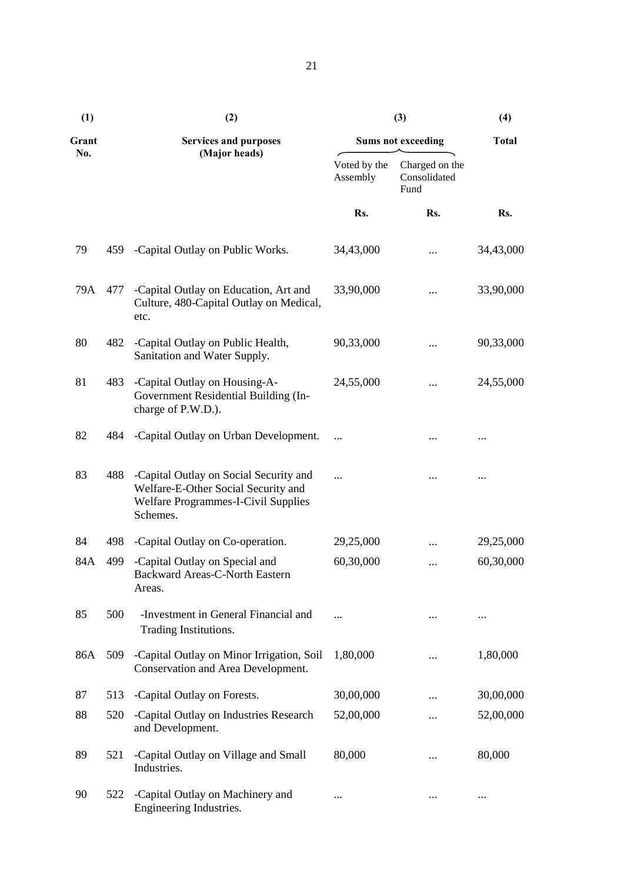| (1) | | (2) | (3) | | (4) |
|---|---|---|---|---|---|
| Grant No. | | Services and purposes (Major heads) | Sums not exceeding | | Total |
| | | | Voted by the Assembly | Charged on the Consolidated Fund | |
| | | | Rs. | Rs. | Rs. |
| 79 | 459 | -Capital Outlay on Public Works. | 34,43,000 | ... | 34,43,000 |
| 79A | 477 | -Capital Outlay on Education, Art and Culture, 480-Capital Outlay on Medical, etc. | 33,90,000 | ... | 33,90,000 |
| 80 | 482 | -Capital Outlay on Public Health, Sanitation and Water Supply. | 90,33,000 | ... | 90,33,000 |
| 81 | 483 | -Capital Outlay on Housing-A-Government Residential Building (In-charge of P.W.D.). | 24,55,000 | ... | 24,55,000 |
| 82 | 484 | -Capital Outlay on Urban Development. | ... | ... | ... |
| 83 | 488 | -Capital Outlay on Social Security and Welfare-E-Other Social Security and Welfare Programmes-I-Civil Supplies Schemes. | ... | ... | ... |
| 84 | 498 | -Capital Outlay on Co-operation. | 29,25,000 | ... | 29,25,000 |
| 84A | 499 | -Capital Outlay on Special and Backward Areas-C-North Eastern Areas. | 60,30,000 | ... | 60,30,000 |
| 85 | 500 | -Investment in General Financial and Trading Institutions. | ... | ... | ... |
| 86A | 509 | -Capital Outlay on Minor Irrigation, Soil Conservation and Area Development. | 1,80,000 | ... | 1,80,000 |
| 87 | 513 | -Capital Outlay on Forests. | 30,00,000 | ... | 30,00,000 |
| 88 | 520 | -Capital Outlay on Industries Research and Development. | 52,00,000 | ... | 52,00,000 |
| 89 | 521 | -Capital Outlay on Village and Small Industries. | 80,000 | ... | 80,000 |
| 90 | 522 | -Capital Outlay on Machinery and Engineering Industries. | ... | ... | ... |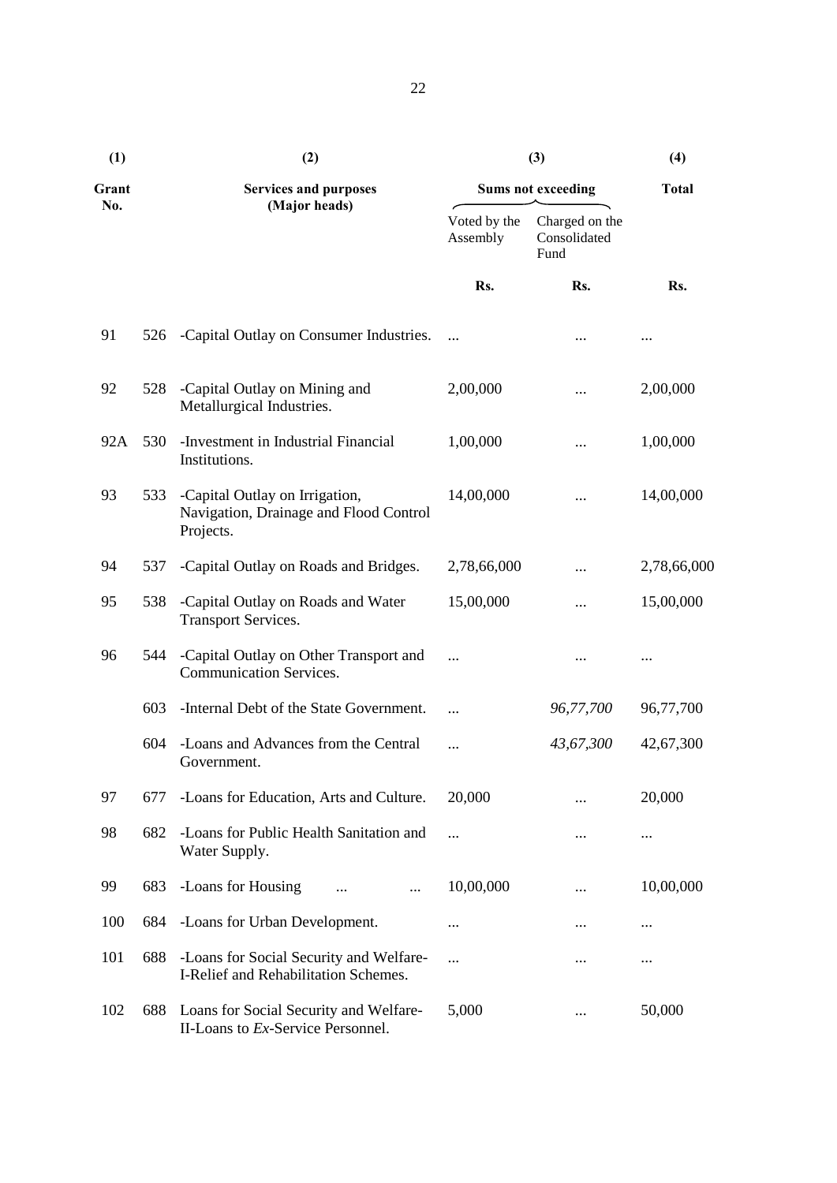| (1) | | (2) | (3) | | (4) |
|---|---|---|---|---|---|
| Grant No. | | Services and purposes (Major heads) | Sums not exceeding | | Total |
| | | | Voted by the Assembly | Charged on the Consolidated Fund | |
| | | | Rs. | Rs. | Rs. |
| 91 | 526 | -Capital Outlay on Consumer Industries. | ... | ... | ... |
| 92 | 528 | -Capital Outlay on Mining and Metallurgical Industries. | 2,00,000 | ... | 2,00,000 |
| 92A | 530 | -Investment in Industrial Financial Institutions. | 1,00,000 | ... | 1,00,000 |
| 93 | 533 | -Capital Outlay on Irrigation, Navigation, Drainage and Flood Control Projects. | 14,00,000 | ... | 14,00,000 |
| 94 | 537 | -Capital Outlay on Roads and Bridges. | 2,78,66,000 | ... | 2,78,66,000 |
| 95 | 538 | -Capital Outlay on Roads and Water Transport Services. | 15,00,000 | ... | 15,00,000 |
| 96 | 544 | -Capital Outlay on Other Transport and Communication Services. | ... | ... | ... |
| | 603 | -Internal Debt of the State Government. | ... | *96,77,700* | 96,77,700 |
| | 604 | -Loans and Advances from the Central Government. | ... | *43,67,300* | 42,67,300 |
| 97 | 677 | -Loans for Education, Arts and Culture. | 20,000 | ... | 20,000 |
| 98 | 682 | -Loans for Public Health Sanitation and Water Supply. | ... | ... | ... |
| 99 | 683 | -Loans for Housing ... ... | 10,00,000 | ... | 10,00,000 |
| 100 | 684 | -Loans for Urban Development. | ... | ... | ... |
| 101 | 688 | -Loans for Social Security and Welfare-I-Relief and Rehabilitation Schemes. | ... | ... | ... |
| 102 | 688 | Loans for Social Security and Welfare-II-Loans to *Ex*-Service Personnel. | 5,000 | ... | 50,000 |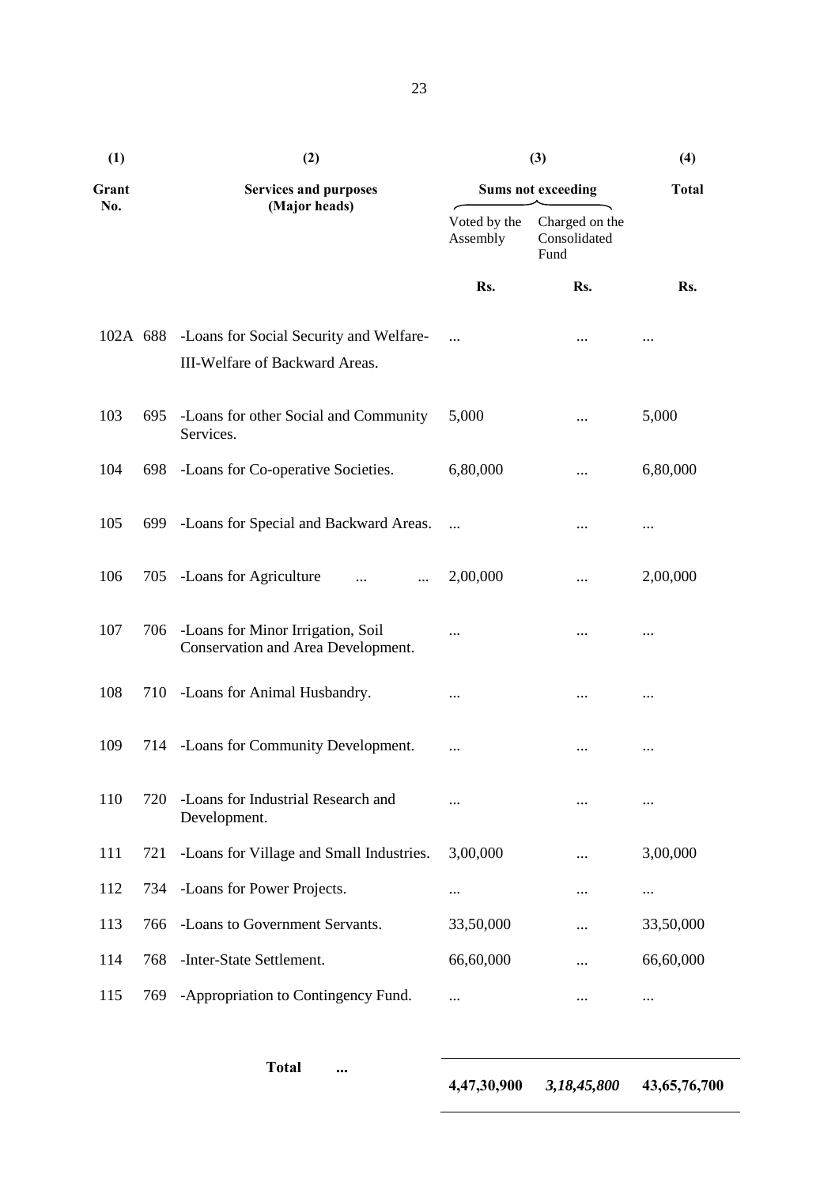| (1) | | (2) | (3) | | (4) |
|---|---|---|---|---|---|
| Grant No. | | Services and purposes (Major heads) | Sums not exceeding | | Total |
| | | | Voted by the Assembly | Charged on the Consolidated Fund | |
| | | | Rs. | Rs. | Rs. |
| 102A | 688 | -Loans for Social Security and Welfare-III-Welfare of Backward Areas. | ... | ... | ... |
| 103 | 695 | -Loans for other Social and Community Services. | 5,000 | ... | 5,000 |
| 104 | 698 | -Loans for Co-operative Societies. | 6,80,000 | ... | 6,80,000 |
| 105 | 699 | -Loans for Special and Backward Areas. | ... | ... | ... |
| 106 | 705 | -Loans for Agriculture ... ... | 2,00,000 | ... | 2,00,000 |
| 107 | 706 | -Loans for Minor Irrigation, Soil Conservation and Area Development. | ... | ... | ... |
| 108 | 710 | -Loans for Animal Husbandry. | ... | ... | ... |
| 109 | 714 | -Loans for Community Development. | ... | ... | ... |
| 110 | 720 | -Loans for Industrial Research and Development. | ... | ... | ... |
| 111 | 721 | -Loans for Village and Small Industries. | 3,00,000 | ... | 3,00,000 |
| 112 | 734 | -Loans for Power Projects. | ... | ... | ... |
| 113 | 766 | -Loans to Government Servants. | 33,50,000 | ... | 33,50,000 |
| 114 | 768 | -Inter-State Settlement. | 66,60,000 | ... | 66,60,000 |
| 115 | 769 | -Appropriation to Contingency Fund. | ... | ... | ... |
| | | **Total ...** | **4,47,30,900** | ***3,18,45,800*** | **43,65,76,700** |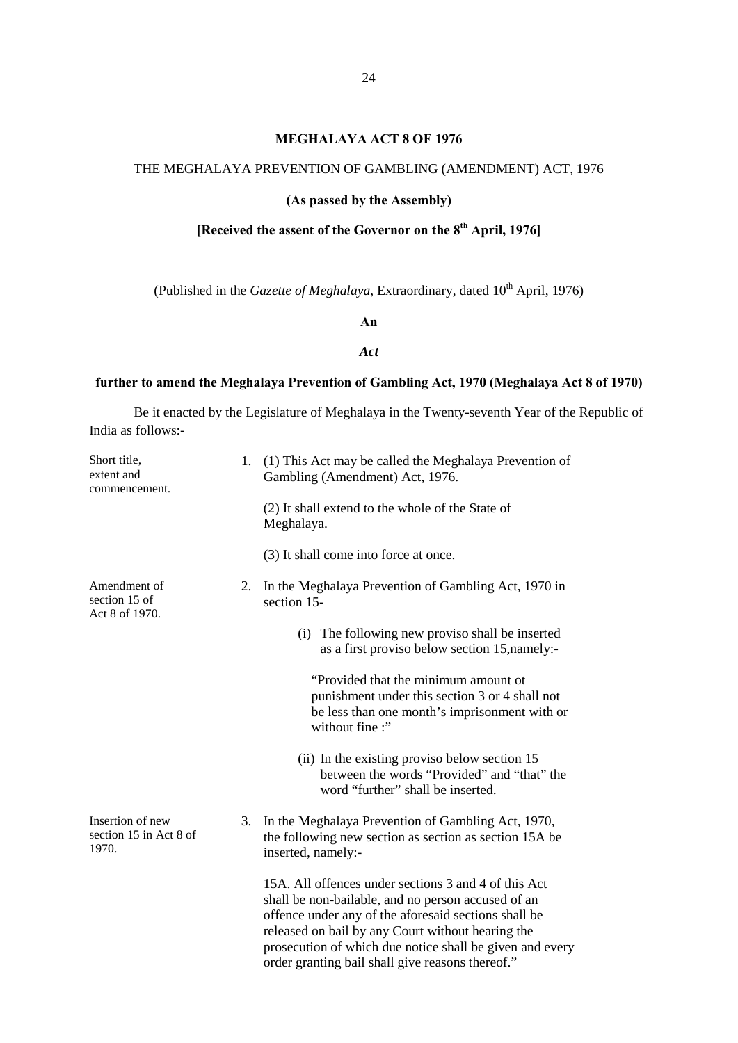# MEGHALAYA ACT 8 OF 1976

THE MEGHALAYA PREVENTION OF GAMBLING (AMENDMENT) ACT, 1976

**(As passed by the Assembly)**

**[Received the assent of the Governor on the 8th April, 1976]**

(Published in the *Gazette of Meghalaya*, Extraordinary, dated 10th April, 1976)

**An**

***Act***

**further to amend the Meghalaya Prevention of Gambling Act, 1970 (Meghalaya Act 8 of 1970)**

Be it enacted by the Legislature of Meghalaya in the Twenty-seventh Year of the Republic of India as follows:-

Short title, extent and commencement.

1. (1) This Act may be called the Meghalaya Prevention of Gambling (Amendment) Act, 1976.

   (2) It shall extend to the whole of the State of Meghalaya.

   (3) It shall come into force at once.

Amendment of section 15 of Act 8 of 1970.

2. In the Meghalaya Prevention of Gambling Act, 1970 in section 15-

   (i) The following new proviso shall be inserted as a first proviso below section 15,namely:-

   "Provided that the minimum amount ot punishment under this section 3 or 4 shall not be less than one month's imprisonment with or without fine :"

   (ii) In the existing proviso below section 15 between the words "Provided" and "that" the word "further" shall be inserted.

Insertion of new section 15 in Act 8 of 1970.

3. In the Meghalaya Prevention of Gambling Act, 1970, the following new section as section as section 15A be inserted, namely:-

   15A. All offences under sections 3 and 4 of this Act shall be non-bailable, and no person accused of an offence under any of the aforesaid sections shall be released on bail by any Court without hearing the prosecution of which due notice shall be given and every order granting bail shall give reasons thereof."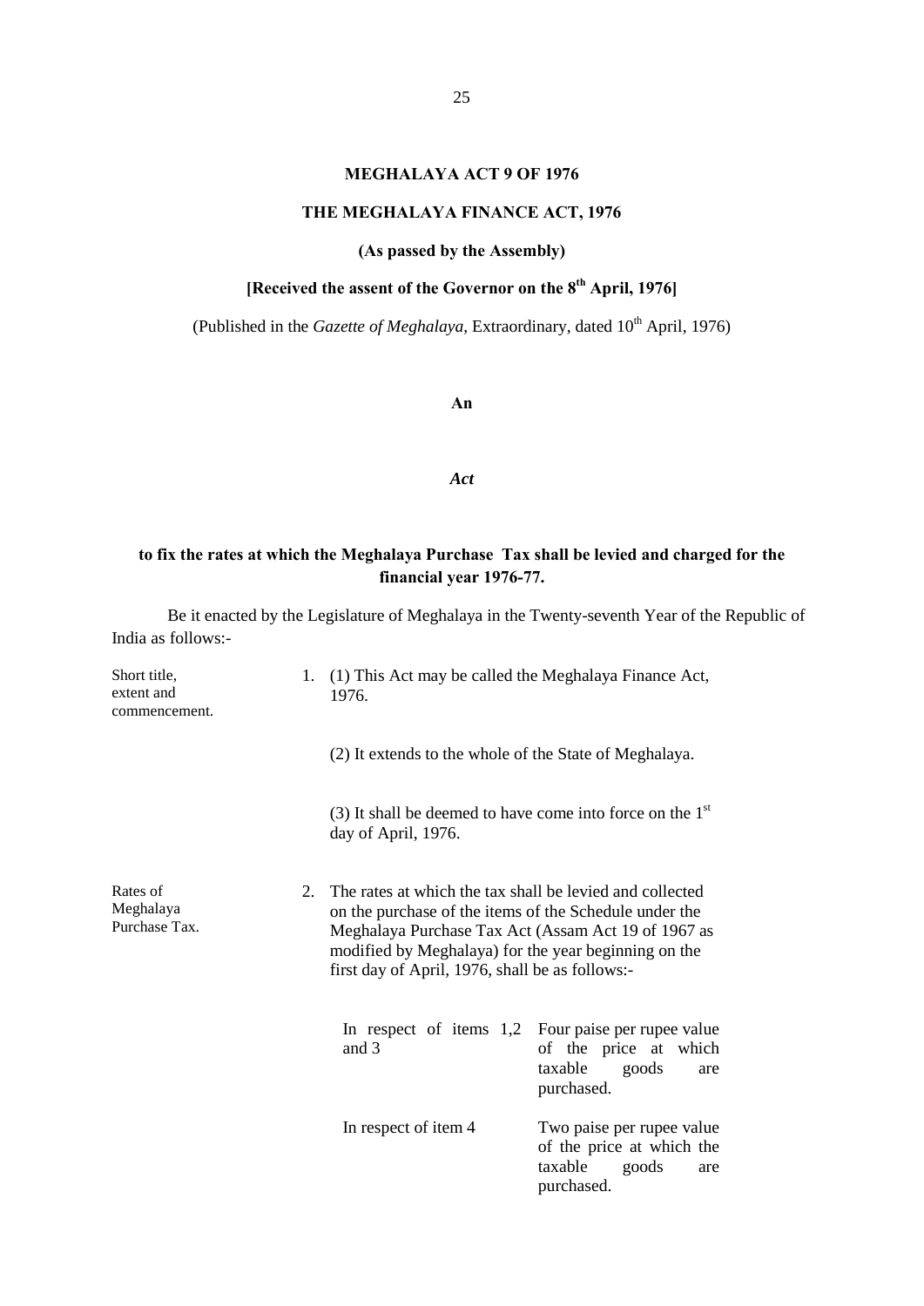# MEGHALAYA ACT 9 OF 1976

## THE MEGHALAYA FINANCE ACT, 1976

**(As passed by the Assembly)**

**[Received the assent of the Governor on the 8th April, 1976]**

(Published in the *Gazette of Meghalaya*, Extraordinary, dated 10th April, 1976)

**An**

***Act***

**to fix the rates at which the Meghalaya Purchase Tax shall be levied and charged for the financial year 1976-77.**

Be it enacted by the Legislature of Meghalaya in the Twenty-seventh Year of the Republic of India as follows:-

Short title, extent and commencement.

1. (1) This Act may be called the Meghalaya Finance Act, 1976.

(2) It extends to the whole of the State of Meghalaya.

(3) It shall be deemed to have come into force on the 1st day of April, 1976.

Rates of Meghalaya Purchase Tax.

2. The rates at which the tax shall be levied and collected on the purchase of the items of the Schedule under the Meghalaya Purchase Tax Act (Assam Act 19 of 1967 as modified by Meghalaya) for the year beginning on the first day of April, 1976, shall be as follows:-

| | |
|---|---|
| In respect of items 1,2 and 3 | Four paise per rupee value of the price at which taxable goods are purchased. |
| In respect of item 4 | Two paise per rupee value of the price at which the taxable goods are purchased. |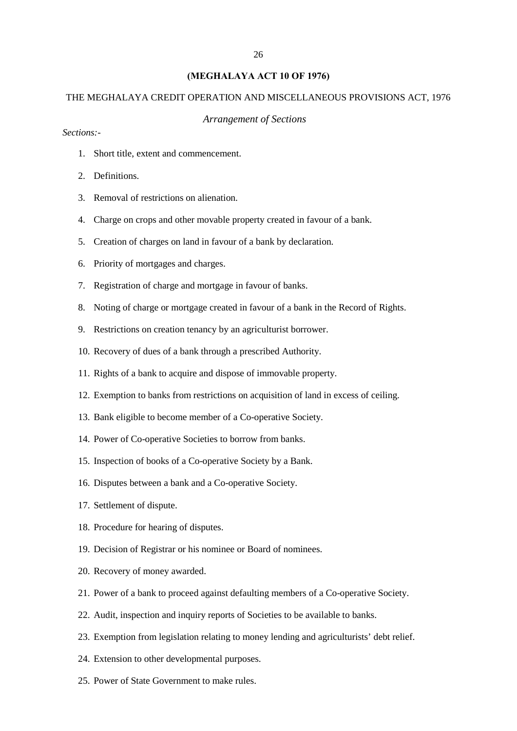**(MEGHALAYA ACT 10 OF 1976)**

THE MEGHALAYA CREDIT OPERATION AND MISCELLANEOUS PROVISIONS ACT, 1976

*Arrangement of Sections*

*Sections:-*

1. Short title, extent and commencement.
2. Definitions.
3. Removal of restrictions on alienation.
4. Charge on crops and other movable property created in favour of a bank.
5. Creation of charges on land in favour of a bank by declaration.
6. Priority of mortgages and charges.
7. Registration of charge and mortgage in favour of banks.
8. Noting of charge or mortgage created in favour of a bank in the Record of Rights.
9. Restrictions on creation tenancy by an agriculturist borrower.
10. Recovery of dues of a bank through a prescribed Authority.
11. Rights of a bank to acquire and dispose of immovable property.
12. Exemption to banks from restrictions on acquisition of land in excess of ceiling.
13. Bank eligible to become member of a Co-operative Society.
14. Power of Co-operative Societies to borrow from banks.
15. Inspection of books of a Co-operative Society by a Bank.
16. Disputes between a bank and a Co-operative Society.
17. Settlement of dispute.
18. Procedure for hearing of disputes.
19. Decision of Registrar or his nominee or Board of nominees.
20. Recovery of money awarded.
21. Power of a bank to proceed against defaulting members of a Co-operative Society.
22. Audit, inspection and inquiry reports of Societies to be available to banks.
23. Exemption from legislation relating to money lending and agriculturists' debt relief.
24. Extension to other developmental purposes.
25. Power of State Government to make rules.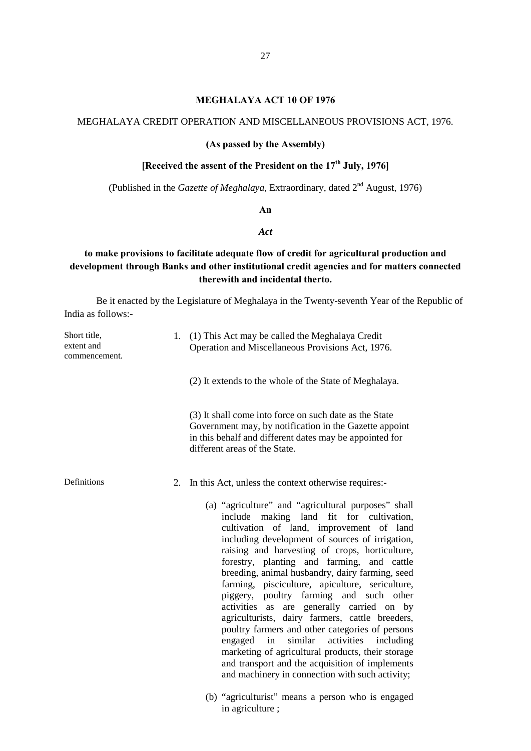# MEGHALAYA ACT 10 OF 1976

MEGHALAYA CREDIT OPERATION AND MISCELLANEOUS PROVISIONS ACT, 1976.

**(As passed by the Assembly)**

**[Received the assent of the President on the 17th July, 1976]**

(Published in the *Gazette of Meghalaya*, Extraordinary, dated 2nd August, 1976)

**An**

***Act***

**to make provisions to facilitate adequate flow of credit for agricultural production and development through Banks and other institutional credit agencies and for matters connected therewith and incidental therto.**

Be it enacted by the Legislature of Meghalaya in the Twenty-seventh Year of the Republic of India as follows:-

Short title, extent and commencement.

1. (1) This Act may be called the Meghalaya Credit Operation and Miscellaneous Provisions Act, 1976.

   (2) It extends to the whole of the State of Meghalaya.

   (3) It shall come into force on such date as the State Government may, by notification in the Gazette appoint in this behalf and different dates may be appointed for different areas of the State.

Definitions

2. In this Act, unless the context otherwise requires:-

   (a) "agriculture" and "agricultural purposes" shall include making land fit for cultivation, cultivation of land, improvement of land including development of sources of irrigation, raising and harvesting of crops, horticulture, forestry, planting and farming, and cattle breeding, animal husbandry, dairy farming, seed farming, pisciculture, apiculture, sericulture, piggery, poultry farming and such other activities as are generally carried on by agriculturists, dairy farmers, cattle breeders, poultry farmers and other categories of persons engaged in similar activities including marketing of agricultural products, their storage and transport and the acquisition of implements and machinery in connection with such activity;

   (b) "agriculturist" means a person who is engaged in agriculture ;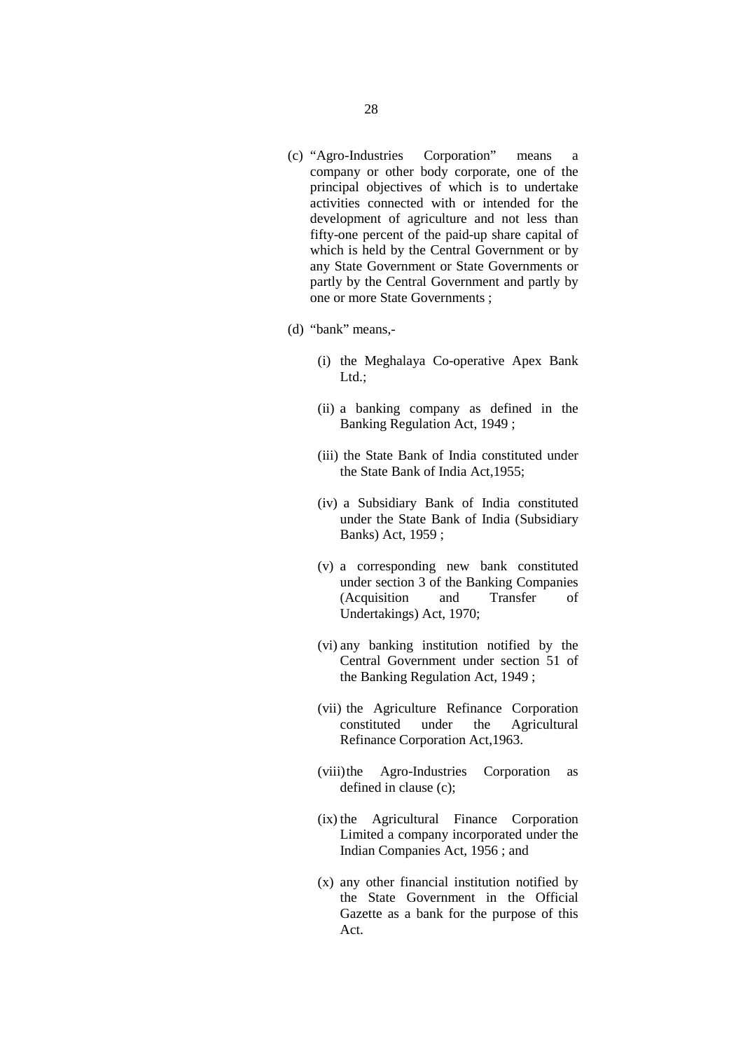(c) "Agro-Industries Corporation" means a company or other body corporate, one of the principal objectives of which is to undertake activities connected with or intended for the development of agriculture and not less than fifty-one percent of the paid-up share capital of which is held by the Central Government or by any State Government or State Governments or partly by the Central Government and partly by one or more State Governments ;

(d) "bank" means,-

(i) the Meghalaya Co-operative Apex Bank Ltd.;

(ii) a banking company as defined in the Banking Regulation Act, 1949 ;

(iii) the State Bank of India constituted under the State Bank of India Act,1955;

(iv) a Subsidiary Bank of India constituted under the State Bank of India (Subsidiary Banks) Act, 1959 ;

(v) a corresponding new bank constituted under section 3 of the Banking Companies (Acquisition and Transfer of Undertakings) Act, 1970;

(vi) any banking institution notified by the Central Government under section 51 of the Banking Regulation Act, 1949 ;

(vii) the Agriculture Refinance Corporation constituted under the Agricultural Refinance Corporation Act,1963.

(viii) the Agro-Industries Corporation as defined in clause (c);

(ix) the Agricultural Finance Corporation Limited a company incorporated under the Indian Companies Act, 1956 ; and

(x) any other financial institution notified by the State Government in the Official Gazette as a bank for the purpose of this Act.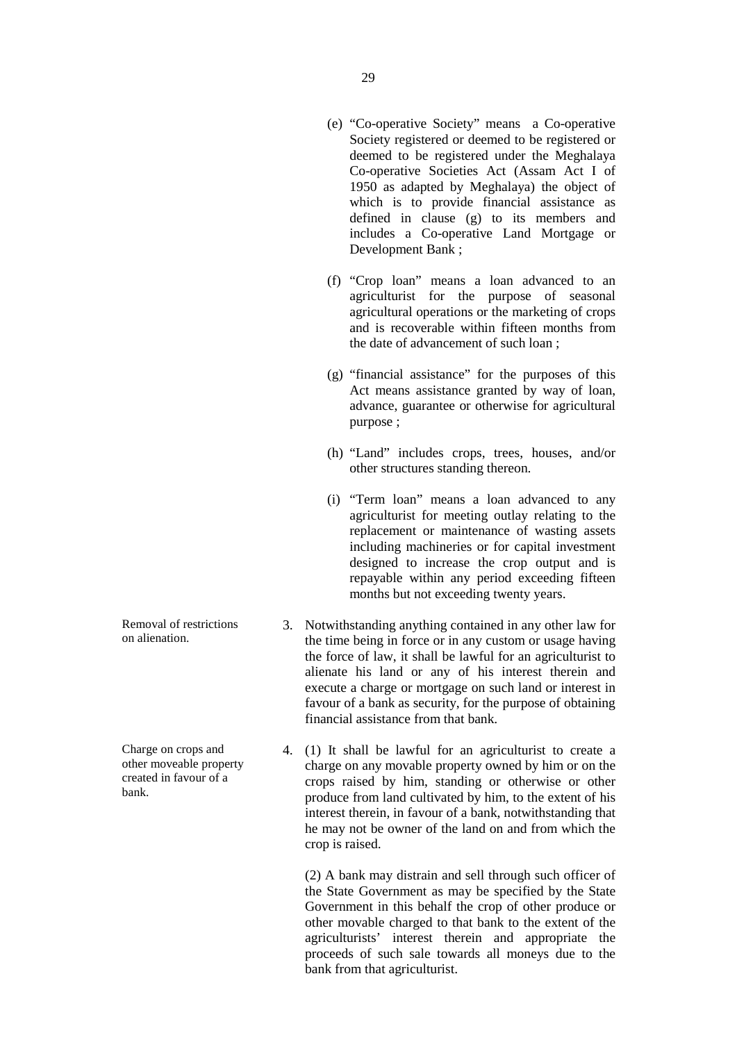(e) "Co-operative Society" means a Co-operative Society registered or deemed to be registered or deemed to be registered under the Meghalaya Co-operative Societies Act (Assam Act I of 1950 as adapted by Meghalaya) the object of which is to provide financial assistance as defined in clause (g) to its members and includes a Co-operative Land Mortgage or Development Bank ;

(f) "Crop loan" means a loan advanced to an agriculturist for the purpose of seasonal agricultural operations or the marketing of crops and is recoverable within fifteen months from the date of advancement of such loan ;

(g) "financial assistance" for the purposes of this Act means assistance granted by way of loan, advance, guarantee or otherwise for agricultural purpose ;

(h) "Land" includes crops, trees, houses, and/or other structures standing thereon.

(i) "Term loan" means a loan advanced to any agriculturist for meeting outlay relating to the replacement or maintenance of wasting assets including machineries or for capital investment designed to increase the crop output and is repayable within any period exceeding fifteen months but not exceeding twenty years.

*Removal of restrictions on alienation.*

3. Notwithstanding anything contained in any other law for the time being in force or in any custom or usage having the force of law, it shall be lawful for an agriculturist to alienate his land or any of his interest therein and execute a charge or mortgage on such land or interest in favour of a bank as security, for the purpose of obtaining financial assistance from that bank.

*Charge on crops and other moveable property created in favour of a bank.*

4. (1) It shall be lawful for an agriculturist to create a charge on any movable property owned by him or on the crops raised by him, standing or otherwise or other produce from land cultivated by him, to the extent of his interest therein, in favour of a bank, notwithstanding that he may not be owner of the land on and from which the crop is raised.

(2) A bank may distrain and sell through such officer of the State Government as may be specified by the State Government in this behalf the crop of other produce or other movable charged to that bank to the extent of the agriculturists' interest therein and appropriate the proceeds of such sale towards all moneys due to the bank from that agriculturist.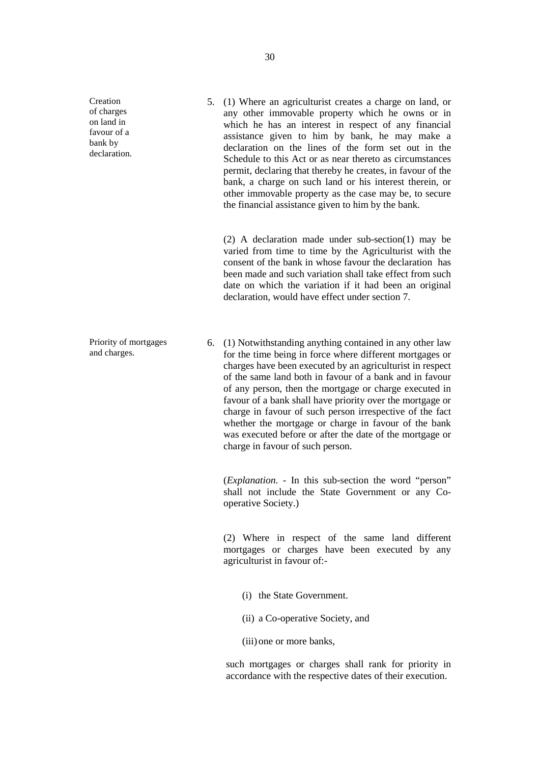**Creation of charges on land in favour of a bank by declaration.**

5. (1) Where an agriculturist creates a charge on land, or any other immovable property which he owns or in which he has an interest in respect of any financial assistance given to him by bank, he may make a declaration on the lines of the form set out in the Schedule to this Act or as near thereto as circumstances permit, declaring that thereby he creates, in favour of the bank, a charge on such land or his interest therein, or other immovable property as the case may be, to secure the financial assistance given to him by the bank.

(2) A declaration made under sub-section(1) may be varied from time to time by the Agriculturist with the consent of the bank in whose favour the declaration has been made and such variation shall take effect from such date on which the variation if it had been an original declaration, would have effect under section 7.

**Priority of mortgages and charges.**

6. (1) Notwithstanding anything contained in any other law for the time being in force where different mortgages or charges have been executed by an agriculturist in respect of the same land both in favour of a bank and in favour of any person, then the mortgage or charge executed in favour of a bank shall have priority over the mortgage or charge in favour of such person irrespective of the fact whether the mortgage or charge in favour of the bank was executed before or after the date of the mortgage or charge in favour of such person.

(*Explanation.* - In this sub-section the word "person" shall not include the State Government or any Co-operative Society.)

(2) Where in respect of the same land different mortgages or charges have been executed by any agriculturist in favour of:-

(i) the State Government.

(ii) a Co-operative Society, and

(iii) one or more banks,

such mortgages or charges shall rank for priority in accordance with the respective dates of their execution.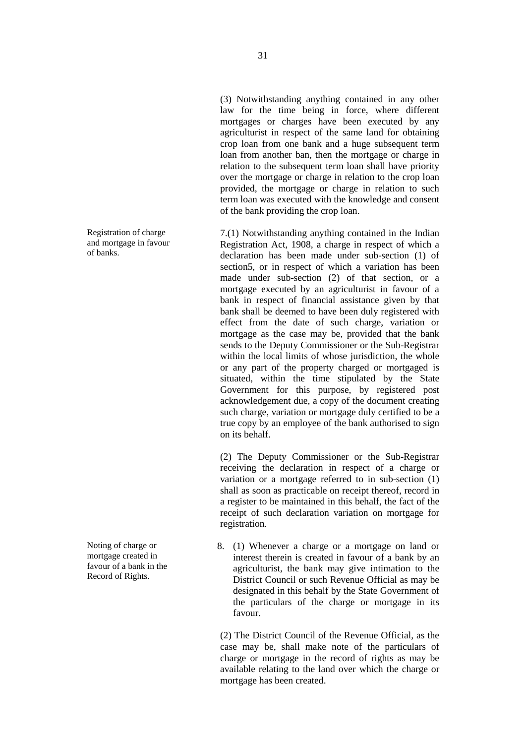(3) Notwithstanding anything contained in any other law for the time being in force, where different mortgages or charges have been executed by any agriculturist in respect of the same land for obtaining crop loan from one bank and a huge subsequent term loan from another ban, then the mortgage or charge in relation to the subsequent term loan shall have priority over the mortgage or charge in relation to the crop loan provided, the mortgage or charge in relation to such term loan was executed with the knowledge and consent of the bank providing the crop loan.

*Registration of charge and mortgage in favour of banks.*

7.(1) Notwithstanding anything contained in the Indian Registration Act, 1908, a charge in respect of which a declaration has been made under sub-section (1) of section5, or in respect of which a variation has been made under sub-section (2) of that section, or a mortgage executed by an agriculturist in favour of a bank in respect of financial assistance given by that bank shall be deemed to have been duly registered with effect from the date of such charge, variation or mortgage as the case may be, provided that the bank sends to the Deputy Commissioner or the Sub-Registrar within the local limits of whose jurisdiction, the whole or any part of the property charged or mortgaged is situated, within the time stipulated by the State Government for this purpose, by registered post acknowledgement due, a copy of the document creating such charge, variation or mortgage duly certified to be a true copy by an employee of the bank authorised to sign on its behalf.

(2) The Deputy Commissioner or the Sub-Registrar receiving the declaration in respect of a charge or variation or a mortgage referred to in sub-section (1) shall as soon as practicable on receipt thereof, record in a register to be maintained in this behalf, the fact of the receipt of such declaration variation on mortgage for registration.

*Noting of charge or mortgage created in favour of a bank in the Record of Rights.*

8. (1) Whenever a charge or a mortgage on land or interest therein is created in favour of a bank by an agriculturist, the bank may give intimation to the District Council or such Revenue Official as may be designated in this behalf by the State Government of the particulars of the charge or mortgage in its favour.

(2) The District Council of the Revenue Official, as the case may be, shall make note of the particulars of charge or mortgage in the record of rights as may be available relating to the land over which the charge or mortgage has been created.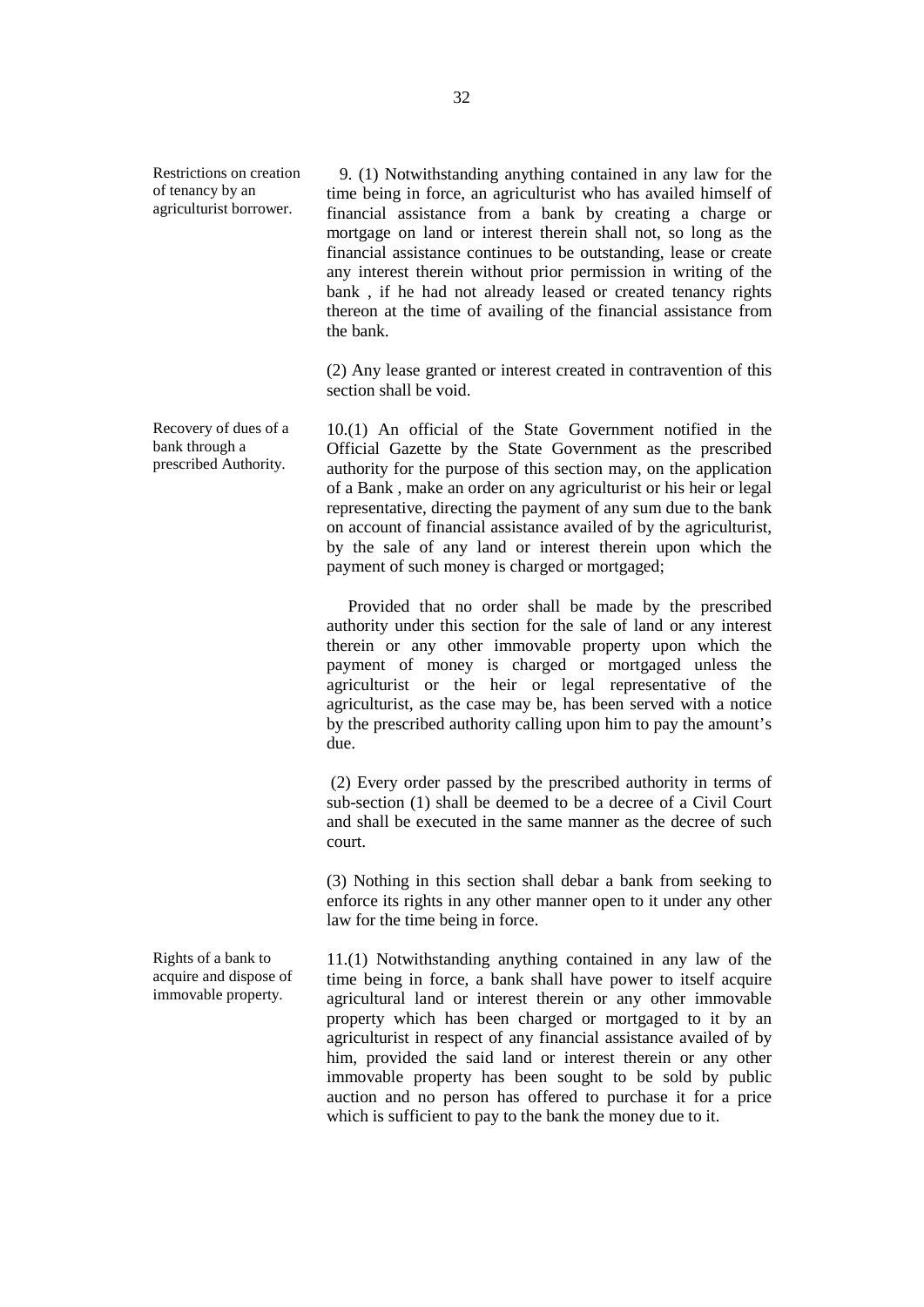**Restrictions on creation of tenancy by an agriculturist borrower.**

9. (1) Notwithstanding anything contained in any law for the time being in force, an agriculturist who has availed himself of financial assistance from a bank by creating a charge or mortgage on land or interest therein shall not, so long as the financial assistance continues to be outstanding, lease or create any interest therein without prior permission in writing of the bank , if he had not already leased or created tenancy rights thereon at the time of availing of the financial assistance from the bank.

(2) Any lease granted or interest created in contravention of this section shall be void.

**Recovery of dues of a bank through a prescribed Authority.**

10.(1) An official of the State Government notified in the Official Gazette by the State Government as the prescribed authority for the purpose of this section may, on the application of a Bank , make an order on any agriculturist or his heir or legal representative, directing the payment of any sum due to the bank on account of financial assistance availed of by the agriculturist, by the sale of any land or interest therein upon which the payment of such money is charged or mortgaged;

Provided that no order shall be made by the prescribed authority under this section for the sale of land or any interest therein or any other immovable property upon which the payment of money is charged or mortgaged unless the agriculturist or the heir or legal representative of the agriculturist, as the case may be, has been served with a notice by the prescribed authority calling upon him to pay the amount's due.

(2) Every order passed by the prescribed authority in terms of sub-section (1) shall be deemed to be a decree of a Civil Court and shall be executed in the same manner as the decree of such court.

(3) Nothing in this section shall debar a bank from seeking to enforce its rights in any other manner open to it under any other law for the time being in force.

**Rights of a bank to acquire and dispose of immovable property.**

11.(1) Notwithstanding anything contained in any law of the time being in force, a bank shall have power to itself acquire agricultural land or interest therein or any other immovable property which has been charged or mortgaged to it by an agriculturist in respect of any financial assistance availed of by him, provided the said land or interest therein or any other immovable property has been sought to be sold by public auction and no person has offered to purchase it for a price which is sufficient to pay to the bank the money due to it.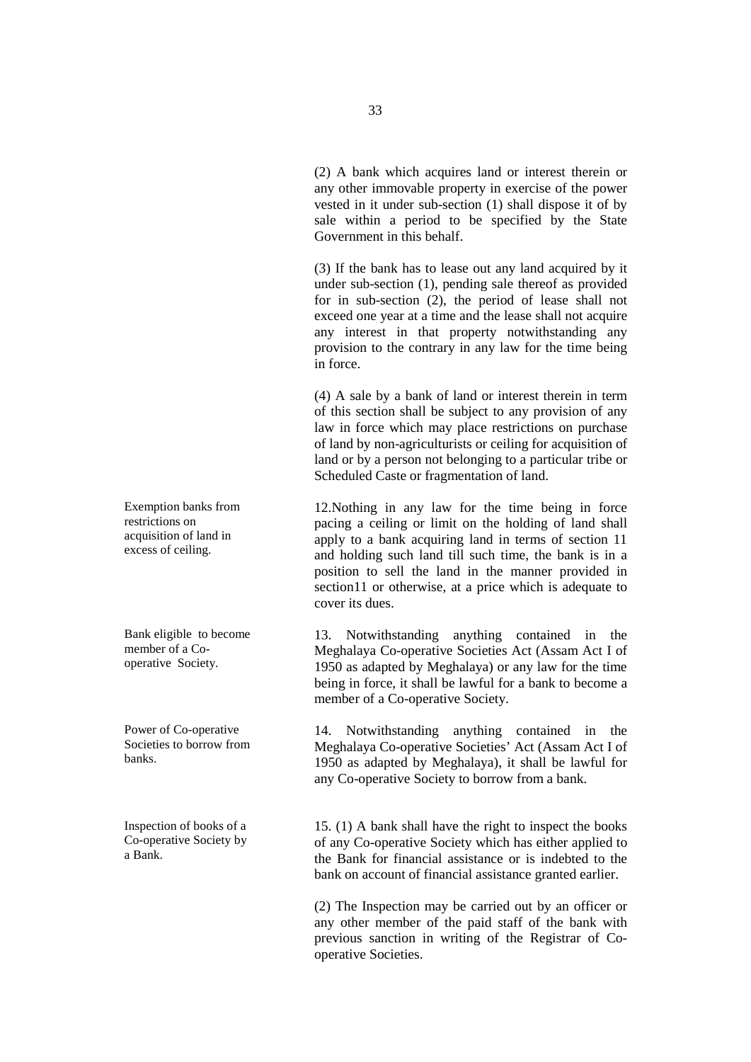(2) A bank which acquires land or interest therein or any other immovable property in exercise of the power vested in it under sub-section (1) shall dispose it of by sale within a period to be specified by the State Government in this behalf.

(3) If the bank has to lease out any land acquired by it under sub-section (1), pending sale thereof as provided for in sub-section (2), the period of lease shall not exceed one year at a time and the lease shall not acquire any interest in that property notwithstanding any provision to the contrary in any law for the time being in force.

(4) A sale by a bank of land or interest therein in term of this section shall be subject to any provision of any law in force which may place restrictions on purchase of land by non-agriculturists or ceiling for acquisition of land or by a person not belonging to a particular tribe or Scheduled Caste or fragmentation of land.

*Exemption banks from restrictions on acquisition of land in excess of ceiling.*

12.Nothing in any law for the time being in force pacing a ceiling or limit on the holding of land shall apply to a bank acquiring land in terms of section 11 and holding such land till such time, the bank is in a position to sell the land in the manner provided in section11 or otherwise, at a price which is adequate to cover its dues.

*Bank eligible to become member of a Co-operative Society.*

13. Notwithstanding anything contained in the Meghalaya Co-operative Societies Act (Assam Act I of 1950 as adapted by Meghalaya) or any law for the time being in force, it shall be lawful for a bank to become a member of a Co-operative Society.

*Power of Co-operative Societies to borrow from banks.*

14. Notwithstanding anything contained in the Meghalaya Co-operative Societies' Act (Assam Act I of 1950 as adapted by Meghalaya), it shall be lawful for any Co-operative Society to borrow from a bank.

*Inspection of books of a Co-operative Society by a Bank.*

15. (1) A bank shall have the right to inspect the books of any Co-operative Society which has either applied to the Bank for financial assistance or is indebted to the bank on account of financial assistance granted earlier.

(2) The Inspection may be carried out by an officer or any other member of the paid staff of the bank with previous sanction in writing of the Registrar of Co-operative Societies.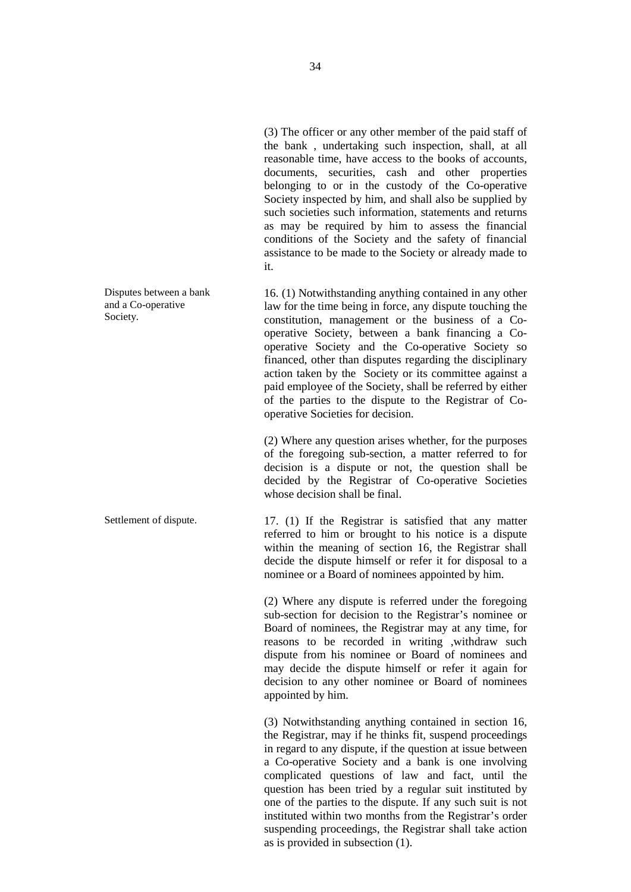(3) The officer or any other member of the paid staff of the bank , undertaking such inspection, shall, at all reasonable time, have access to the books of accounts, documents, securities, cash and other properties belonging to or in the custody of the Co-operative Society inspected by him, and shall also be supplied by such societies such information, statements and returns as may be required by him to assess the financial conditions of the Society and the safety of financial assistance to be made to the Society or already made to it.

**Disputes between a bank and a Co-operative Society.**

16. (1) Notwithstanding anything contained in any other law for the time being in force, any dispute touching the constitution, management or the business of a Co-operative Society, between a bank financing a Co-operative Society and the Co-operative Society so financed, other than disputes regarding the disciplinary action taken by the Society or its committee against a paid employee of the Society, shall be referred by either of the parties to the dispute to the Registrar of Co-operative Societies for decision.

(2) Where any question arises whether, for the purposes of the foregoing sub-section, a matter referred to for decision is a dispute or not, the question shall be decided by the Registrar of Co-operative Societies whose decision shall be final.

**Settlement of dispute.**

17. (1) If the Registrar is satisfied that any matter referred to him or brought to his notice is a dispute within the meaning of section 16, the Registrar shall decide the dispute himself or refer it for disposal to a nominee or a Board of nominees appointed by him.

(2) Where any dispute is referred under the foregoing sub-section for decision to the Registrar's nominee or Board of nominees, the Registrar may at any time, for reasons to be recorded in writing ,withdraw such dispute from his nominee or Board of nominees and may decide the dispute himself or refer it again for decision to any other nominee or Board of nominees appointed by him.

(3) Notwithstanding anything contained in section 16, the Registrar, may if he thinks fit, suspend proceedings in regard to any dispute, if the question at issue between a Co-operative Society and a bank is one involving complicated questions of law and fact, until the question has been tried by a regular suit instituted by one of the parties to the dispute. If any such suit is not instituted within two months from the Registrar's order suspending proceedings, the Registrar shall take action as is provided in subsection (1).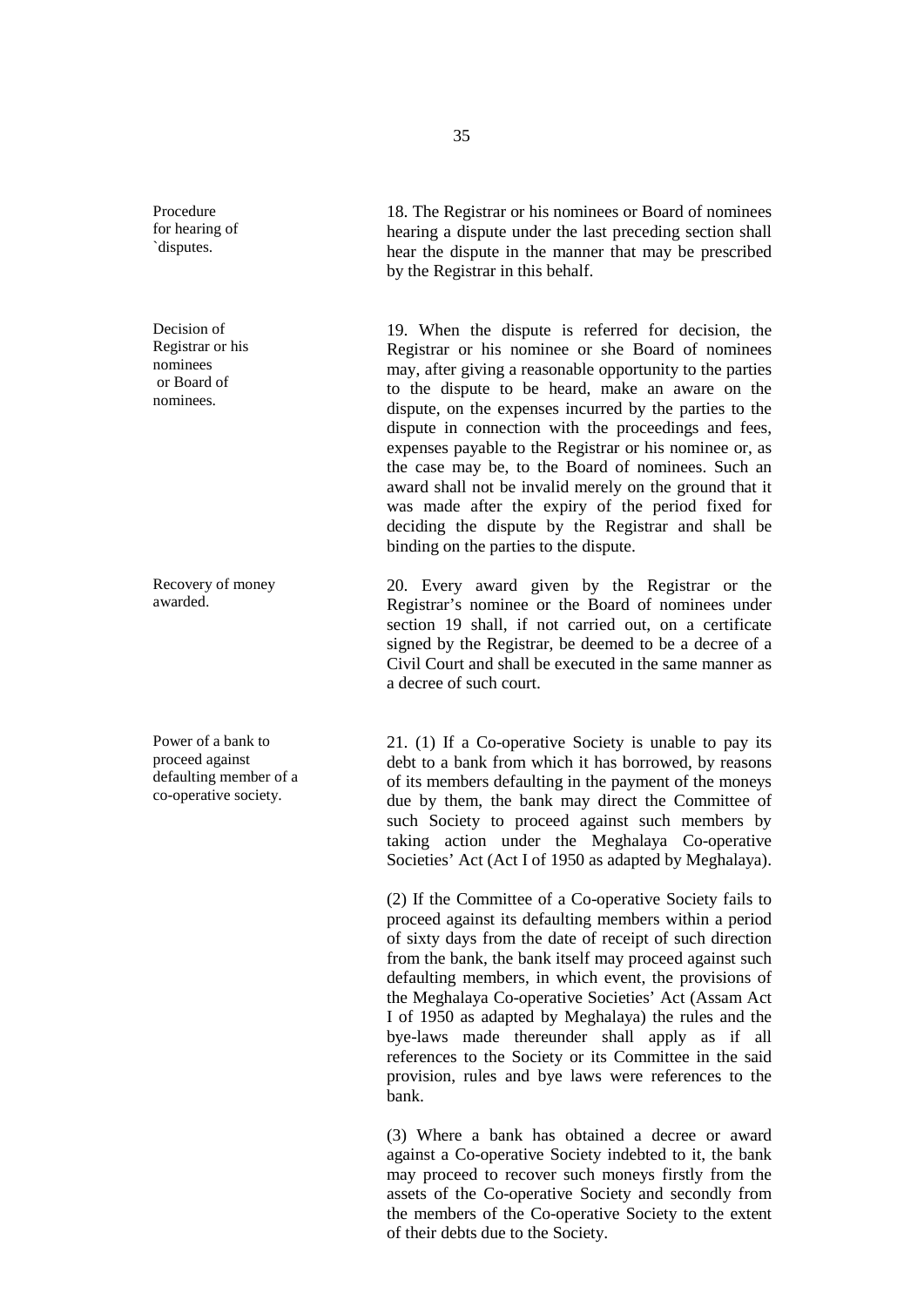**Procedure for hearing of `disputes.**

18. The Registrar or his nominees or Board of nominees hearing a dispute under the last preceding section shall hear the dispute in the manner that may be prescribed by the Registrar in this behalf.

**Decision of Registrar or his nominees or Board of nominees.**

19. When the dispute is referred for decision, the Registrar or his nominee or she Board of nominees may, after giving a reasonable opportunity to the parties to the dispute to be heard, make an aware on the dispute, on the expenses incurred by the parties to the dispute in connection with the proceedings and fees, expenses payable to the Registrar or his nominee or, as the case may be, to the Board of nominees. Such an award shall not be invalid merely on the ground that it was made after the expiry of the period fixed for deciding the dispute by the Registrar and shall be binding on the parties to the dispute.

**Recovery of money awarded.**

20. Every award given by the Registrar or the Registrar's nominee or the Board of nominees under section 19 shall, if not carried out, on a certificate signed by the Registrar, be deemed to be a decree of a Civil Court and shall be executed in the same manner as a decree of such court.

**Power of a bank to proceed against defaulting member of a co-operative society.**

21. (1) If a Co-operative Society is unable to pay its debt to a bank from which it has borrowed, by reasons of its members defaulting in the payment of the moneys due by them, the bank may direct the Committee of such Society to proceed against such members by taking action under the Meghalaya Co-operative Societies' Act (Act I of 1950 as adapted by Meghalaya).

(2) If the Committee of a Co-operative Society fails to proceed against its defaulting members within a period of sixty days from the date of receipt of such direction from the bank, the bank itself may proceed against such defaulting members, in which event, the provisions of the Meghalaya Co-operative Societies' Act (Assam Act I of 1950 as adapted by Meghalaya) the rules and the bye-laws made thereunder shall apply as if all references to the Society or its Committee in the said provision, rules and bye laws were references to the bank.

(3) Where a bank has obtained a decree or award against a Co-operative Society indebted to it, the bank may proceed to recover such moneys firstly from the assets of the Co-operative Society and secondly from the members of the Co-operative Society to the extent of their debts due to the Society.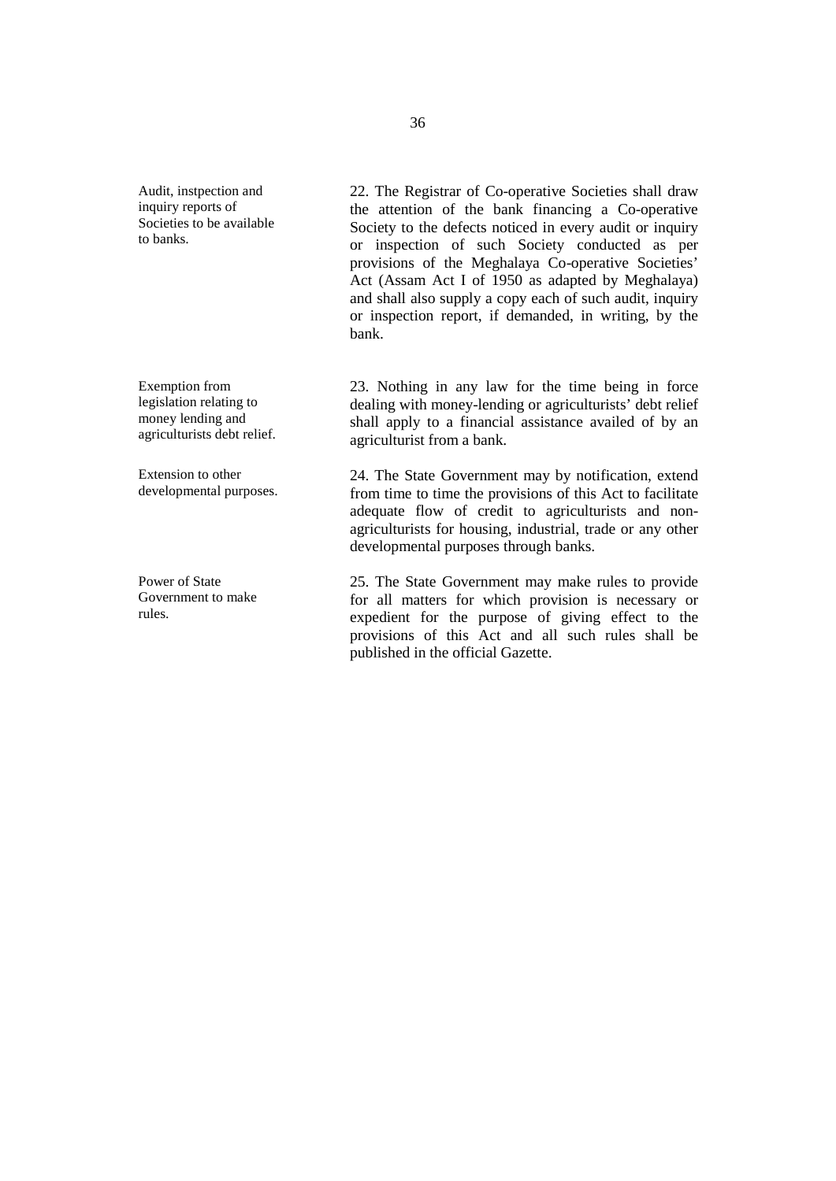**Audit, instpection and inquiry reports of Societies to be available to banks.**

22. The Registrar of Co-operative Societies shall draw the attention of the bank financing a Co-operative Society to the defects noticed in every audit or inquiry or inspection of such Society conducted as per provisions of the Meghalaya Co-operative Societies' Act (Assam Act I of 1950 as adapted by Meghalaya) and shall also supply a copy each of such audit, inquiry or inspection report, if demanded, in writing, by the bank.

**Exemption from legislation relating to money lending and agriculturists debt relief.**

23. Nothing in any law for the time being in force dealing with money-lending or agriculturists' debt relief shall apply to a financial assistance availed of by an agriculturist from a bank.

**Extension to other developmental purposes.**

24. The State Government may by notification, extend from time to time the provisions of this Act to facilitate adequate flow of credit to agriculturists and non-agriculturists for housing, industrial, trade or any other developmental purposes through banks.

**Power of State Government to make rules.**

25. The State Government may make rules to provide for all matters for which provision is necessary or expedient for the purpose of giving effect to the provisions of this Act and all such rules shall be published in the official Gazette.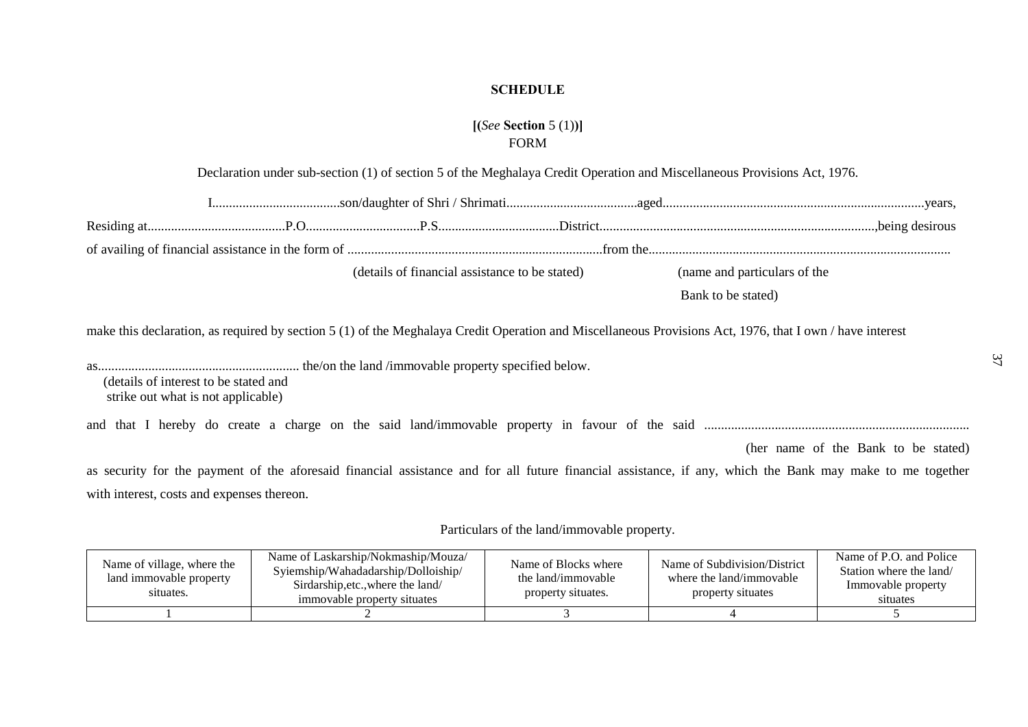**SCHEDULE**

**[**(*See* **Section** 5 (1))**]**

FORM

Declaration under sub-section (1) of section 5 of the Meghalaya Credit Operation and Miscellaneous Provisions Act, 1976.

I......................................son/daughter of Shri / Shrimati.......................................aged.............................................................................years,

Residing at.........................................P.O..................................P.S...................................District..................................................................................,being desirous

of availing of financial assistance in the form of ............................................................................from the.........................................................................................
(details of financial assistance to be stated) (name and particulars of the Bank to be stated)

make this declaration, as required by section 5 (1) of the Meghalaya Credit Operation and Miscellaneous Provisions Act, 1976, that I own / have interest

as............................................................ the/on the land /immovable property specified below.
(details of interest to be stated and strike out what is not applicable)

and that I hereby do create a charge on the said land/immovable property in favour of the said ..............................................................................
(her name of the Bank to be stated)

as security for the payment of the aforesaid financial assistance and for all future financial assistance, if any, which the Bank may make to me together with interest, costs and expenses thereon.

Particulars of the land/immovable property.

| Name of village, where the land immovable property situates. | Name of Laskarship/Nokmaship/Mouza/ Syiemship/Wahadadarship/Dolloiship/ Sirdarship,etc.,where the land/ immovable property situates | Name of Blocks where the land/immovable property situates. | Name of Subdivision/District where the land/immovable property situates | Name of P.O. and Police Station where the land/ Immovable property situates |
|---|---|---|---|---|
| 1 | 2 | 3 | 4 | 5 |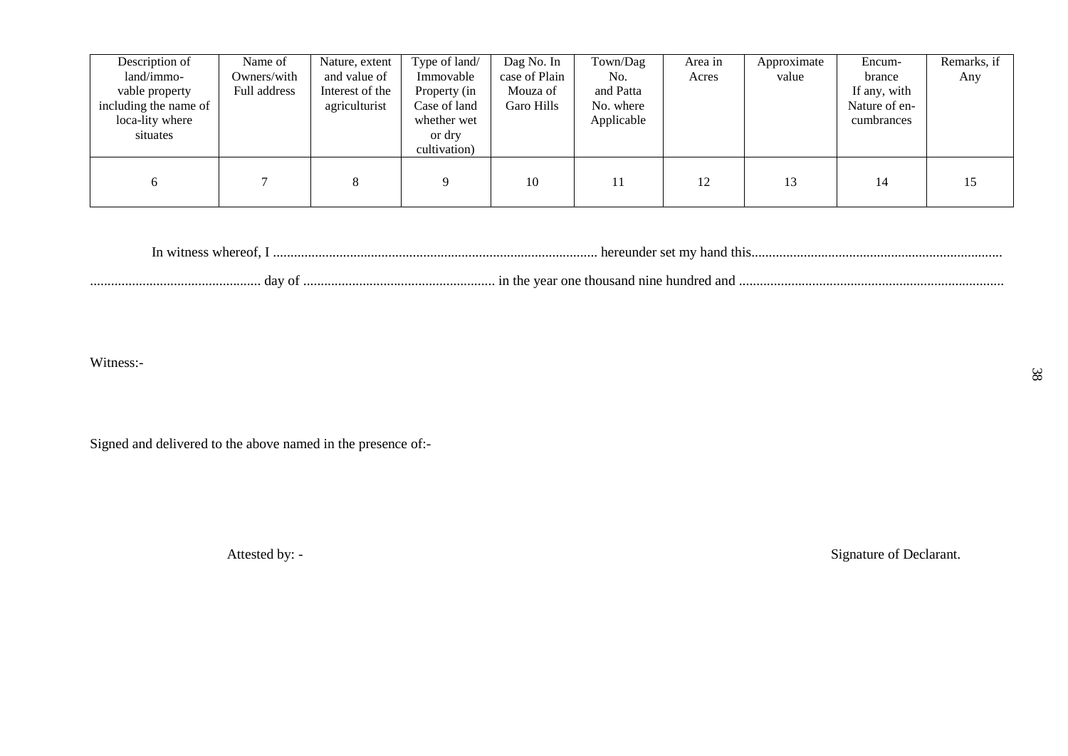| Description of land/immo-vable property including the name of loca-lity where situates | Name of Owners/with Full address | Nature, extent and value of Interest of the agriculturist | Type of land/ Immovable Property (in Case of land whether wet or dry cultivation) | Dag No. In case of Plain Mouza of Garo Hills | Town/Dag No. and Patta No. where Applicable | Area in Acres | Approximate value | Encum-brance If any, with Nature of en-cumbrances | Remarks, if Any |
|---|---|---|---|---|---|---|---|---|---|
| 6 | 7 | 8 | 9 | 10 | 11 | 12 | 13 | 14 | 15 |

In witness whereof, I ............................................................................................ hereunder set my hand this.......................................................................
................................................ day of ....................................................... in the year one thousand nine hundred and ...........................................................................

Witness:-

Signed and delivered to the above named in the presence of:-

Attested by: -

Signature of Declarant.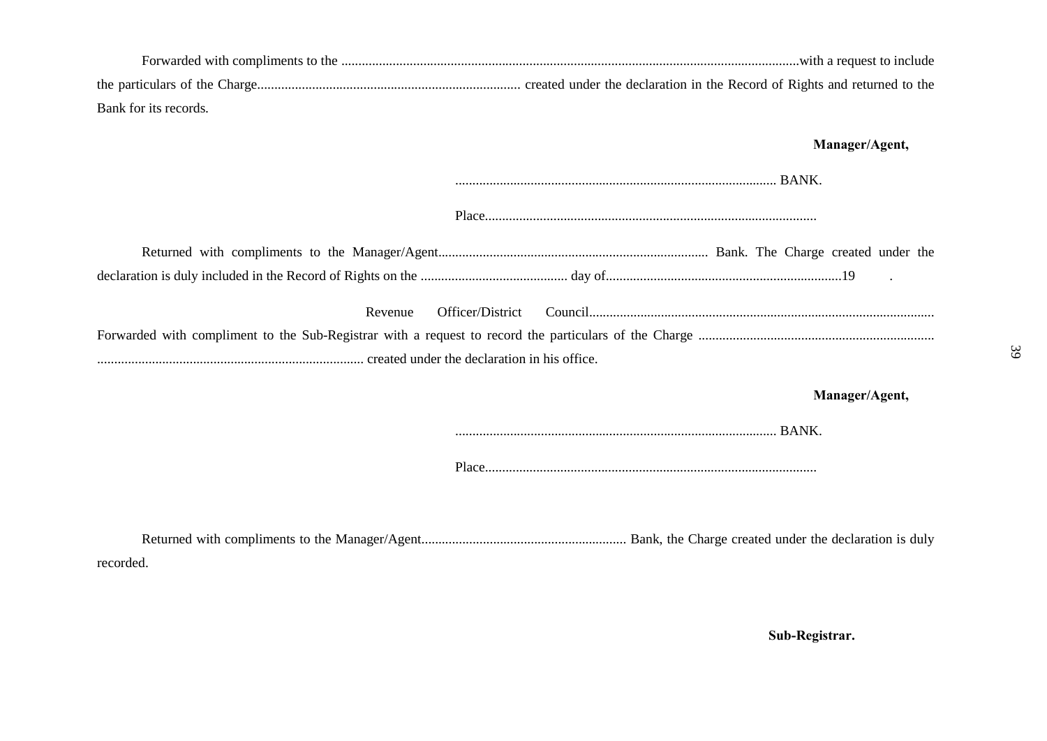Forwarded with compliments to the .......................................................................................................................................with a request to include the particulars of the Charge............................................................................ created under the declaration in the Record of Rights and returned to the Bank for its records.

**Manager/Agent,**

............................................................................................. BANK.

Place................................................................................................

Returned with compliments to the Manager/Agent.............................................................................. Bank. The Charge created under the declaration is duly included in the Record of Rights on the .......................................... day of....................................................................19 .

Revenue Officer/District Council....................................................................................................

Forwarded with compliment to the Sub-Registrar with a request to record the particulars of the Charge .............................................................................................................................................. created under the declaration in his office.

**Manager/Agent,**

............................................................................................. BANK.

Place................................................................................................

Returned with compliments to the Manager/Agent........................................................... Bank, the Charge created under the declaration is duly recorded.

**Sub-Registrar.**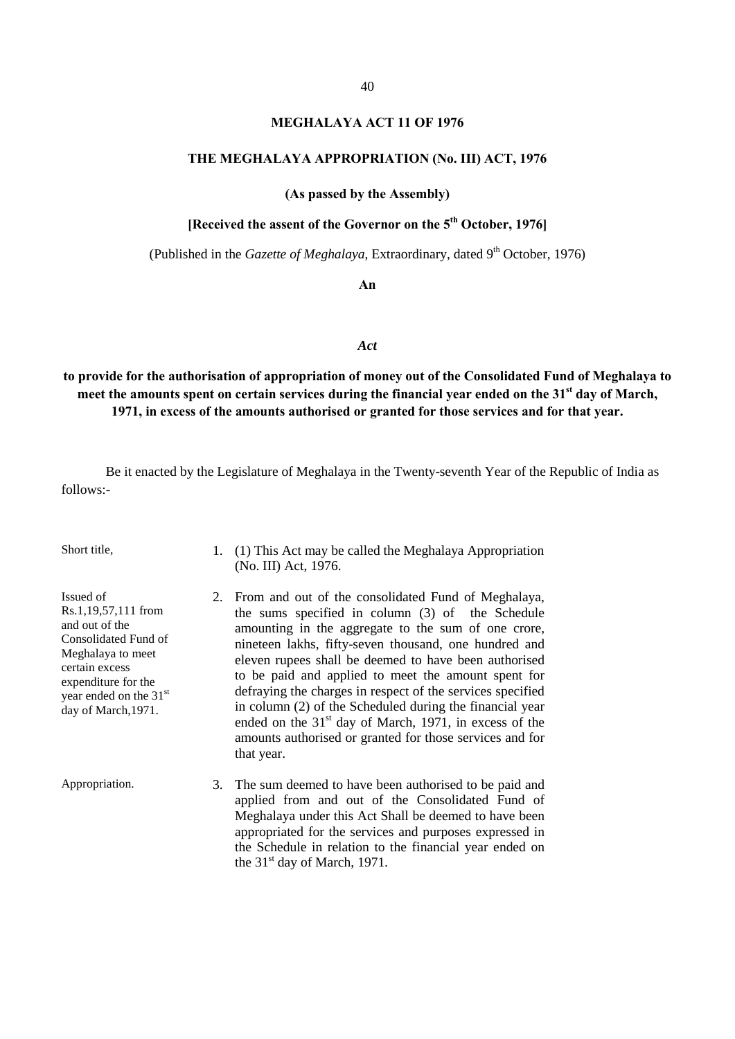# MEGHALAYA ACT 11 OF 1976

## THE MEGHALAYA APPROPRIATION (No. III) ACT, 1976

**(As passed by the Assembly)**

**[Received the assent of the Governor on the 5th October, 1976]**

(Published in the *Gazette of Meghalaya*, Extraordinary, dated 9th October, 1976)

**An**

***Act***

**to provide for the authorisation of appropriation of money out of the Consolidated Fund of Meghalaya to meet the amounts spent on certain services during the financial year ended on the 31st day of March, 1971, in excess of the amounts authorised or granted for those services and for that year.**

Be it enacted by the Legislature of Meghalaya in the Twenty-seventh Year of the Republic of India as follows:-

Short title,

1. (1) This Act may be called the Meghalaya Appropriation (No. III) Act, 1976.

Issued of Rs.1,19,57,111 from and out of the Consolidated Fund of Meghalaya to meet certain excess expenditure for the year ended on the 31st day of March,1971.

2. From and out of the consolidated Fund of Meghalaya, the sums specified in column (3) of the Schedule amounting in the aggregate to the sum of one crore, nineteen lakhs, fifty-seven thousand, one hundred and eleven rupees shall be deemed to have been authorised to be paid and applied to meet the amount spent for defraying the charges in respect of the services specified in column (2) of the Scheduled during the financial year ended on the 31st day of March, 1971, in excess of the amounts authorised or granted for those services and for that year.

Appropriation.

3. The sum deemed to have been authorised to be paid and applied from and out of the Consolidated Fund of Meghalaya under this Act Shall be deemed to have been appropriated for the services and purposes expressed in the Schedule in relation to the financial year ended on the 31st day of March, 1971.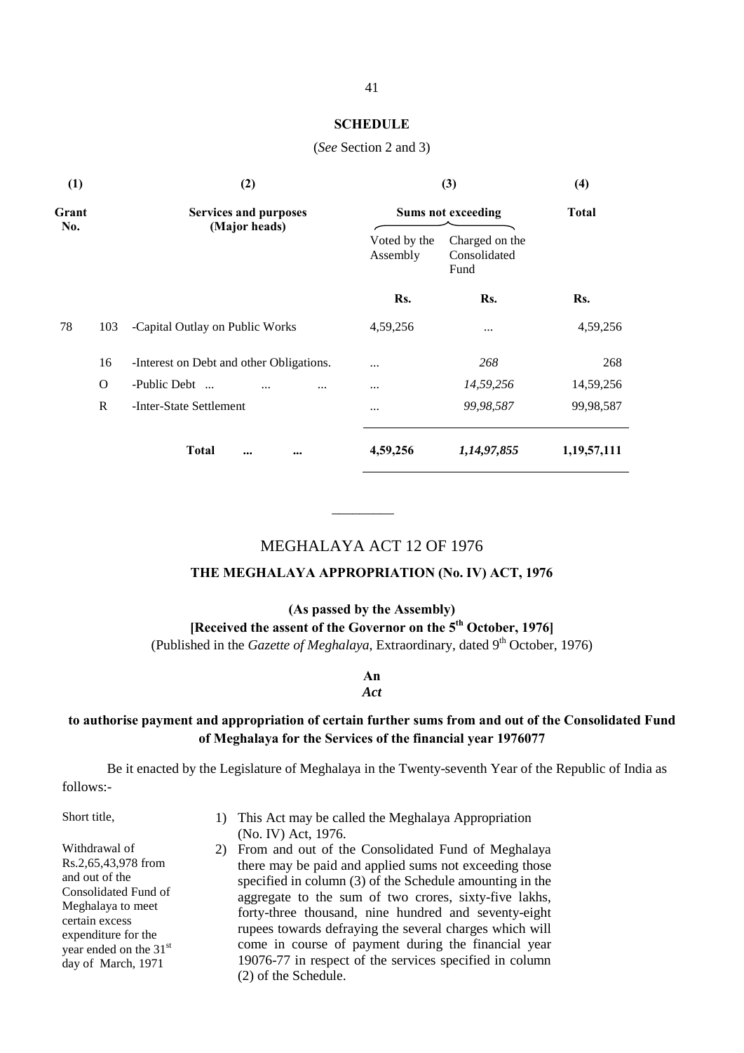## SCHEDULE

(*See* Section 2 and 3)

| (1) | | (2) | (3) | | (4) |
|---|---|---|---|---|---|
| Grant No. | | Services and purposes (Major heads) | Sums not exceeding | | Total |
| | | | Voted by the Assembly | Charged on the Consolidated Fund | |
| | | | Rs. | Rs. | Rs. |
| 78 | 103 | -Capital Outlay on Public Works | 4,59,256 | ... | 4,59,256 |
| | 16 | -Interest on Debt and other Obligations. | ... | *268* | 268 |
| | O | -Public Debt ... ... ... | ... | *14,59,256* | 14,59,256 |
| | R | -Inter-State Settlement | ... | *99,98,587* | 99,98,587 |
| | | **Total ... ...** | **4,59,256** | ***1,14,97,855*** | **1,19,57,111** |

---

# MEGHALAYA ACT 12 OF 1976

## THE MEGHALAYA APPROPRIATION (No. IV) ACT, 1976

**(As passed by the Assembly)**

**[Received the assent of the Governor on the 5th October, 1976]**

(Published in the *Gazette of Meghalaya*, Extraordinary, dated 9th October, 1976)

**An**
***Act***

**to authorise payment and appropriation of certain further sums from and out of the Consolidated Fund of Meghalaya for the Services of the financial year 1976077**

Be it enacted by the Legislature of Meghalaya in the Twenty-seventh Year of the Republic of India as follows:-

Short title,

1) This Act may be called the Meghalaya Appropriation (No. IV) Act, 1976.

Withdrawal of Rs.2,65,43,978 from and out of the Consolidated Fund of Meghalaya to meet certain excess expenditure for the year ended on the 31st day of March, 1971

2) From and out of the Consolidated Fund of Meghalaya there may be paid and applied sums not exceeding those specified in column (3) of the Schedule amounting in the aggregate to the sum of two crores, sixty-five lakhs, forty-three thousand, nine hundred and seventy-eight rupees towards defraying the several charges which will come in course of payment during the financial year 19076-77 in respect of the services specified in column (2) of the Schedule.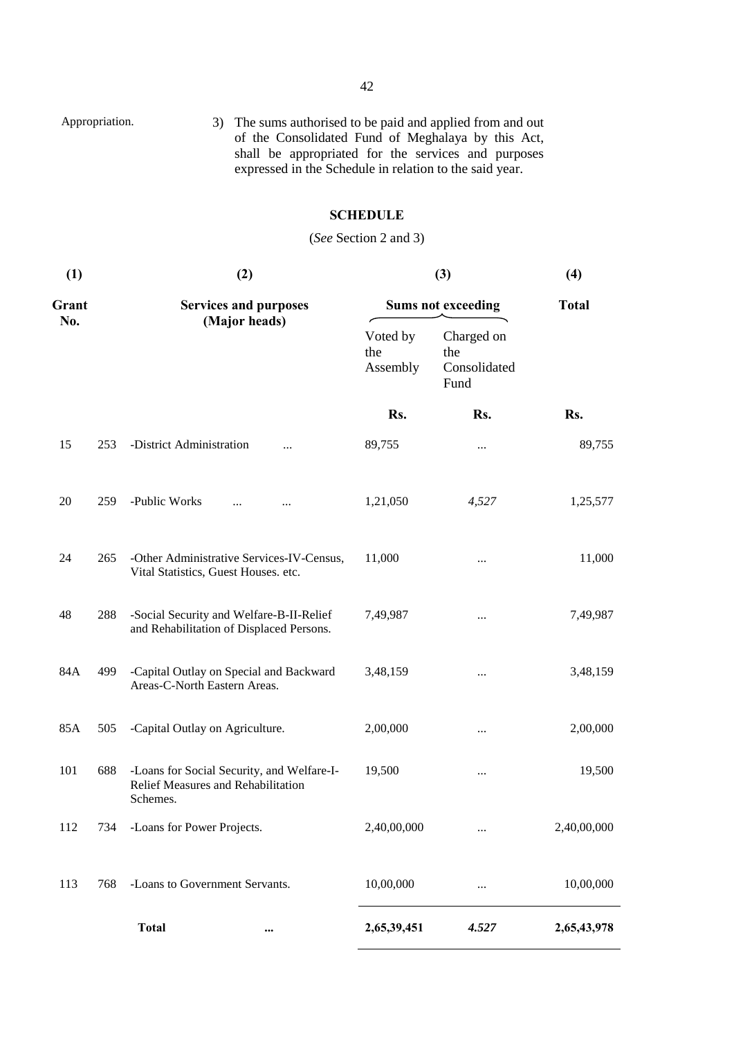Appropriation.

3) The sums authorised to be paid and applied from and out of the Consolidated Fund of Meghalaya by this Act, shall be appropriated for the services and purposes expressed in the Schedule in relation to the said year.

## SCHEDULE

(*See* Section 2 and 3)

| (1) | | (2) | (3) | | (4) |
|---|---|---|---|---|---|
| **Grant No.** | | **Services and purposes (Major heads)** | **Sums not exceeding** | | **Total** |
| | | | Voted by the Assembly | Charged on the Consolidated Fund | |
| | | | **Rs.** | **Rs.** | **Rs.** |
| 15 | 253 | -District Administration ... | 89,755 | ... | 89,755 |
| 20 | 259 | -Public Works ... ... | 1,21,050 | *4,527* | 1,25,577 |
| 24 | 265 | -Other Administrative Services-IV-Census, Vital Statistics, Guest Houses. etc. | 11,000 | ... | 11,000 |
| 48 | 288 | -Social Security and Welfare-B-II-Relief and Rehabilitation of Displaced Persons. | 7,49,987 | ... | 7,49,987 |
| 84A | 499 | -Capital Outlay on Special and Backward Areas-C-North Eastern Areas. | 3,48,159 | ... | 3,48,159 |
| 85A | 505 | -Capital Outlay on Agriculture. | 2,00,000 | ... | 2,00,000 |
| 101 | 688 | -Loans for Social Security, and Welfare-I-Relief Measures and Rehabilitation Schemes. | 19,500 | ... | 19,500 |
| 112 | 734 | -Loans for Power Projects. | 2,40,00,000 | ... | 2,40,00,000 |
| 113 | 768 | -Loans to Government Servants. | 10,00,000 | ... | 10,00,000 |
| | | **Total** ... | **2,65,39,451** | ***4.527*** | **2,65,43,978** |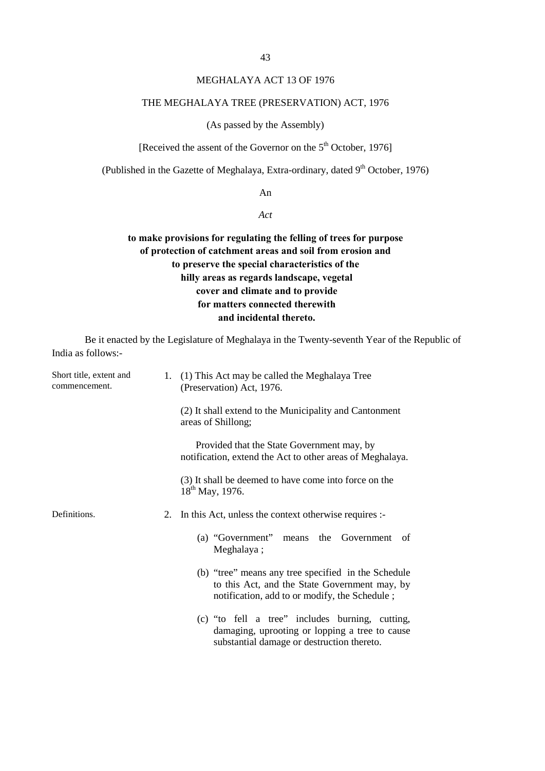# MEGHALAYA ACT 13 OF 1976

## THE MEGHALAYA TREE (PRESERVATION) ACT, 1976

(As passed by the Assembly)

[Received the assent of the Governor on the 5th October, 1976]

(Published in the Gazette of Meghalaya, Extra-ordinary, dated 9th October, 1976)

An

*Act*

**to make provisions for regulating the felling of trees for purpose of protection of catchment areas and soil from erosion and to preserve the special characteristics of the hilly areas as regards landscape, vegetal cover and climate and to provide for matters connected therewith and incidental thereto.**

Be it enacted by the Legislature of Meghalaya in the Twenty-seventh Year of the Republic of India as follows:-

Short title, extent and commencement.

1. (1) This Act may be called the Meghalaya Tree (Preservation) Act, 1976.

   (2) It shall extend to the Municipality and Cantonment areas of Shillong;

   Provided that the State Government may, by notification, extend the Act to other areas of Meghalaya.

   (3) It shall be deemed to have come into force on the 18th May, 1976.

Definitions.

2. In this Act, unless the context otherwise requires :-

   (a) "Government" means the Government of Meghalaya ;

   (b) "tree" means any tree specified in the Schedule to this Act, and the State Government may, by notification, add to or modify, the Schedule ;

   (c) "to fell a tree" includes burning, cutting, damaging, uprooting or lopping a tree to cause substantial damage or destruction thereto.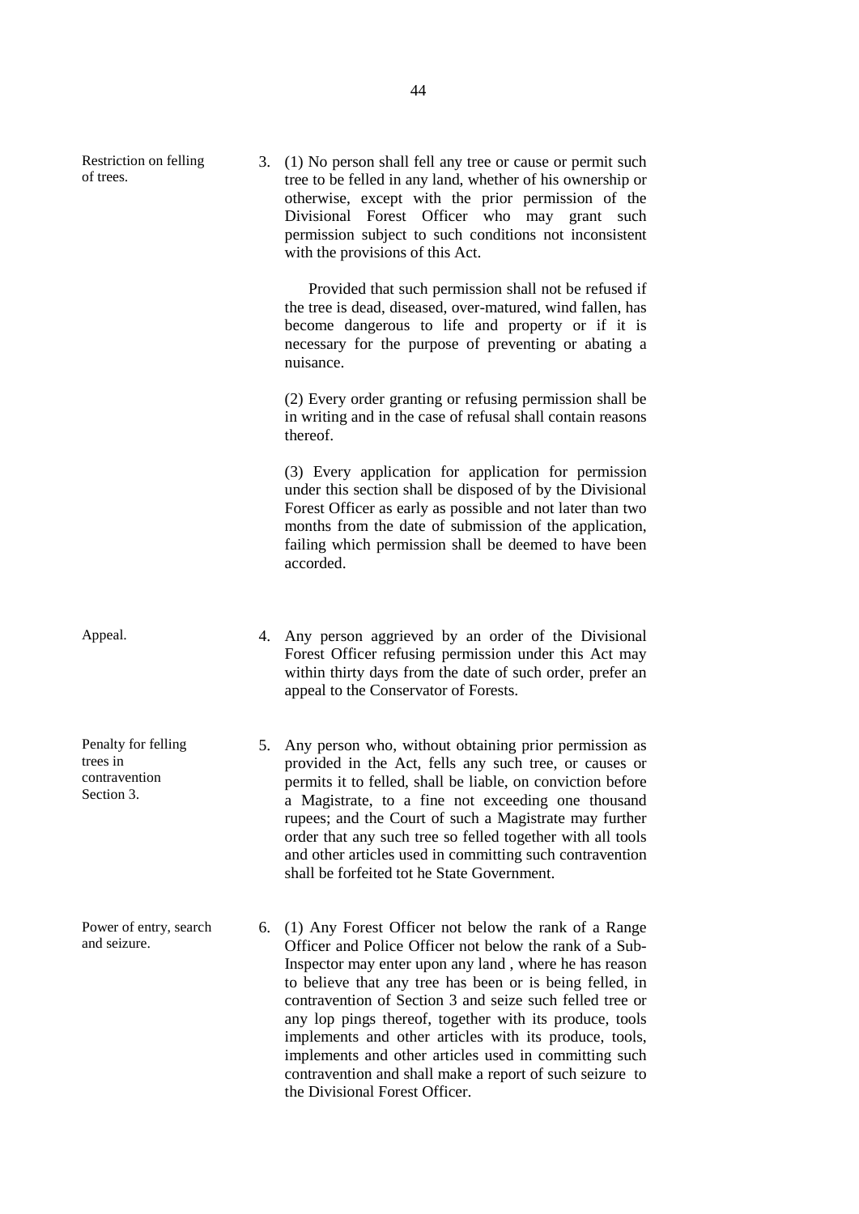**Restriction on felling of trees.**

3. (1) No person shall fell any tree or cause or permit such tree to be felled in any land, whether of his ownership or otherwise, except with the prior permission of the Divisional Forest Officer who may grant such permission subject to such conditions not inconsistent with the provisions of this Act.

   Provided that such permission shall not be refused if the tree is dead, diseased, over-matured, wind fallen, has become dangerous to life and property or if it is necessary for the purpose of preventing or abating a nuisance.

   (2) Every order granting or refusing permission shall be in writing and in the case of refusal shall contain reasons thereof.

   (3) Every application for application for permission under this section shall be disposed of by the Divisional Forest Officer as early as possible and not later than two months from the date of submission of the application, failing which permission shall be deemed to have been accorded.

**Appeal.**

4. Any person aggrieved by an order of the Divisional Forest Officer refusing permission under this Act may within thirty days from the date of such order, prefer an appeal to the Conservator of Forests.

**Penalty for felling trees in contravention Section 3.**

5. Any person who, without obtaining prior permission as provided in the Act, fells any such tree, or causes or permits it to felled, shall be liable, on conviction before a Magistrate, to a fine not exceeding one thousand rupees; and the Court of such a Magistrate may further order that any such tree so felled together with all tools and other articles used in committing such contravention shall be forfeited tot he State Government.

**Power of entry, search and seizure.**

6. (1) Any Forest Officer not below the rank of a Range Officer and Police Officer not below the rank of a Sub-Inspector may enter upon any land , where he has reason to believe that any tree has been or is being felled, in contravention of Section 3 and seize such felled tree or any lop pings thereof, together with its produce, tools implements and other articles with its produce, tools, implements and other articles used in committing such contravention and shall make a report of such seizure to the Divisional Forest Officer.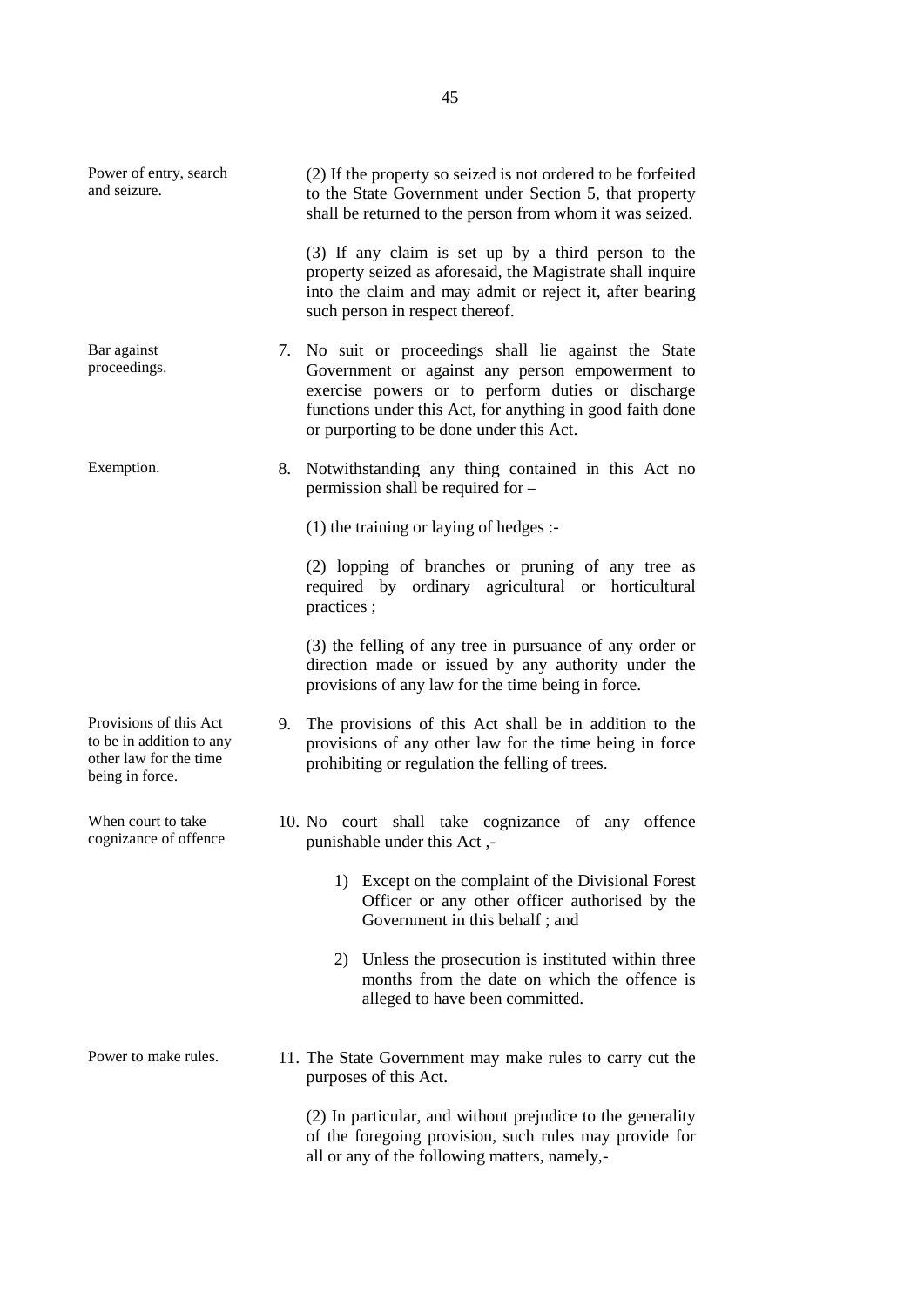Power of entry, search and seizure.

(2) If the property so seized is not ordered to be forfeited to the State Government under Section 5, that property shall be returned to the person from whom it was seized.

(3) If any claim is set up by a third person to the property seized as aforesaid, the Magistrate shall inquire into the claim and may admit or reject it, after bearing such person in respect thereof.

Bar against proceedings.

7. No suit or proceedings shall lie against the State Government or against any person empowerment to exercise powers or to perform duties or discharge functions under this Act, for anything in good faith done or purporting to be done under this Act.

Exemption.

8. Notwithstanding any thing contained in this Act no permission shall be required for –

(1) the training or laying of hedges :-

(2) lopping of branches or pruning of any tree as required by ordinary agricultural or horticultural practices ;

(3) the felling of any tree in pursuance of any order or direction made or issued by any authority under the provisions of any law for the time being in force.

Provisions of this Act to be in addition to any other law for the time being in force.

9. The provisions of this Act shall be in addition to the provisions of any other law for the time being in force prohibiting or regulation the felling of trees.

When court to take cognizance of offence

10. No court shall take cognizance of any offence punishable under this Act ,-

1) Except on the complaint of the Divisional Forest Officer or any other officer authorised by the Government in this behalf ; and

2) Unless the prosecution is instituted within three months from the date on which the offence is alleged to have been committed.

Power to make rules.

11. The State Government may make rules to carry cut the purposes of this Act.

(2) In particular, and without prejudice to the generality of the foregoing provision, such rules may provide for all or any of the following matters, namely,-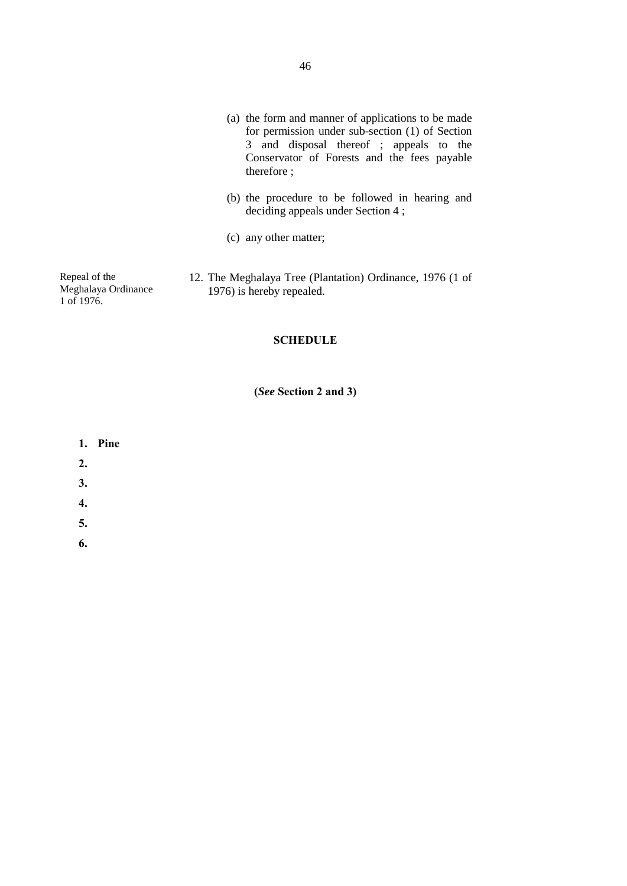(a) the form and manner of applications to be made for permission under sub-section (1) of Section 3 and disposal thereof ; appeals to the Conservator of Forests and the fees payable therefore ;

(b) the procedure to be followed in hearing and deciding appeals under Section 4 ;

(c) any other matter;

Repeal of the Meghalaya Ordinance 1 of 1976.

12. The Meghalaya Tree (Plantation) Ordinance, 1976 (1 of 1976) is hereby repealed.

## SCHEDULE

**(*See* Section 2 and 3)**

**1. Pine**

**2.**

**3.**

**4.**

**5.**

**6.**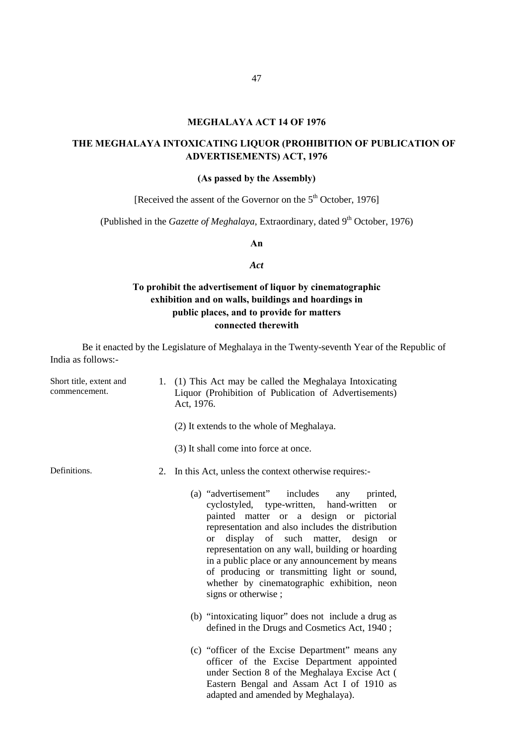# MEGHALAYA ACT 14 OF 1976

## THE MEGHALAYA INTOXICATING LIQUOR (PROHIBITION OF PUBLICATION OF ADVERTISEMENTS) ACT, 1976

**(As passed by the Assembly)**

[Received the assent of the Governor on the 5th October, 1976]

(Published in the *Gazette of Meghalaya*, Extraordinary, dated 9th October, 1976)

**An**

***Act***

**To prohibit the advertisement of liquor by cinematographic exhibition and on walls, buildings and hoardings in public places, and to provide for matters connected therewith**

Be it enacted by the Legislature of Meghalaya in the Twenty-seventh Year of the Republic of India as follows:-

Short title, extent and commencement.

1. (1) This Act may be called the Meghalaya Intoxicating Liquor (Prohibition of Publication of Advertisements) Act, 1976.

   (2) It extends to the whole of Meghalaya.

   (3) It shall come into force at once.

Definitions.

2. In this Act, unless the context otherwise requires:-

   (a) "advertisement" includes any printed, cyclostyled, type-written, hand-written or painted matter or a design or pictorial representation and also includes the distribution or display of such matter, design or representation on any wall, building or hoarding in a public place or any announcement by means of producing or transmitting light or sound, whether by cinematographic exhibition, neon signs or otherwise ;

   (b) "intoxicating liquor" does not include a drug as defined in the Drugs and Cosmetics Act, 1940 ;

   (c) "officer of the Excise Department" means any officer of the Excise Department appointed under Section 8 of the Meghalaya Excise Act ( Eastern Bengal and Assam Act I of 1910 as adapted and amended by Meghalaya).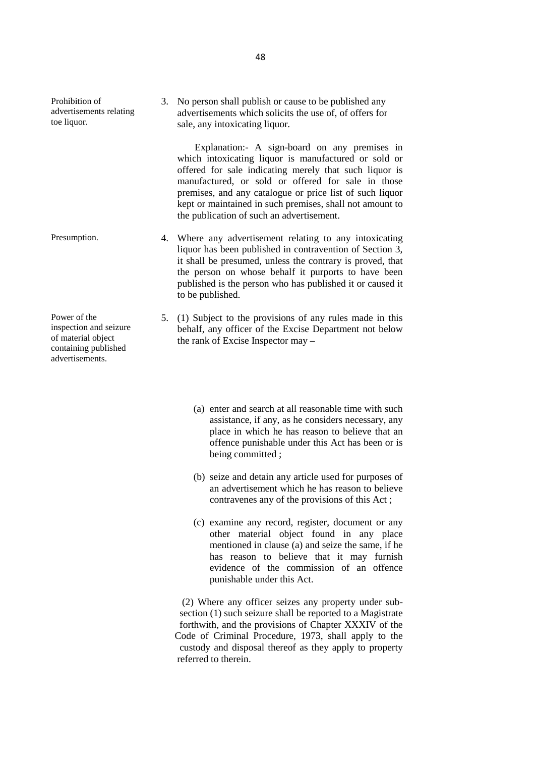**Prohibition of advertisements relating toe liquor.**

3. No person shall publish or cause to be published any advertisements which solicits the use of, of offers for sale, any intoxicating liquor.

Explanation:- A sign-board on any premises in which intoxicating liquor is manufactured or sold or offered for sale indicating merely that such liquor is manufactured, or sold or offered for sale in those premises, and any catalogue or price list of such liquor kept or maintained in such premises, shall not amount to the publication of such an advertisement.

**Presumption.**

4. Where any advertisement relating to any intoxicating liquor has been published in contravention of Section 3, it shall be presumed, unless the contrary is proved, that the person on whose behalf it purports to have been published is the person who has published it or caused it to be published.

**Power of the inspection and seizure of material object containing published advertisements.**

5. (1) Subject to the provisions of any rules made in this behalf, any officer of the Excise Department not below the rank of Excise Inspector may –

   (a) enter and search at all reasonable time with such assistance, if any, as he considers necessary, any place in which he has reason to believe that an offence punishable under this Act has been or is being committed ;

   (b) seize and detain any article used for purposes of an advertisement which he has reason to believe contravenes any of the provisions of this Act ;

   (c) examine any record, register, document or any other material object found in any place mentioned in clause (a) and seize the same, if he has reason to believe that it may furnish evidence of the commission of an offence punishable under this Act.

(2) Where any officer seizes any property under sub-section (1) such seizure shall be reported to a Magistrate forthwith, and the provisions of Chapter XXXIV of the Code of Criminal Procedure, 1973, shall apply to the custody and disposal thereof as they apply to property referred to therein.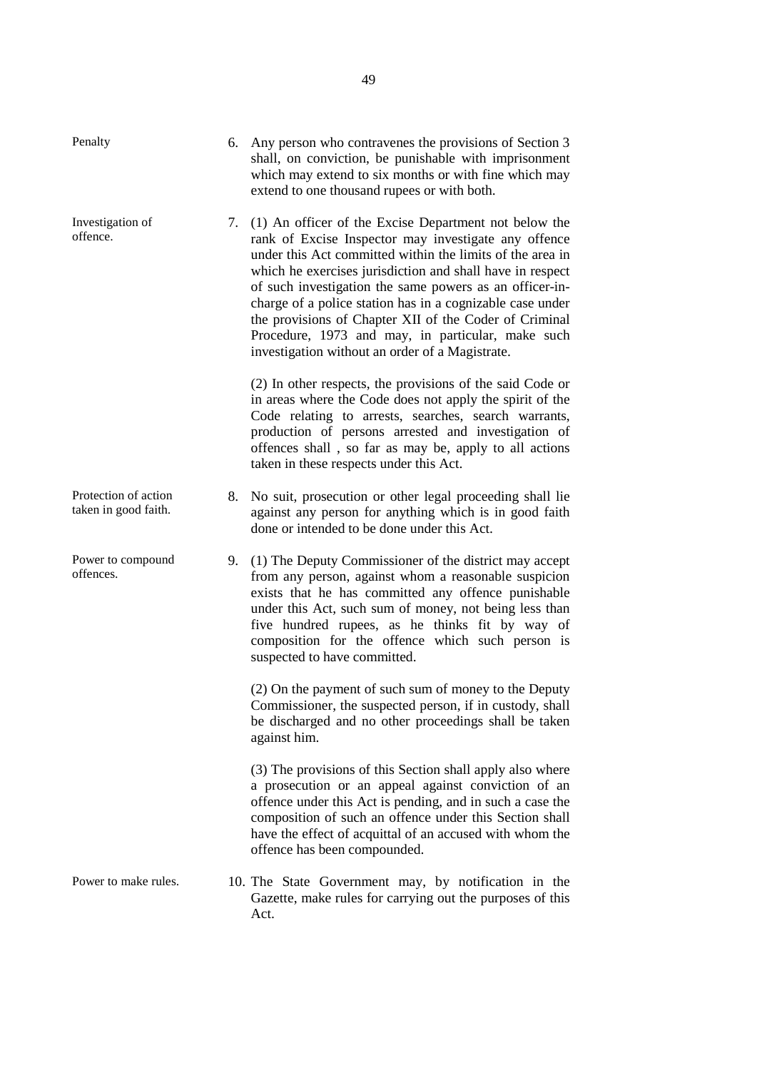**Penalty**

6. Any person who contravenes the provisions of Section 3 shall, on conviction, be punishable with imprisonment which may extend to six months or with fine which may extend to one thousand rupees or with both.

**Investigation of offence.**

7. (1) An officer of the Excise Department not below the rank of Excise Inspector may investigate any offence under this Act committed within the limits of the area in which he exercises jurisdiction and shall have in respect of such investigation the same powers as an officer-in-charge of a police station has in a cognizable case under the provisions of Chapter XII of the Coder of Criminal Procedure, 1973 and may, in particular, make such investigation without an order of a Magistrate.

(2) In other respects, the provisions of the said Code or in areas where the Code does not apply the spirit of the Code relating to arrests, searches, search warrants, production of persons arrested and investigation of offences shall , so far as may be, apply to all actions taken in these respects under this Act.

**Protection of action taken in good faith.**

8. No suit, prosecution or other legal proceeding shall lie against any person for anything which is in good faith done or intended to be done under this Act.

**Power to compound offences.**

9. (1) The Deputy Commissioner of the district may accept from any person, against whom a reasonable suspicion exists that he has committed any offence punishable under this Act, such sum of money, not being less than five hundred rupees, as he thinks fit by way of composition for the offence which such person is suspected to have committed.

(2) On the payment of such sum of money to the Deputy Commissioner, the suspected person, if in custody, shall be discharged and no other proceedings shall be taken against him.

(3) The provisions of this Section shall apply also where a prosecution or an appeal against conviction of an offence under this Act is pending, and in such a case the composition of such an offence under this Section shall have the effect of acquittal of an accused with whom the offence has been compounded.

**Power to make rules.**

10. The State Government may, by notification in the Gazette, make rules for carrying out the purposes of this Act.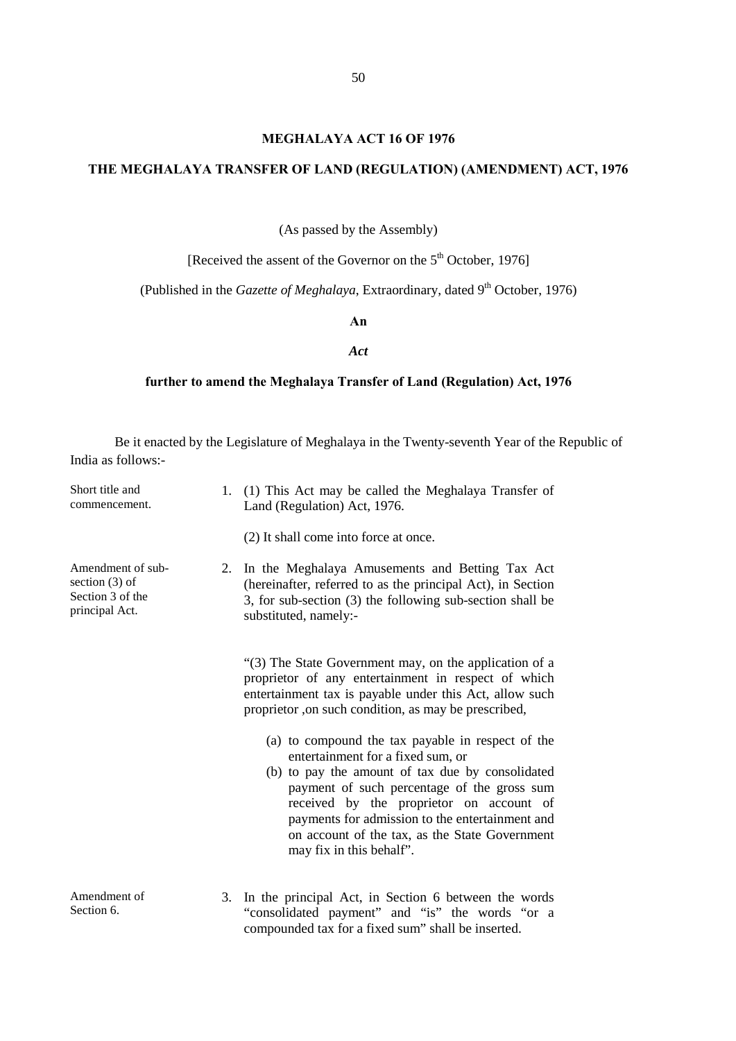# MEGHALAYA ACT 16 OF 1976

## THE MEGHALAYA TRANSFER OF LAND (REGULATION) (AMENDMENT) ACT, 1976

(As passed by the Assembly)

[Received the assent of the Governor on the 5th October, 1976]

(Published in the *Gazette of Meghalaya*, Extraordinary, dated 9th October, 1976)

**An**

***Act***

**further to amend the Meghalaya Transfer of Land (Regulation) Act, 1976**

Be it enacted by the Legislature of Meghalaya in the Twenty-seventh Year of the Republic of India as follows:-

Short title and commencement.

1. (1) This Act may be called the Meghalaya Transfer of Land (Regulation) Act, 1976.

   (2) It shall come into force at once.

Amendment of sub-section (3) of Section 3 of the principal Act.

2. In the Meghalaya Amusements and Betting Tax Act (hereinafter, referred to as the principal Act), in Section 3, for sub-section (3) the following sub-section shall be substituted, namely:-

   "(3) The State Government may, on the application of a proprietor of any entertainment in respect of which entertainment tax is payable under this Act, allow such proprietor ,on such condition, as may be prescribed,

   (a) to compound the tax payable in respect of the entertainment for a fixed sum, or
   (b) to pay the amount of tax due by consolidated payment of such percentage of the gross sum received by the proprietor on account of payments for admission to the entertainment and on account of the tax, as the State Government may fix in this behalf".

Amendment of Section 6.

3. In the principal Act, in Section 6 between the words "consolidated payment" and "is" the words "or a compounded tax for a fixed sum" shall be inserted.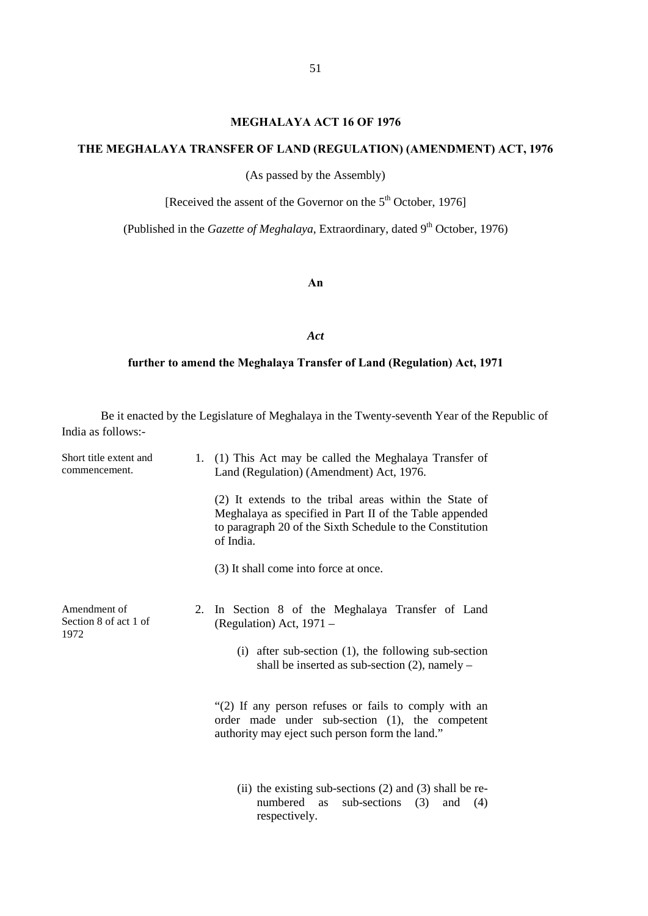# MEGHALAYA ACT 16 OF 1976

## THE MEGHALAYA TRANSFER OF LAND (REGULATION) (AMENDMENT) ACT, 1976

(As passed by the Assembly)

[Received the assent of the Governor on the 5th October, 1976]

(Published in the *Gazette of Meghalaya*, Extraordinary, dated 9th October, 1976)

**An**

***Act***

**further to amend the Meghalaya Transfer of Land (Regulation) Act, 1971**

Be it enacted by the Legislature of Meghalaya in the Twenty-seventh Year of the Republic of India as follows:-

Short title extent and commencement.

1. (1) This Act may be called the Meghalaya Transfer of Land (Regulation) (Amendment) Act, 1976.

   (2) It extends to the tribal areas within the State of Meghalaya as specified in Part II of the Table appended to paragraph 20 of the Sixth Schedule to the Constitution of India.

   (3) It shall come into force at once.

Amendment of Section 8 of act 1 of 1972

2. In Section 8 of the Meghalaya Transfer of Land (Regulation) Act, 1971 –

   (i) after sub-section (1), the following sub-section shall be inserted as sub-section (2), namely –

   "(2) If any person refuses or fails to comply with an order made under sub-section (1), the competent authority may eject such person form the land."

   (ii) the existing sub-sections (2) and (3) shall be re-numbered as sub-sections (3) and (4) respectively.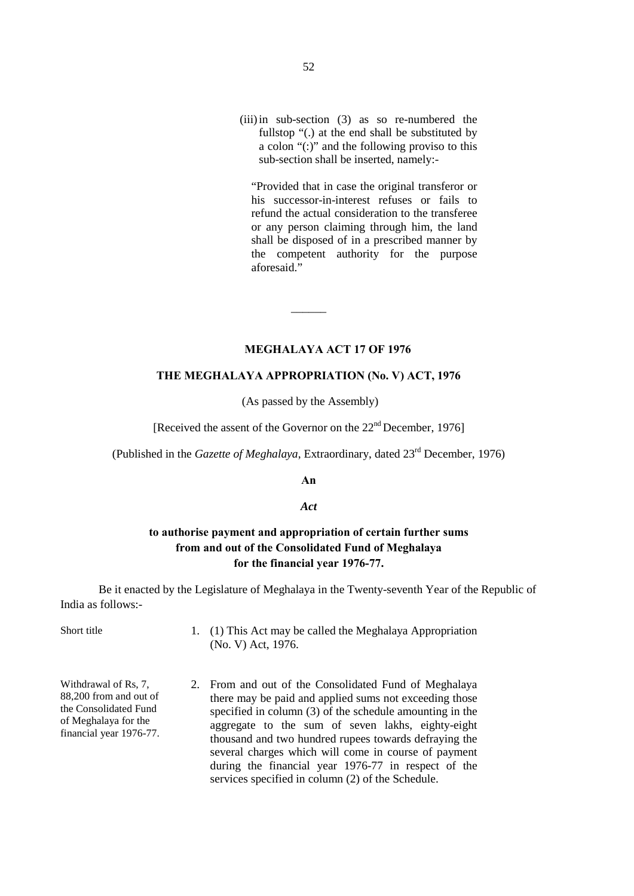(iii) in sub-section (3) as so re-numbered the fullstop "(.) at the end shall be substituted by a colon "(:)" and the following proviso to this sub-section shall be inserted, namely:-

"Provided that in case the original transferor or his successor-in-interest refuses or fails to refund the actual consideration to the transferee or any person claiming through him, the land shall be disposed of in a prescribed manner by the competent authority for the purpose aforesaid."

______

## MEGHALAYA ACT 17 OF 1976

## THE MEGHALAYA APPROPRIATION (No. V) ACT, 1976

(As passed by the Assembly)

[Received the assent of the Governor on the 22nd December, 1976]

(Published in the *Gazette of Meghalaya*, Extraordinary, dated 23rd December, 1976)

**An**

***Act***

**to authorise payment and appropriation of certain further sums from and out of the Consolidated Fund of Meghalaya for the financial year 1976-77.**

Be it enacted by the Legislature of Meghalaya in the Twenty-seventh Year of the Republic of India as follows:-

Short title

1. (1) This Act may be called the Meghalaya Appropriation (No. V) Act, 1976.

Withdrawal of Rs, 7, 88,200 from and out of the Consolidated Fund of Meghalaya for the financial year 1976-77.

2. From and out of the Consolidated Fund of Meghalaya there may be paid and applied sums not exceeding those specified in column (3) of the schedule amounting in the aggregate to the sum of seven lakhs, eighty-eight thousand and two hundred rupees towards defraying the several charges which will come in course of payment during the financial year 1976-77 in respect of the services specified in column (2) of the Schedule.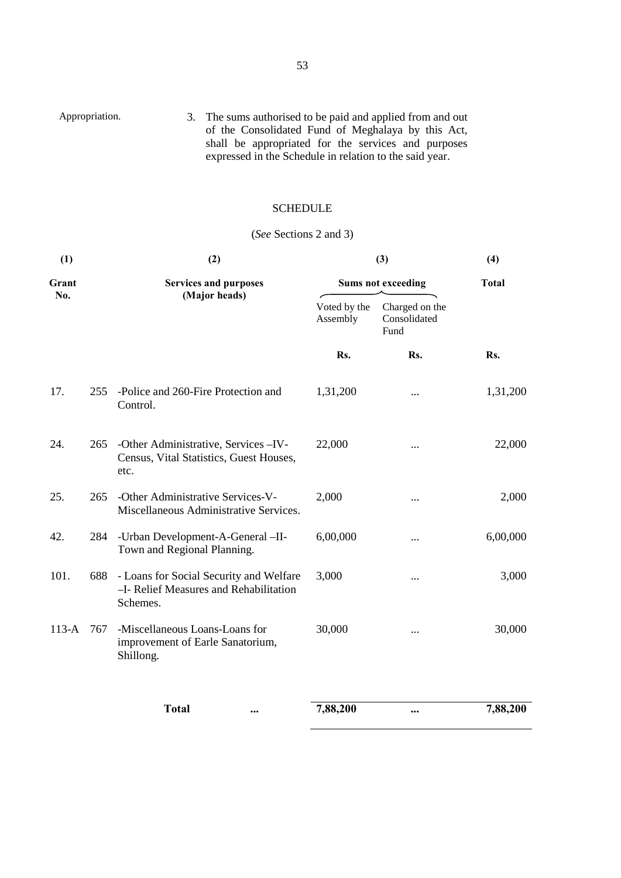Appropriation.

3. The sums authorised to be paid and applied from and out of the Consolidated Fund of Meghalaya by this Act, shall be appropriated for the services and purposes expressed in the Schedule in relation to the said year.

SCHEDULE

(*See* Sections 2 and 3)

| (1) | | (2) | (3) | | (4) |
|---|---|---|---|---|---|
| **Grant No.** | | **Services and purposes (Major heads)** | **Sums not exceeding** | | **Total** |
| | | | Voted by the Assembly | Charged on the Consolidated Fund | |
| | | | **Rs.** | **Rs.** | **Rs.** |
| 17. | 255 | -Police and 260-Fire Protection and Control. | 1,31,200 | ... | 1,31,200 |
| 24. | 265 | -Other Administrative, Services –IV-Census, Vital Statistics, Guest Houses, etc. | 22,000 | ... | 22,000 |
| 25. | 265 | -Other Administrative Services-V-Miscellaneous Administrative Services. | 2,000 | ... | 2,000 |
| 42. | 284 | -Urban Development-A-General –II-Town and Regional Planning. | 6,00,000 | ... | 6,00,000 |
| 101. | 688 | - Loans for Social Security and Welfare –I- Relief Measures and Rehabilitation Schemes. | 3,000 | ... | 3,000 |
| 113-A | 767 | -Miscellaneous Loans-Loans for improvement of Earle Sanatorium, Shillong. | 30,000 | ... | 30,000 |
| | | **Total** ... | **7,88,200** | **...** | **7,88,200** |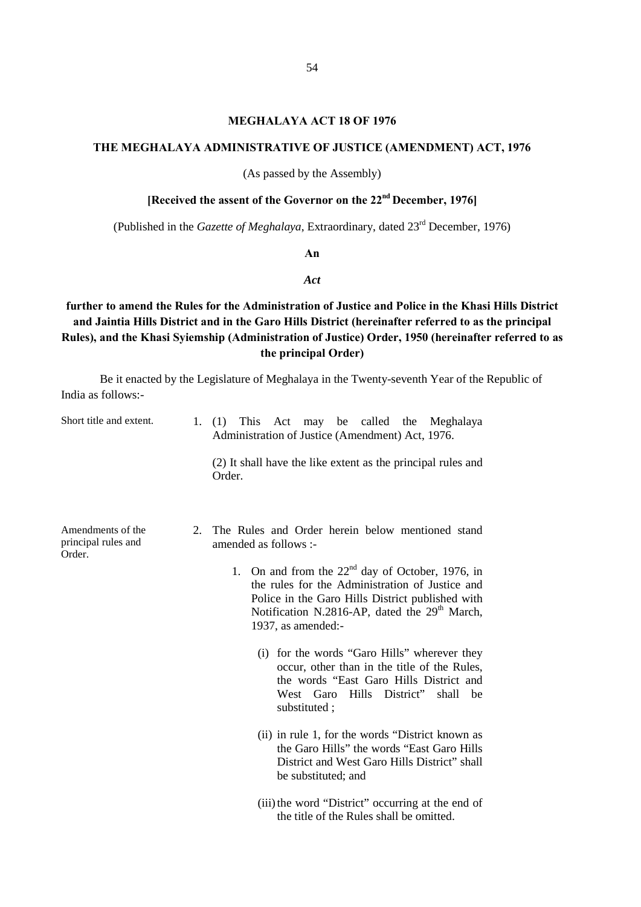## MEGHALAYA ACT 18 OF 1976

### THE MEGHALAYA ADMINISTRATIVE OF JUSTICE (AMENDMENT) ACT, 1976

(As passed by the Assembly)

**[Received the assent of the Governor on the 22nd December, 1976]**

(Published in the *Gazette of Meghalaya*, Extraordinary, dated 23rd December, 1976)

**An**

***Act***

**further to amend the Rules for the Administration of Justice and Police in the Khasi Hills District and Jaintia Hills District and in the Garo Hills District (hereinafter referred to as the principal Rules), and the Khasi Syiemship (Administration of Justice) Order, 1950 (hereinafter referred to as the principal Order)**

Be it enacted by the Legislature of Meghalaya in the Twenty-seventh Year of the Republic of India as follows:-

Short title and extent.

1. (1) This Act may be called the Meghalaya Administration of Justice (Amendment) Act, 1976.

   (2) It shall have the like extent as the principal rules and Order.

Amendments of the principal rules and Order.

2. The Rules and Order herein below mentioned stand amended as follows :-

   1. On and from the 22nd day of October, 1976, in the rules for the Administration of Justice and Police in the Garo Hills District published with Notification N.2816-AP, dated the 29th March, 1937, as amended:-

      (i) for the words "Garo Hills" wherever they occur, other than in the title of the Rules, the words "East Garo Hills District and West Garo Hills District" shall be substituted ;

      (ii) in rule 1, for the words "District known as the Garo Hills" the words "East Garo Hills District and West Garo Hills District" shall be substituted; and

      (iii) the word "District" occurring at the end of the title of the Rules shall be omitted.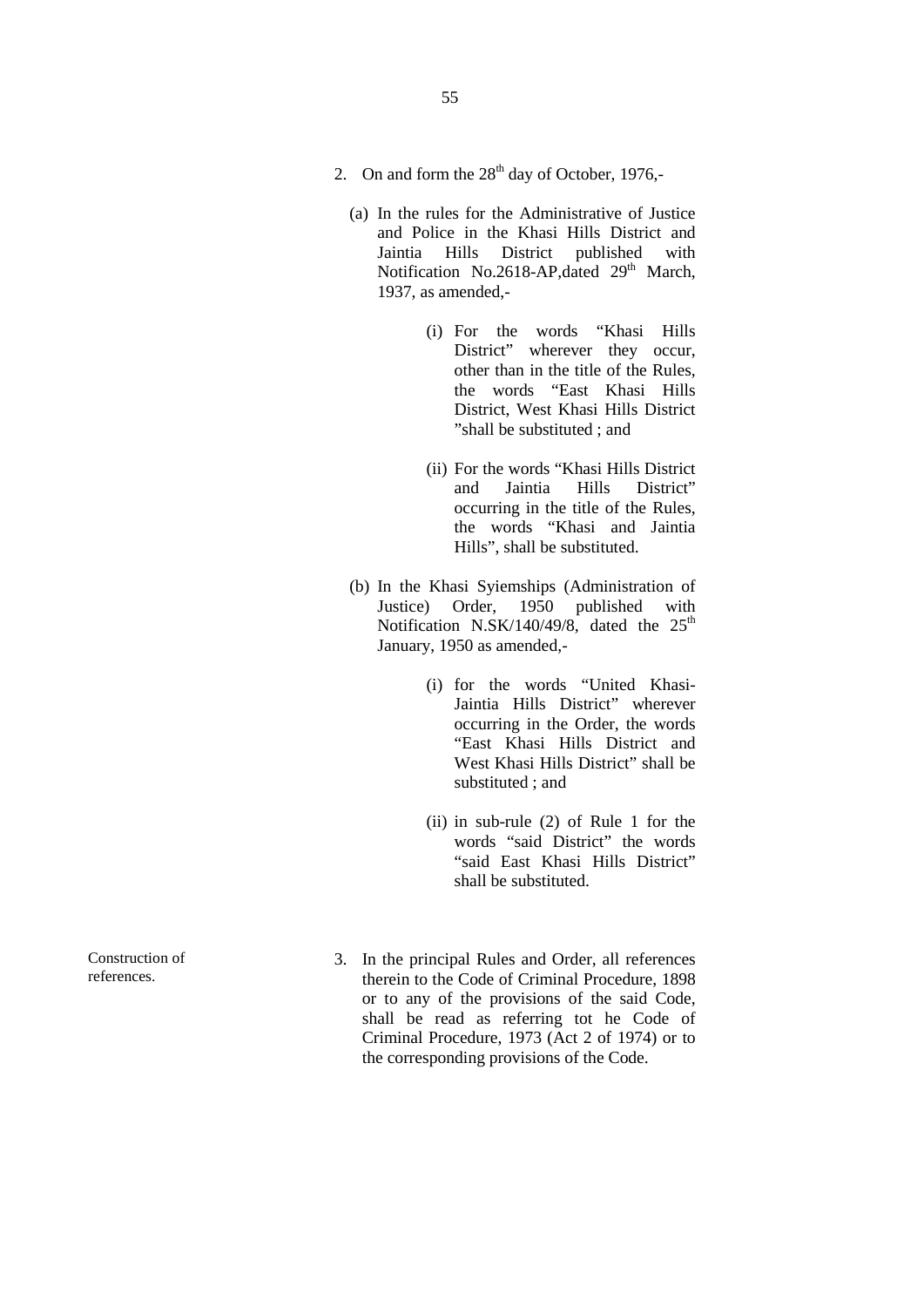2. On and form the 28th day of October, 1976,-

   (a) In the rules for the Administrative of Justice and Police in the Khasi Hills District and Jaintia Hills District published with Notification No.2618-AP,dated 29th March, 1937, as amended,-

      (i) For the words "Khasi Hills District" wherever they occur, other than in the title of the Rules, the words "East Khasi Hills District, West Khasi Hills District "shall be substituted ; and

      (ii) For the words "Khasi Hills District and Jaintia Hills District" occurring in the title of the Rules, the words "Khasi and Jaintia Hills", shall be substituted.

   (b) In the Khasi Syiemships (Administration of Justice) Order, 1950 published with Notification N.SK/140/49/8, dated the 25th January, 1950 as amended,-

      (i) for the words "United Khasi-Jaintia Hills District" wherever occurring in the Order, the words "East Khasi Hills District and West Khasi Hills District" shall be substituted ; and

      (ii) in sub-rule (2) of Rule 1 for the words "said District" the words "said East Khasi Hills District" shall be substituted.

Construction of references.

3. In the principal Rules and Order, all references therein to the Code of Criminal Procedure, 1898 or to any of the provisions of the said Code, shall be read as referring tot he Code of Criminal Procedure, 1973 (Act 2 of 1974) or to the corresponding provisions of the Code.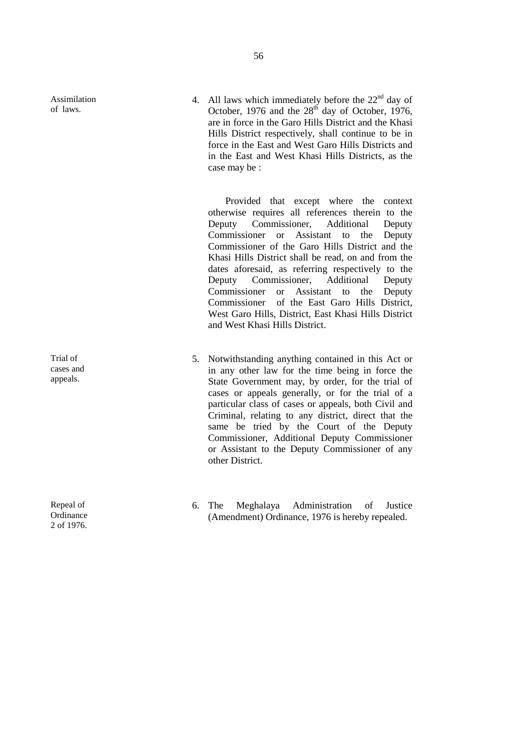**Assimilation of laws.**

4. All laws which immediately before the 22nd day of October, 1976 and the 28th day of October, 1976, are in force in the Garo Hills District and the Khasi Hills District respectively, shall continue to be in force in the East and West Garo Hills Districts and in the East and West Khasi Hills Districts, as the case may be :

   Provided that except where the context otherwise requires all references therein to the Deputy Commissioner, Additional Deputy Commissioner or Assistant to the Deputy Commissioner of the Garo Hills District and the Khasi Hills District shall be read, on and from the dates aforesaid, as referring respectively to the Deputy Commissioner, Additional Deputy Commissioner or Assistant to the Deputy Commissioner of the East Garo Hills District, West Garo Hills, District, East Khasi Hills District and West Khasi Hills District.

**Trial of cases and appeals.**

5. Notwithstanding anything contained in this Act or in any other law for the time being in force the State Government may, by order, for the trial of cases or appeals generally, or for the trial of a particular class of cases or appeals, both Civil and Criminal, relating to any district, direct that the same be tried by the Court of the Deputy Commissioner, Additional Deputy Commissioner or Assistant to the Deputy Commissioner of any other District.

**Repeal of Ordinance 2 of 1976.**

6. The Meghalaya Administration of Justice (Amendment) Ordinance, 1976 is hereby repealed.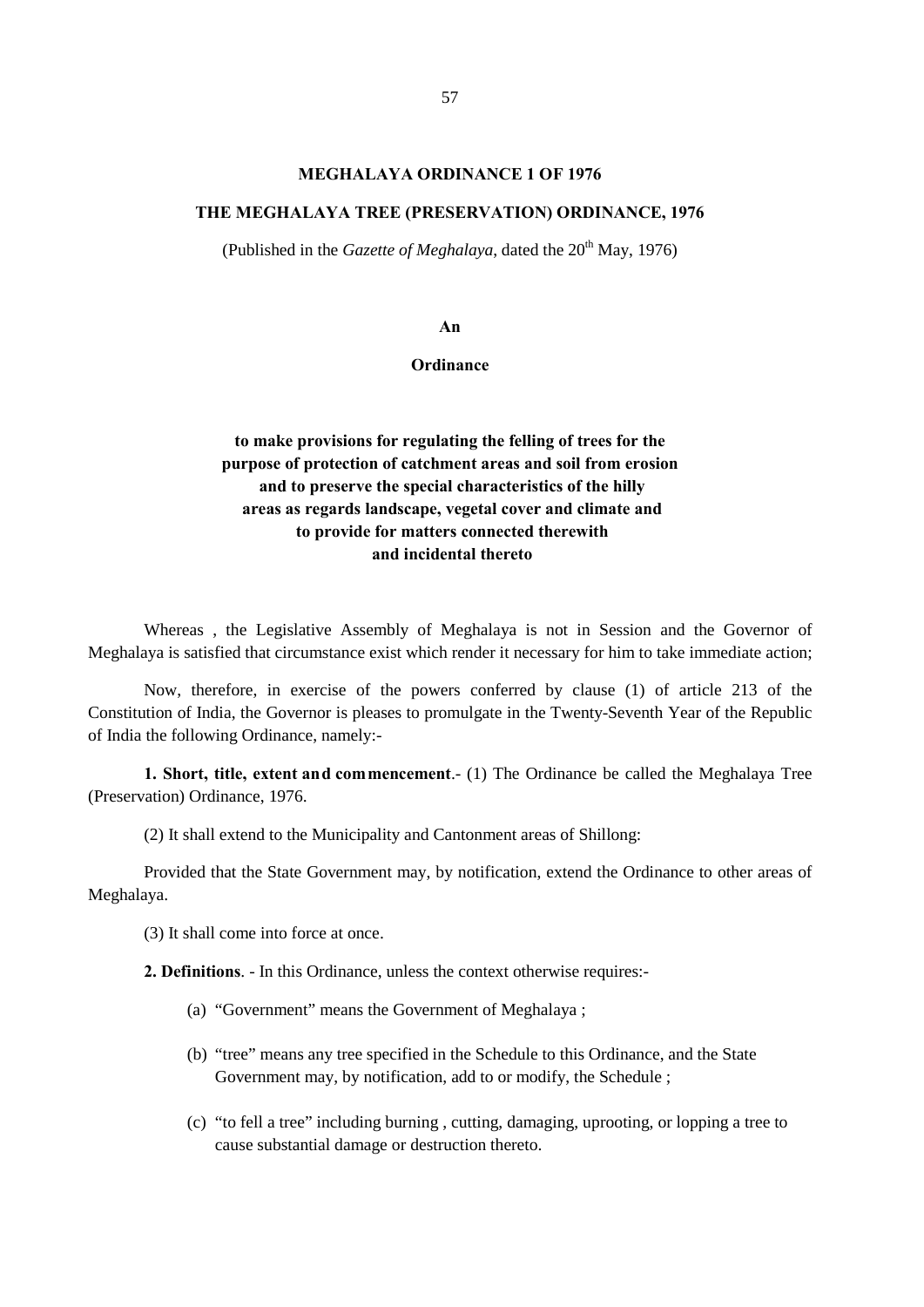# MEGHALAYA ORDINANCE 1 OF 1976

## THE MEGHALAYA TREE (PRESERVATION) ORDINANCE, 1976

(Published in the *Gazette of Meghalaya*, dated the 20th May, 1976)

**An**

**Ordinance**

**to make provisions for regulating the felling of trees for the purpose of protection of catchment areas and soil from erosion and to preserve the special characteristics of the hilly areas as regards landscape, vegetal cover and climate and to provide for matters connected therewith and incidental thereto**

Whereas , the Legislative Assembly of Meghalaya is not in Session and the Governor of Meghalaya is satisfied that circumstance exist which render it necessary for him to take immediate action;

Now, therefore, in exercise of the powers conferred by clause (1) of article 213 of the Constitution of India, the Governor is pleases to promulgate in the Twenty-Seventh Year of the Republic of India the following Ordinance, namely:-

**1. Short, title, extent and commencement**.- (1) The Ordinance be called the Meghalaya Tree (Preservation) Ordinance, 1976.

(2) It shall extend to the Municipality and Cantonment areas of Shillong:

Provided that the State Government may, by notification, extend the Ordinance to other areas of Meghalaya.

(3) It shall come into force at once.

**2. Definitions**. - In this Ordinance, unless the context otherwise requires:-

(a) "Government" means the Government of Meghalaya ;

(b) "tree" means any tree specified in the Schedule to this Ordinance, and the State Government may, by notification, add to or modify, the Schedule ;

(c) "to fell a tree" including burning , cutting, damaging, uprooting, or lopping a tree to cause substantial damage or destruction thereto.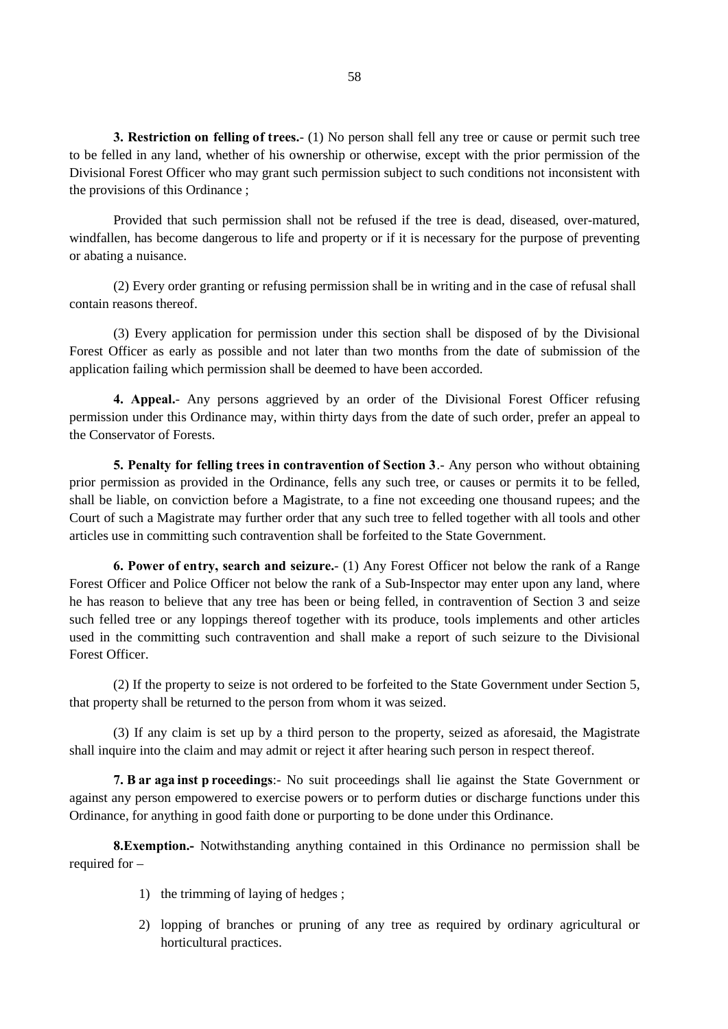**3. Restriction on felling of trees.**- (1) No person shall fell any tree or cause or permit such tree to be felled in any land, whether of his ownership or otherwise, except with the prior permission of the Divisional Forest Officer who may grant such permission subject to such conditions not inconsistent with the provisions of this Ordinance ;

Provided that such permission shall not be refused if the tree is dead, diseased, over-matured, windfallen, has become dangerous to life and property or if it is necessary for the purpose of preventing or abating a nuisance.

(2) Every order granting or refusing permission shall be in writing and in the case of refusal shall contain reasons thereof.

(3) Every application for permission under this section shall be disposed of by the Divisional Forest Officer as early as possible and not later than two months from the date of submission of the application failing which permission shall be deemed to have been accorded.

**4. Appeal.**- Any persons aggrieved by an order of the Divisional Forest Officer refusing permission under this Ordinance may, within thirty days from the date of such order, prefer an appeal to the Conservator of Forests.

**5. Penalty for felling trees in contravention of Section 3**.- Any person who without obtaining prior permission as provided in the Ordinance, fells any such tree, or causes or permits it to be felled, shall be liable, on conviction before a Magistrate, to a fine not exceeding one thousand rupees; and the Court of such a Magistrate may further order that any such tree to felled together with all tools and other articles use in committing such contravention shall be forfeited to the State Government.

**6. Power of entry, search and seizure.**- (1) Any Forest Officer not below the rank of a Range Forest Officer and Police Officer not below the rank of a Sub-Inspector may enter upon any land, where he has reason to believe that any tree has been or being felled, in contravention of Section 3 and seize such felled tree or any loppings thereof together with its produce, tools implements and other articles used in the committing such contravention and shall make a report of such seizure to the Divisional Forest Officer.

(2) If the property to seize is not ordered to be forfeited to the State Government under Section 5, that property shall be returned to the person from whom it was seized.

(3) If any claim is set up by a third person to the property, seized as aforesaid, the Magistrate shall inquire into the claim and may admit or reject it after hearing such person in respect thereof.

**7. Bar against proceedings**:- No suit proceedings shall lie against the State Government or against any person empowered to exercise powers or to perform duties or discharge functions under this Ordinance, for anything in good faith done or purporting to be done under this Ordinance.

**8.Exemption.-** Notwithstanding anything contained in this Ordinance no permission shall be required for –

1) the trimming of laying of hedges ;

2) lopping of branches or pruning of any tree as required by ordinary agricultural or horticultural practices.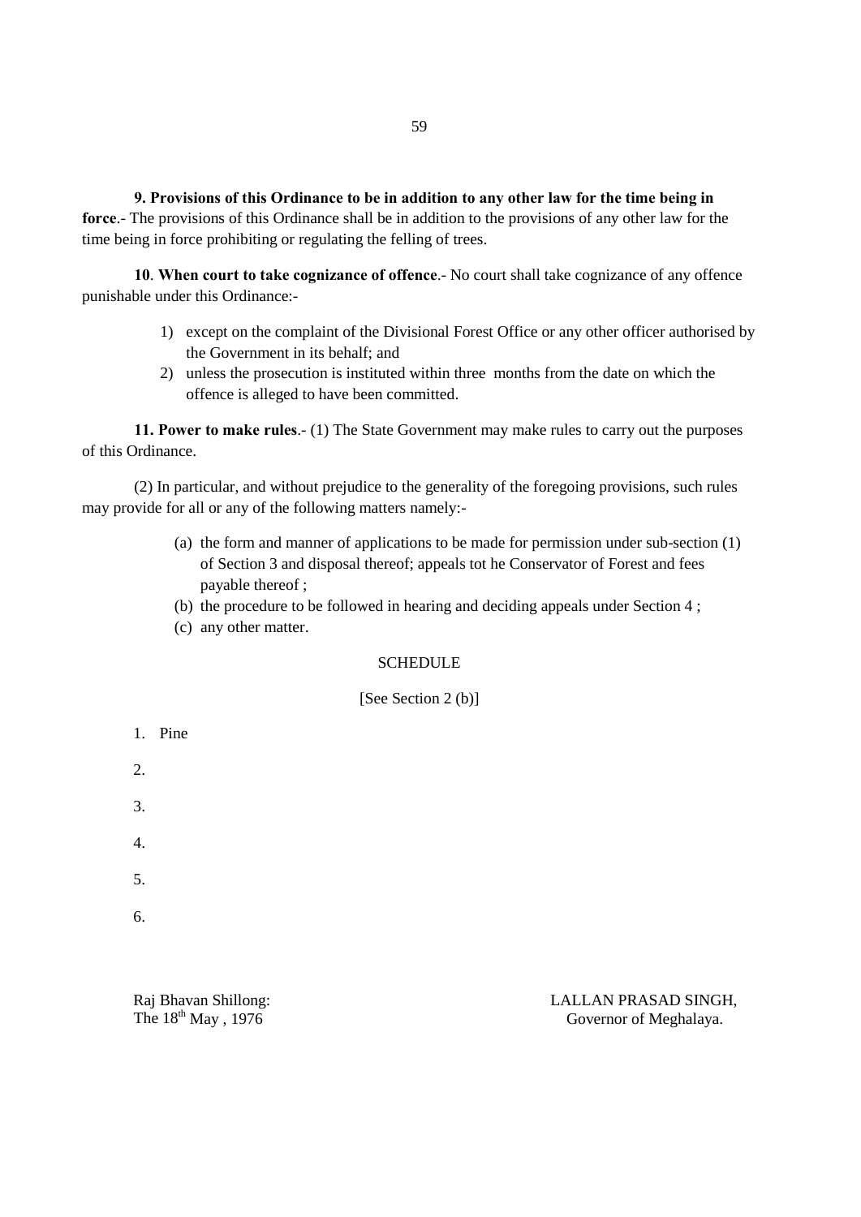**9. Provisions of this Ordinance to be in addition to any other law for the time being in force**.- The provisions of this Ordinance shall be in addition to the provisions of any other law for the time being in force prohibiting or regulating the felling of trees.

**10**. **When court to take cognizance of offence**.- No court shall take cognizance of any offence punishable under this Ordinance:-

1) except on the complaint of the Divisional Forest Office or any other officer authorised by the Government in its behalf; and
2) unless the prosecution is instituted within three months from the date on which the offence is alleged to have been committed.

**11. Power to make rules**.- (1) The State Government may make rules to carry out the purposes of this Ordinance.

(2) In particular, and without prejudice to the generality of the foregoing provisions, such rules may provide for all or any of the following matters namely:-

(a) the form and manner of applications to be made for permission under sub-section (1) of Section 3 and disposal thereof; appeals tot he Conservator of Forest and fees payable thereof ;
(b) the procedure to be followed in hearing and deciding appeals under Section 4 ;
(c) any other matter.

SCHEDULE

[See Section 2 (b)]

1. Pine
2.
3.
4.
5.
6.

Raj Bhavan Shillong:
The 18th May , 1976

LALLAN PRASAD SINGH,
Governor of Meghalaya.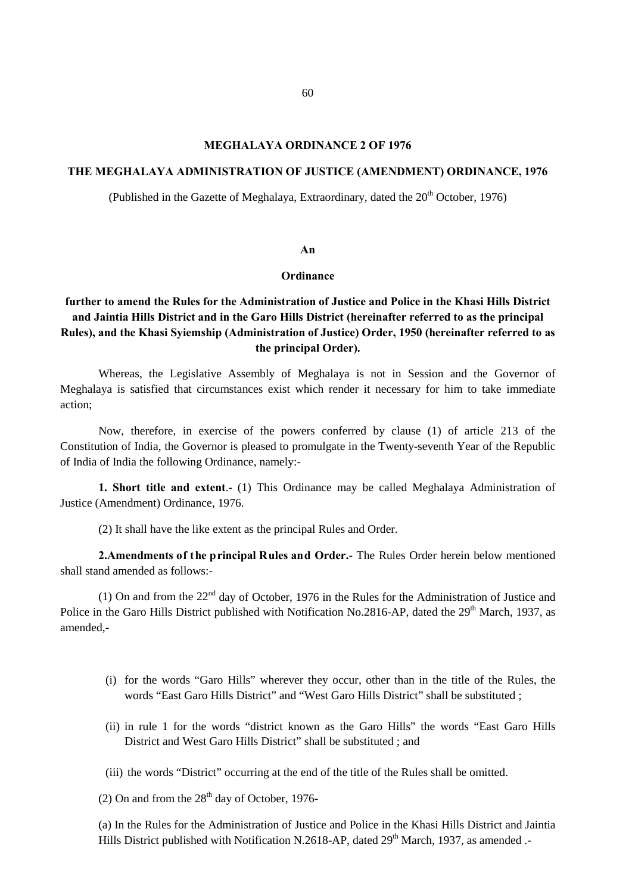# MEGHALAYA ORDINANCE 2 OF 1976

## THE MEGHALAYA ADMINISTRATION OF JUSTICE (AMENDMENT) ORDINANCE, 1976

(Published in the Gazette of Meghalaya, Extraordinary, dated the 20th October, 1976)

**An**

**Ordinance**

**further to amend the Rules for the Administration of Justice and Police in the Khasi Hills District and Jaintia Hills District and in the Garo Hills District (hereinafter referred to as the principal Rules), and the Khasi Syiemship (Administration of Justice) Order, 1950 (hereinafter referred to as the principal Order).**

Whereas, the Legislative Assembly of Meghalaya is not in Session and the Governor of Meghalaya is satisfied that circumstances exist which render it necessary for him to take immediate action;

Now, therefore, in exercise of the powers conferred by clause (1) of article 213 of the Constitution of India, the Governor is pleased to promulgate in the Twenty-seventh Year of the Republic of India of India the following Ordinance, namely:-

**1. Short title and extent**.- (1) This Ordinance may be called Meghalaya Administration of Justice (Amendment) Ordinance, 1976.

(2) It shall have the like extent as the principal Rules and Order.

**2.Amendments of the principal Rules and Order.**- The Rules Order herein below mentioned shall stand amended as follows:-

(1) On and from the 22nd day of October, 1976 in the Rules for the Administration of Justice and Police in the Garo Hills District published with Notification No.2816-AP, dated the 29th March, 1937, as amended,-

(i) for the words "Garo Hills" wherever they occur, other than in the title of the Rules, the words "East Garo Hills District" and "West Garo Hills District" shall be substituted ;

(ii) in rule 1 for the words "district known as the Garo Hills" the words "East Garo Hills District and West Garo Hills District" shall be substituted ; and

(iii) the words "District" occurring at the end of the title of the Rules shall be omitted.

(2) On and from the 28th day of October, 1976-

(a) In the Rules for the Administration of Justice and Police in the Khasi Hills District and Jaintia Hills District published with Notification N.2618-AP, dated 29th March, 1937, as amended .-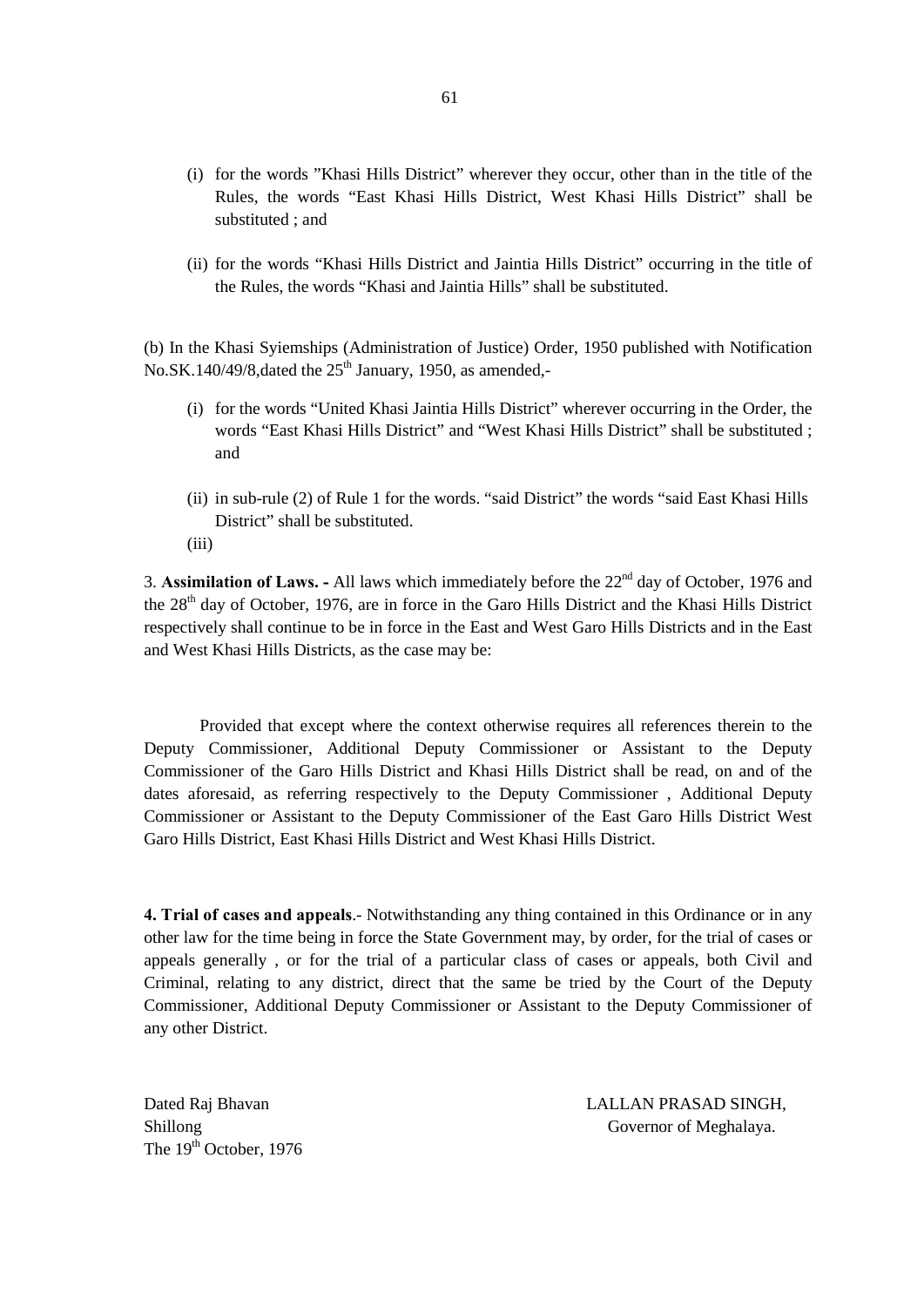(i) for the words "Khasi Hills District" wherever they occur, other than in the title of the Rules, the words "East Khasi Hills District, West Khasi Hills District" shall be substituted ; and

(ii) for the words "Khasi Hills District and Jaintia Hills District" occurring in the title of the Rules, the words "Khasi and Jaintia Hills" shall be substituted.

(b) In the Khasi Syiemships (Administration of Justice) Order, 1950 published with Notification No.SK.140/49/8,dated the 25th January, 1950, as amended,-

(i) for the words "United Khasi Jaintia Hills District" wherever occurring in the Order, the words "East Khasi Hills District" and "West Khasi Hills District" shall be substituted ; and

(ii) in sub-rule (2) of Rule 1 for the words. "said District" the words "said East Khasi Hills District" shall be substituted.

(iii)

3. **Assimilation of Laws. -** All laws which immediately before the 22nd day of October, 1976 and the 28th day of October, 1976, are in force in the Garo Hills District and the Khasi Hills District respectively shall continue to be in force in the East and West Garo Hills Districts and in the East and West Khasi Hills Districts, as the case may be:

Provided that except where the context otherwise requires all references therein to the Deputy Commissioner, Additional Deputy Commissioner or Assistant to the Deputy Commissioner of the Garo Hills District and Khasi Hills District shall be read, on and of the dates aforesaid, as referring respectively to the Deputy Commissioner , Additional Deputy Commissioner or Assistant to the Deputy Commissioner of the East Garo Hills District West Garo Hills District, East Khasi Hills District and West Khasi Hills District.

**4. Trial of cases and appeals**.- Notwithstanding any thing contained in this Ordinance or in any other law for the time being in force the State Government may, by order, for the trial of cases or appeals generally , or for the trial of a particular class of cases or appeals, both Civil and Criminal, relating to any district, direct that the same be tried by the Court of the Deputy Commissioner, Additional Deputy Commissioner or Assistant to the Deputy Commissioner of any other District.

Dated Raj Bhavan
Shillong
The 19th October, 1976

LALLAN PRASAD SINGH,
Governor of Meghalaya.